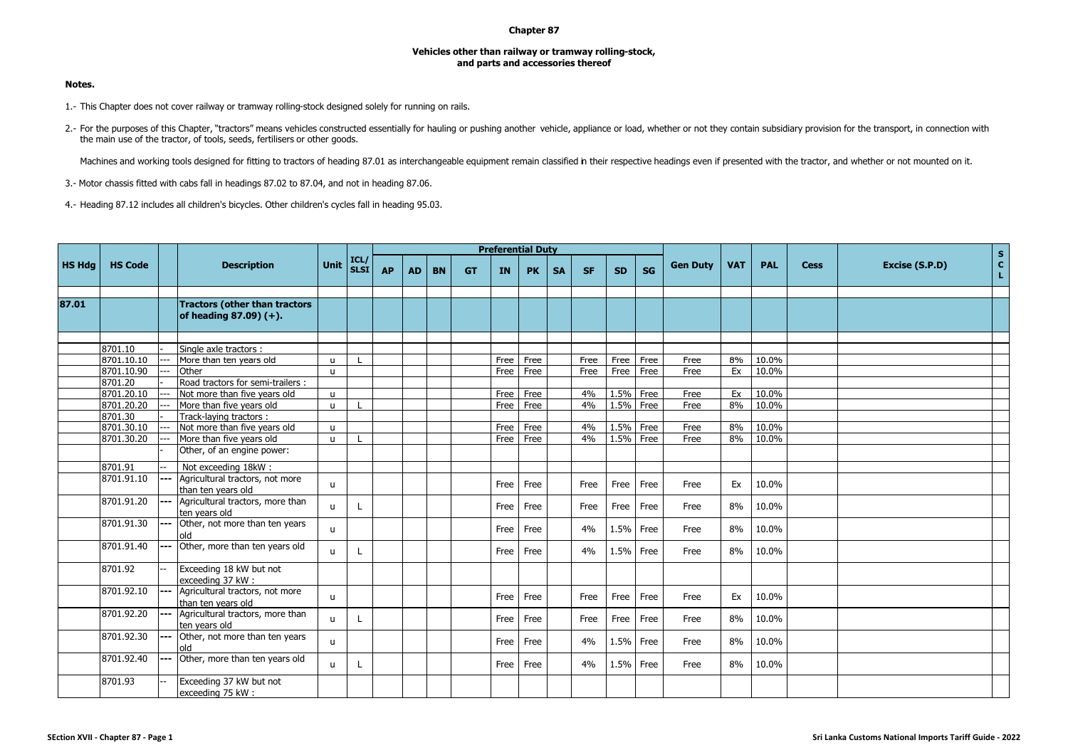# Chapter 87

## Vehicles other than railway or tramway rolling-stock, and parts and accessories thereof

**Notes.**

1.- This Chapter does not cover railway or tramway rolling-stock designed solely for running on rails.

2.- For the purposes of this Chapter, "tractors" means vehicles constructed essentially for hauling or pushing another vehicle, appliance or load, whether or not they contain subsidiary provision for the transport, in connection with the main use of the tractor, of tools, seeds, fertilisers or other goods.

Machines and working tools designed for fitting to tractors of heading 87.01 as interchangeable equipment remain classified in their respective headings even if presented with the tractor, and whether or not mounted on it.

3.- Motor chassis fitted with cabs fall in headings 87.02 to 87.04, and not in heading 87.06.

4.- Heading 87.12 includes all children's bicycles. Other children's cycles fall in heading 95.03.

| HS Hdg | HS Code | | Description | Unit | ICL/ SLSI | Preferential Duty | | | | | | | | | | Gen Duty | VAT | PAL | Cess | Excise (S.P.D) | S C L |
|---|---|---|---|---|---|---|---|---|---|---|---|---|---|---|---|---|---|---|---|---|---|
| | | | | | | AP | AD | BN | GT | IN | PK | SA | SF | SD | SG | | | | | | |
| 87.01 | | | **Tractors (other than tractors of heading 87.09) (+).** | | | | | | | | | | | | | | | | | | |
| | 8701.10 | - | Single axle tractors : | | | | | | | | | | | | | | | | | | |
| | 8701.10.10 | --- | More than ten years old | u | L | | | | | Free | Free | | Free | Free | Free | Free | 8% | 10.0% | | | |
| | 8701.10.90 | --- | Other | u | | | | | | Free | Free | | Free | Free | Free | Free | Ex | 10.0% | | | |
| | 8701.20 | - | Road tractors for semi-trailers : | | | | | | | | | | | | | | | | | | |
| | 8701.20.10 | --- | Not more than five years old | u | | | | | | Free | Free | | 4% | 1.5% | Free | Free | Ex | 10.0% | | | |
| | 8701.20.20 | --- | More than five years old | u | L | | | | | Free | Free | | 4% | 1.5% | Free | Free | 8% | 10.0% | | | |
| | 8701.30 | - | Track-laying tractors : | | | | | | | | | | | | | | | | | | |
| | 8701.30.10 | --- | Not more than five years old | u | | | | | | Free | Free | | 4% | 1.5% | Free | Free | 8% | 10.0% | | | |
| | 8701.30.20 | --- | More than five years old | u | L | | | | | Free | Free | | 4% | 1.5% | Free | Free | 8% | 10.0% | | | |
| | | - | Other, of an engine power: | | | | | | | | | | | | | | | | | | |
| | 8701.91 | -- | Not exceeding 18kW : | | | | | | | | | | | | | | | | | | |
| | 8701.91.10 | --- | Agricultural tractors, not more than ten years old | u | | | | | | Free | Free | | Free | Free | Free | Free | Ex | 10.0% | | | |
| | 8701.91.20 | --- | Agricultural tractors, more than ten years old | u | L | | | | | Free | Free | | Free | Free | Free | Free | 8% | 10.0% | | | |
| | 8701.91.30 | --- | Other, not more than ten years old | u | | | | | | Free | Free | | 4% | 1.5% | Free | Free | 8% | 10.0% | | | |
| | 8701.91.40 | --- | Other, more than ten years old | u | L | | | | | Free | Free | | 4% | 1.5% | Free | Free | 8% | 10.0% | | | |
| | 8701.92 | -- | Exceeding 18 kW but not exceeding 37 kW : | | | | | | | | | | | | | | | | | | |
| | 8701.92.10 | --- | Agricultural tractors, not more than ten years old | u | | | | | | Free | Free | | Free | Free | Free | Free | Ex | 10.0% | | | |
| | 8701.92.20 | --- | Agricultural tractors, more than ten years old | u | L | | | | | Free | Free | | Free | Free | Free | Free | 8% | 10.0% | | | |
| | 8701.92.30 | --- | Other, not more than ten years old | u | | | | | | Free | Free | | 4% | 1.5% | Free | Free | 8% | 10.0% | | | |
| | 8701.92.40 | --- | Other, more than ten years old | u | L | | | | | Free | Free | | 4% | 1.5% | Free | Free | 8% | 10.0% | | | |
| | 8701.93 | -- | Exceeding 37 kW but not exceeding 75 kW : | | | | | | | | | | | | | | | | | | |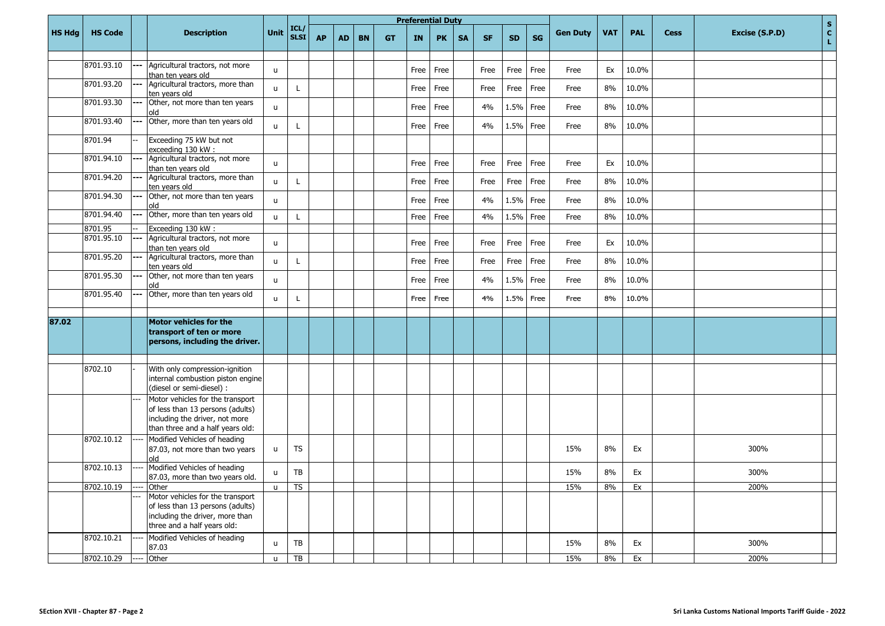| HS Hdg | HS Code | | Description | Unit | ICL/ SLSI | Preferential Duty | | | | | | | | | | Gen Duty | VAT | PAL | Cess | Excise (S.P.D) | S C L |
|---|---|---|---|---|---|---|---|---|---|---|---|---|---|---|---|---|---|---|---|---|---|
| | | | | | | AP | AD | BN | GT | IN | PK | SA | SF | SD | SG | | | | | | |
| | 8701.93.10 | --- | Agricultural tractors, not more than ten years old | u | | | | | | Free | Free | | Free | Free | Free | Free | Ex | 10.0% | | | |
| | 8701.93.20 | --- | Agricultural tractors, more than ten years old | u | L | | | | | Free | Free | | Free | Free | Free | Free | 8% | 10.0% | | | |
| | 8701.93.30 | --- | Other, not more than ten years old | u | | | | | | Free | Free | | 4% | 1.5% | Free | Free | 8% | 10.0% | | | |
| | 8701.93.40 | --- | Other, more than ten years old | u | L | | | | | Free | Free | | 4% | 1.5% | Free | Free | 8% | 10.0% | | | |
| | 8701.94 | -- | Exceeding 75 kW but not exceeding 130 kW : | | | | | | | | | | | | | | | | | | |
| | 8701.94.10 | --- | Agricultural tractors, not more than ten years old | u | | | | | | Free | Free | | Free | Free | Free | Free | Ex | 10.0% | | | |
| | 8701.94.20 | --- | Agricultural tractors, more than ten years old | u | L | | | | | Free | Free | | Free | Free | Free | Free | 8% | 10.0% | | | |
| | 8701.94.30 | --- | Other, not more than ten years old | u | | | | | | Free | Free | | 4% | 1.5% | Free | Free | 8% | 10.0% | | | |
| | 8701.94.40 | --- | Other, more than ten years old | u | L | | | | | Free | Free | | 4% | 1.5% | Free | Free | 8% | 10.0% | | | |
| | 8701.95 | -- | Exceeding 130 kW : | | | | | | | | | | | | | | | | | | |
| | 8701.95.10 | --- | Agricultural tractors, not more than ten years old | u | | | | | | Free | Free | | Free | Free | Free | Free | Ex | 10.0% | | | |
| | 8701.95.20 | --- | Agricultural tractors, more than ten years old | u | L | | | | | Free | Free | | Free | Free | Free | Free | 8% | 10.0% | | | |
| | 8701.95.30 | --- | Other, not more than ten years old | u | | | | | | Free | Free | | 4% | 1.5% | Free | Free | 8% | 10.0% | | | |
| | 8701.95.40 | --- | Other, more than ten years old | u | L | | | | | Free | Free | | 4% | 1.5% | Free | Free | 8% | 10.0% | | | |
| **87.02** | | | **Motor vehicles for the transport of ten or more persons, including the driver.** | | | | | | | | | | | | | | | | | | |
| | 8702.10 | - | With only compression-ignition internal combustion piston engine (diesel or semi-diesel) : | | | | | | | | | | | | | | | | | | |
| | | --- | Motor vehicles for the transport of less than 13 persons (adults) including the driver, not more than three and a half years old: | | | | | | | | | | | | | | | | | | |
| | 8702.10.12 | ---- | Modified Vehicles of heading 87.03, not more than two years old | u | TS | | | | | | | | | | | 15% | 8% | Ex | | 300% | |
| | 8702.10.13 | ---- | Modified Vehicles of heading 87.03, more than two years old. | u | TB | | | | | | | | | | | 15% | 8% | Ex | | 300% | |
| | 8702.10.19 | ---- | Other | u | TS | | | | | | | | | | | 15% | 8% | Ex | | 200% | |
| | | --- | Motor vehicles for the transport of less than 13 persons (adults) including the driver, more than three and a half years old: | | | | | | | | | | | | | | | | | | |
| | 8702.10.21 | ---- | Modified Vehicles of heading 87.03 | u | TB | | | | | | | | | | | 15% | 8% | Ex | | 300% | |
| | 8702.10.29 | ---- | Other | u | TB | | | | | | | | | | | 15% | 8% | Ex | | 200% | |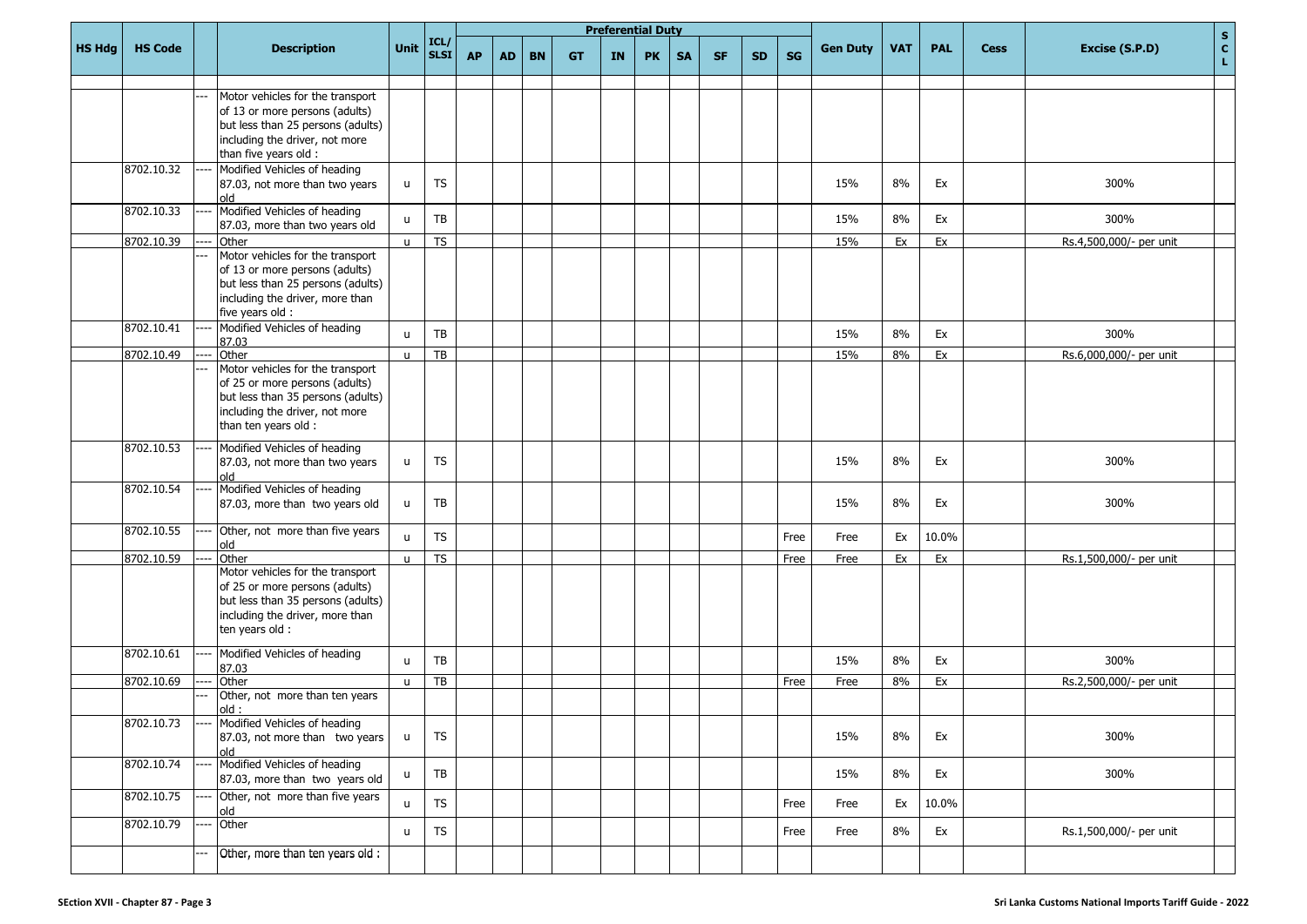| HS Hdg | HS Code | | Description | Unit | ICL/ SLSI | Preferential Duty | | | | | | | | | | Gen Duty | VAT | PAL | Cess | Excise (S.P.D) | SCL |
|---|---|---|---|---|---|---|---|---|---|---|---|---|---|---|---|---|---|---|---|---|---|
| | | | | | | AP | AD | BN | GT | IN | PK | SA | SF | SD | SG | | | | | | |
| | | --- | Motor vehicles for the transport of 13 or more persons (adults) but less than 25 persons (adults) including the driver, not more than five years old : | | | | | | | | | | | | | | | | | | |
| | 8702.10.32 | ---- | Modified Vehicles of heading 87.03, not more than two years old | u | TS | | | | | | | | | | | 15% | 8% | Ex | | 300% | |
| | 8702.10.33 | ---- | Modified Vehicles of heading 87.03, more than two years old | u | TB | | | | | | | | | | | 15% | 8% | Ex | | 300% | |
| | 8702.10.39 | ---- | Other | u | TS | | | | | | | | | | | 15% | Ex | Ex | | Rs.4,500,000/- per unit | |
| | | --- | Motor vehicles for the transport of 13 or more persons (adults) but less than 25 persons (adults) including the driver, more than five years old : | | | | | | | | | | | | | | | | | | |
| | 8702.10.41 | ---- | Modified Vehicles of heading 87.03 | u | TB | | | | | | | | | | | 15% | 8% | Ex | | 300% | |
| | 8702.10.49 | ---- | Other | u | TB | | | | | | | | | | | 15% | 8% | Ex | | Rs.6,000,000/- per unit | |
| | | --- | Motor vehicles for the transport of 25 or more persons (adults) but less than 35 persons (adults) including the driver, not more than ten years old : | | | | | | | | | | | | | | | | | | |
| | 8702.10.53 | ---- | Modified Vehicles of heading 87.03, not more than two years old | u | TS | | | | | | | | | | | 15% | 8% | Ex | | 300% | |
| | 8702.10.54 | ---- | Modified Vehicles of heading 87.03, more than two years old | u | TB | | | | | | | | | | | 15% | 8% | Ex | | 300% | |
| | 8702.10.55 | ---- | Other, not more than five years old | u | TS | | | | | | | | | | Free | Free | Ex | 10.0% | | | |
| | 8702.10.59 | ---- | Other | u | TS | | | | | | | | | | Free | Free | Ex | Ex | | Rs.1,500,000/- per unit | |
| | | | Motor vehicles for the transport of 25 or more persons (adults) but less than 35 persons (adults) including the driver, more than ten years old : | | | | | | | | | | | | | | | | | | |
| | 8702.10.61 | ---- | Modified Vehicles of heading 87.03 | u | TB | | | | | | | | | | | 15% | 8% | Ex | | 300% | |
| | 8702.10.69 | ---- | Other | u | TB | | | | | | | | | | Free | Free | 8% | Ex | | Rs.2,500,000/- per unit | |
| | | --- | Other, not more than ten years old : | | | | | | | | | | | | | | | | | | |
| | 8702.10.73 | ---- | Modified Vehicles of heading 87.03, not more than two years old | u | TS | | | | | | | | | | | 15% | 8% | Ex | | 300% | |
| | 8702.10.74 | ---- | Modified Vehicles of heading 87.03, more than two years old | u | TB | | | | | | | | | | | 15% | 8% | Ex | | 300% | |
| | 8702.10.75 | ---- | Other, not more than five years old | u | TS | | | | | | | | | | Free | Free | Ex | 10.0% | | | |
| | 8702.10.79 | ---- | Other | u | TS | | | | | | | | | | Free | Free | 8% | Ex | | Rs.1,500,000/- per unit | |
| | | --- | Other, more than ten years old : | | | | | | | | | | | | | | | | | | |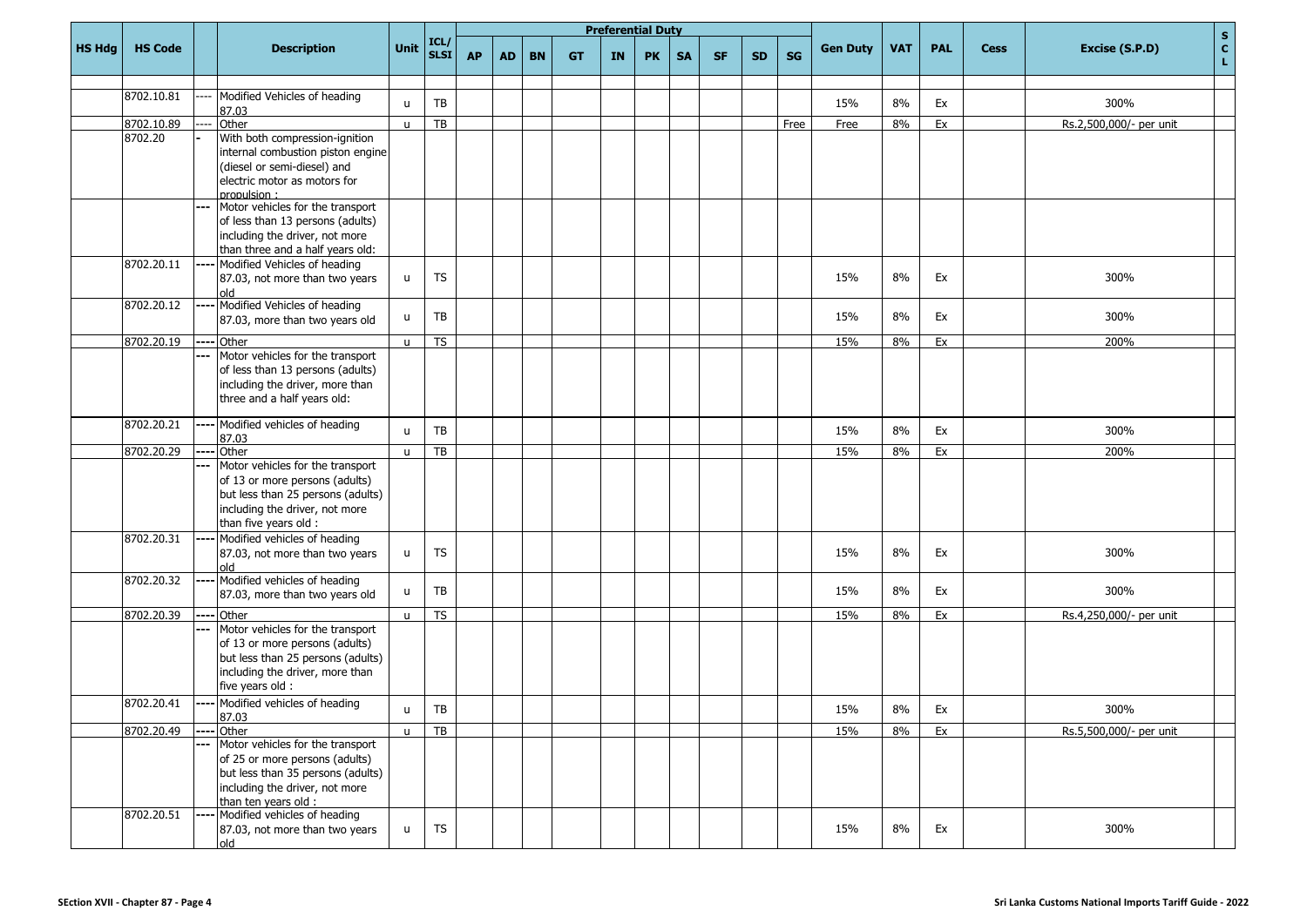| HS Hdg | HS Code | | Description | Unit | ICL/ SLSI | Preferential Duty | | | | | | | | | | Gen Duty | VAT | PAL | Cess | Excise (S.P.D) | S C L |
|---|---|---|---|---|---|---|---|---|---|---|---|---|---|---|---|---|---|---|---|---|---|
| | | | | | | AP | AD | BN | GT | IN | PK | SA | SF | SD | SG | | | | | | |
| | 8702.10.81 | ---- | Modified Vehicles of heading 87.03 | u | TB | | | | | | | | | | | 15% | 8% | Ex | | 300% | |
| | 8702.10.89 | ---- | Other | u | TB | | | | | | | | | | Free | Free | 8% | Ex | | Rs.2,500,000/- per unit | |
| | 8702.20 | - | With both compression-ignition internal combustion piston engine (diesel or semi-diesel) and electric motor as motors for propulsion : | | | | | | | | | | | | | | | | | | |
| | | --- | Motor vehicles for the transport of less than 13 persons (adults) including the driver, not more than three and a half years old: | | | | | | | | | | | | | | | | | | |
| | 8702.20.11 | ---- | Modified Vehicles of heading 87.03, not more than two years old | u | TS | | | | | | | | | | | 15% | 8% | Ex | | 300% | |
| | 8702.20.12 | ---- | Modified Vehicles of heading 87.03, more than two years old | u | TB | | | | | | | | | | | 15% | 8% | Ex | | 300% | |
| | 8702.20.19 | ---- | Other | u | TS | | | | | | | | | | | 15% | 8% | Ex | | 200% | |
| | | --- | Motor vehicles for the transport of less than 13 persons (adults) including the driver, more than three and a half years old: | | | | | | | | | | | | | | | | | | |
| | 8702.20.21 | ---- | Modified vehicles of heading 87.03 | u | TB | | | | | | | | | | | 15% | 8% | Ex | | 300% | |
| | 8702.20.29 | ---- | Other | u | TB | | | | | | | | | | | 15% | 8% | Ex | | 200% | |
| | | --- | Motor vehicles for the transport of 13 or more persons (adults) but less than 25 persons (adults) including the driver, not more than five years old : | | | | | | | | | | | | | | | | | | |
| | 8702.20.31 | ---- | Modified vehicles of heading 87.03, not more than two years old | u | TS | | | | | | | | | | | 15% | 8% | Ex | | 300% | |
| | 8702.20.32 | ---- | Modified vehicles of heading 87.03, more than two years old | u | TB | | | | | | | | | | | 15% | 8% | Ex | | 300% | |
| | 8702.20.39 | ---- | Other | u | TS | | | | | | | | | | | 15% | 8% | Ex | | Rs.4,250,000/- per unit | |
| | | --- | Motor vehicles for the transport of 13 or more persons (adults) but less than 25 persons (adults) including the driver, more than five years old : | | | | | | | | | | | | | | | | | | |
| | 8702.20.41 | ---- | Modified vehicles of heading 87.03 | u | TB | | | | | | | | | | | 15% | 8% | Ex | | 300% | |
| | 8702.20.49 | ---- | Other | u | TB | | | | | | | | | | | 15% | 8% | Ex | | Rs.5,500,000/- per unit | |
| | | --- | Motor vehicles for the transport of 25 or more persons (adults) but less than 35 persons (adults) including the driver, not more than ten years old : | | | | | | | | | | | | | | | | | | |
| | 8702.20.51 | ---- | Modified vehicles of heading 87.03, not more than two years old | u | TS | | | | | | | | | | | 15% | 8% | Ex | | 300% | |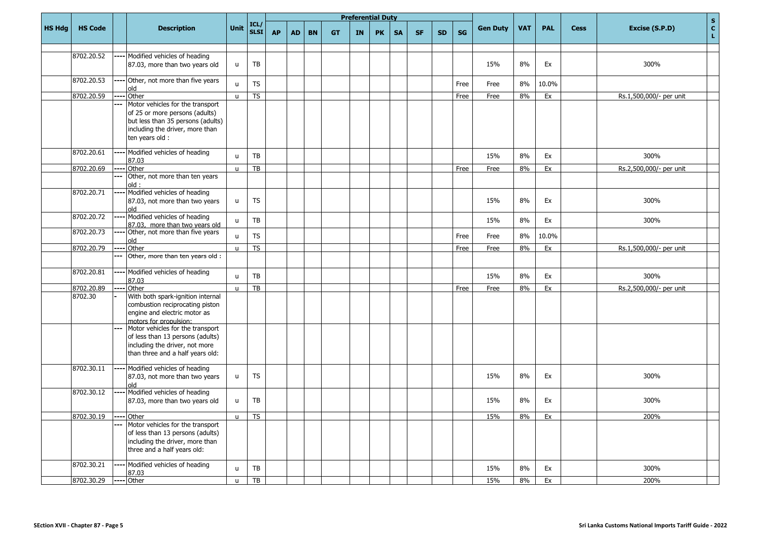| HS Hdg | HS Code | | Description | Unit | ICL/ SLSI | Preferential Duty | | | | | | | | | | Gen Duty | VAT | PAL | Cess | Excise (S.P.D) | S C L |
|---|---|---|---|---|---|---|---|---|---|---|---|---|---|---|---|---|---|---|---|---|---|
| | | | | | | AP | AD | BN | GT | IN | PK | SA | SF | SD | SG | | | | | | |
| | 8702.20.52 | ---- | Modified vehicles of heading 87.03, more than two years old | u | TB | | | | | | | | | | | 15% | 8% | Ex | | 300% | |
| | 8702.20.53 | ---- | Other, not more than five years old | u | TS | | | | | | | | | | Free | Free | 8% | 10.0% | | | |
| | 8702.20.59 | ---- | Other | u | TS | | | | | | | | | | Free | Free | 8% | Ex | | Rs.1,500,000/- per unit | |
| | | --- | Motor vehicles for the transport of 25 or more persons (adults) but less than 35 persons (adults) including the driver, more than ten years old : | | | | | | | | | | | | | | | | | | |
| | 8702.20.61 | ---- | Modified vehicles of heading 87.03 | u | TB | | | | | | | | | | | 15% | 8% | Ex | | 300% | |
| | 8702.20.69 | ---- | Other | u | TB | | | | | | | | | | Free | Free | 8% | Ex | | Rs.2,500,000/- per unit | |
| | | --- | Other, not more than ten years old : | | | | | | | | | | | | | | | | | | |
| | 8702.20.71 | ---- | Modified vehicles of heading 87.03, not more than two years old | u | TS | | | | | | | | | | | 15% | 8% | Ex | | 300% | |
| | 8702.20.72 | ---- | Modified vehicles of heading 87.03, more than two years old | u | TB | | | | | | | | | | | 15% | 8% | Ex | | 300% | |
| | 8702.20.73 | ---- | Other, not more than five years old | u | TS | | | | | | | | | | Free | Free | 8% | 10.0% | | | |
| | 8702.20.79 | ---- | Other | u | TS | | | | | | | | | | Free | Free | 8% | Ex | | Rs.1,500,000/- per unit | |
| | | --- | Other, more than ten years old : | | | | | | | | | | | | | | | | | | |
| | 8702.20.81 | ---- | Modified vehicles of heading 87.03 | u | TB | | | | | | | | | | | 15% | 8% | Ex | | 300% | |
| | 8702.20.89 | ---- | Other | u | TB | | | | | | | | | | Free | Free | 8% | Ex | | Rs.2,500,000/- per unit | |
| | 8702.30 | - | With both spark-ignition internal combustion reciprocating piston engine and electric motor as motors for propulsion: | | | | | | | | | | | | | | | | | | |
| | | --- | Motor vehicles for the transport of less than 13 persons (adults) including the driver, not more than three and a half years old: | | | | | | | | | | | | | | | | | | |
| | 8702.30.11 | ---- | Modified vehicles of heading 87.03, not more than two years old | u | TS | | | | | | | | | | | 15% | 8% | Ex | | 300% | |
| | 8702.30.12 | ---- | Modified vehicles of heading 87.03, more than two years old | u | TB | | | | | | | | | | | 15% | 8% | Ex | | 300% | |
| | 8702.30.19 | ---- | Other | u | TS | | | | | | | | | | | 15% | 8% | Ex | | 200% | |
| | | --- | Motor vehicles for the transport of less than 13 persons (adults) including the driver, more than three and a half years old: | | | | | | | | | | | | | | | | | | |
| | 8702.30.21 | ---- | Modified vehicles of heading 87.03 | u | TB | | | | | | | | | | | 15% | 8% | Ex | | 300% | |
| | 8702.30.29 | ---- | Other | u | TB | | | | | | | | | | | 15% | 8% | Ex | | 200% | |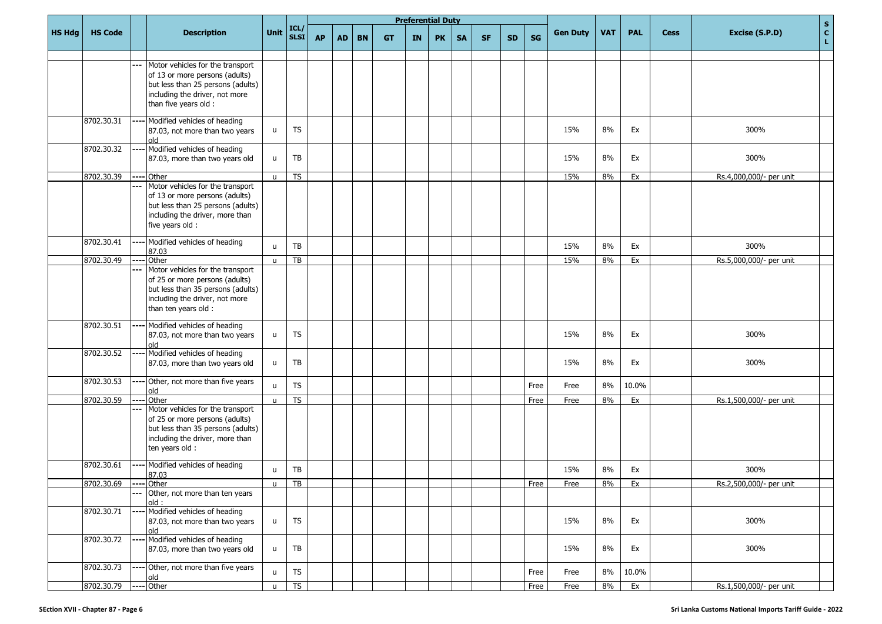| HS Hdg | HS Code | | Description | Unit | ICL/ SLSI | Preferential Duty | | | | | | | | | | Gen Duty | VAT | PAL | Cess | Excise (S.P.D) | S C L |
|---|---|---|---|---|---|---|---|---|---|---|---|---|---|---|---|---|---|---|---|---|---|
| | | | | | | AP | AD | BN | GT | IN | PK | SA | SF | SD | SG | | | | | | |
| | | --- | Motor vehicles for the transport of 13 or more persons (adults) but less than 25 persons (adults) including the driver, not more than five years old : | | | | | | | | | | | | | | | | | | |
| | 8702.30.31 | ---- | Modified vehicles of heading 87.03, not more than two years old | u | TS | | | | | | | | | | | 15% | 8% | Ex | | 300% | |
| | 8702.30.32 | ---- | Modified vehicles of heading 87.03, more than two years old | u | TB | | | | | | | | | | | 15% | 8% | Ex | | 300% | |
| | 8702.30.39 | ---- | Other | u | TS | | | | | | | | | | | 15% | 8% | Ex | | Rs.4,000,000/- per unit | |
| | | --- | Motor vehicles for the transport of 13 or more persons (adults) but less than 25 persons (adults) including the driver, more than five years old : | | | | | | | | | | | | | | | | | | |
| | 8702.30.41 | ---- | Modified vehicles of heading 87.03 | u | TB | | | | | | | | | | | 15% | 8% | Ex | | 300% | |
| | 8702.30.49 | ---- | Other | u | TB | | | | | | | | | | | 15% | 8% | Ex | | Rs.5,000,000/- per unit | |
| | | --- | Motor vehicles for the transport of 25 or more persons (adults) but less than 35 persons (adults) including the driver, not more than ten years old : | | | | | | | | | | | | | | | | | | |
| | 8702.30.51 | ---- | Modified vehicles of heading 87.03, not more than two years old | u | TS | | | | | | | | | | | 15% | 8% | Ex | | 300% | |
| | 8702.30.52 | ---- | Modified vehicles of heading 87.03, more than two years old | u | TB | | | | | | | | | | | 15% | 8% | Ex | | 300% | |
| | 8702.30.53 | ---- | Other, not more than five years old | u | TS | | | | | | | | | | Free | Free | 8% | 10.0% | | | |
| | 8702.30.59 | ---- | Other | u | TS | | | | | | | | | | Free | Free | 8% | Ex | | Rs.1,500,000/- per unit | |
| | | --- | Motor vehicles for the transport of 25 or more persons (adults) but less than 35 persons (adults) including the driver, more than ten years old : | | | | | | | | | | | | | | | | | | |
| | 8702.30.61 | ---- | Modified vehicles of heading 87.03 | u | TB | | | | | | | | | | | 15% | 8% | Ex | | 300% | |
| | 8702.30.69 | ---- | Other | u | TB | | | | | | | | | | Free | Free | 8% | Ex | | Rs.2,500,000/- per unit | |
| | | --- | Other, not more than ten years old : | | | | | | | | | | | | | | | | | | |
| | 8702.30.71 | ---- | Modified vehicles of heading 87.03, not more than two years old | u | TS | | | | | | | | | | | 15% | 8% | Ex | | 300% | |
| | 8702.30.72 | ---- | Modified vehicles of heading 87.03, more than two years old | u | TB | | | | | | | | | | | 15% | 8% | Ex | | 300% | |
| | 8702.30.73 | ---- | Other, not more than five years old | u | TS | | | | | | | | | | Free | Free | 8% | 10.0% | | | |
| | 8702.30.79 | ---- | Other | u | TS | | | | | | | | | | Free | Free | 8% | Ex | | Rs.1,500,000/- per unit | |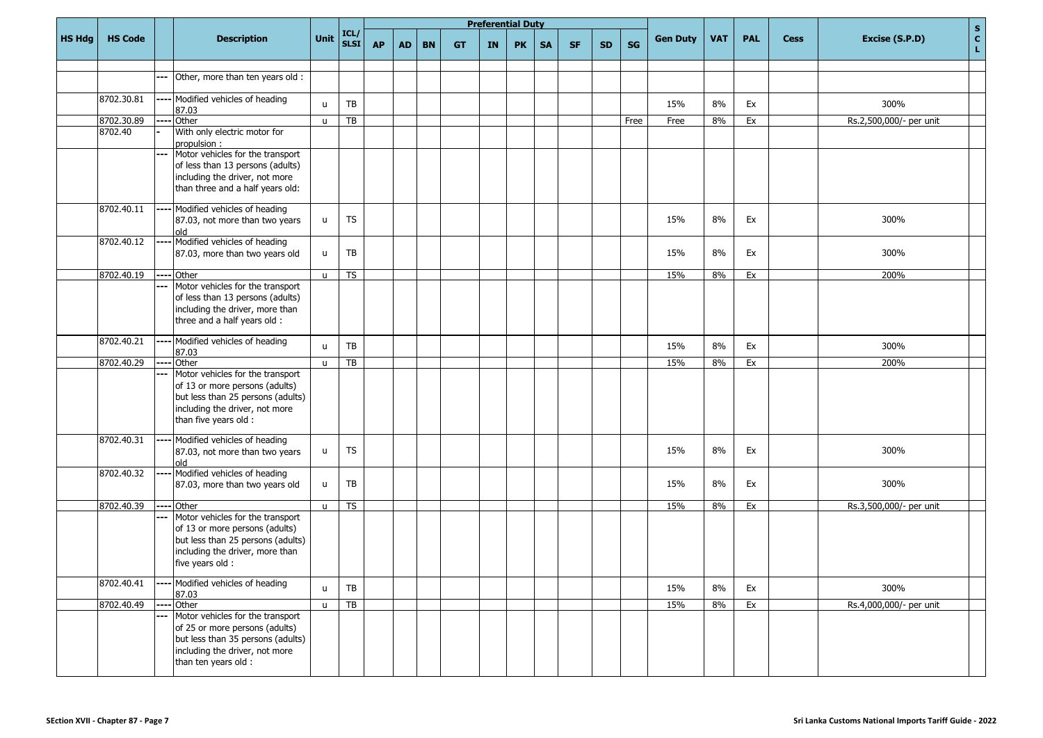| HS Hdg | HS Code | | Description | Unit | ICL/ SLSI | Preferential Duty | | | | | | | | | | Gen Duty | VAT | PAL | Cess | Excise (S.P.D) | S C L |
|---|---|---|---|---|---|---|---|---|---|---|---|---|---|---|---|---|---|---|---|---|---|
| | | | | | | AP | AD | BN | GT | IN | PK | SA | SF | SD | SG | | | | | | |
| | | --- | Other, more than ten years old : | | | | | | | | | | | | | | | | | | |
| | 8702.30.81 | ---- | Modified vehicles of heading 87.03 | u | TB | | | | | | | | | | | 15% | 8% | Ex | | 300% | |
| | 8702.30.89 | ---- | Other | u | TB | | | | | | | | | | Free | Free | 8% | Ex | | Rs.2,500,000/- per unit | |
| | 8702.40 | - | With only electric motor for propulsion : | | | | | | | | | | | | | | | | | | |
| | | --- | Motor vehicles for the transport of less than 13 persons (adults) including the driver, not more than three and a half years old: | | | | | | | | | | | | | | | | | | |
| | 8702.40.11 | ---- | Modified vehicles of heading 87.03, not more than two years old | u | TS | | | | | | | | | | | 15% | 8% | Ex | | 300% | |
| | 8702.40.12 | ---- | Modified vehicles of heading 87.03, more than two years old | u | TB | | | | | | | | | | | 15% | 8% | Ex | | 300% | |
| | 8702.40.19 | ---- | Other | u | TS | | | | | | | | | | | 15% | 8% | Ex | | 200% | |
| | | --- | Motor vehicles for the transport of less than 13 persons (adults) including the driver, more than three and a half years old : | | | | | | | | | | | | | | | | | | |
| | 8702.40.21 | ---- | Modified vehicles of heading 87.03 | u | TB | | | | | | | | | | | 15% | 8% | Ex | | 300% | |
| | 8702.40.29 | ---- | Other | u | TB | | | | | | | | | | | 15% | 8% | Ex | | 200% | |
| | | --- | Motor vehicles for the transport of 13 or more persons (adults) but less than 25 persons (adults) including the driver, not more than five years old : | | | | | | | | | | | | | | | | | | |
| | 8702.40.31 | ---- | Modified vehicles of heading 87.03, not more than two years old | u | TS | | | | | | | | | | | 15% | 8% | Ex | | 300% | |
| | 8702.40.32 | ---- | Modified vehicles of heading 87.03, more than two years old | u | TB | | | | | | | | | | | 15% | 8% | Ex | | 300% | |
| | 8702.40.39 | ---- | Other | u | TS | | | | | | | | | | | 15% | 8% | Ex | | Rs.3,500,000/- per unit | |
| | | --- | Motor vehicles for the transport of 13 or more persons (adults) but less than 25 persons (adults) including the driver, more than five years old : | | | | | | | | | | | | | | | | | | |
| | 8702.40.41 | ---- | Modified vehicles of heading 87.03 | u | TB | | | | | | | | | | | 15% | 8% | Ex | | 300% | |
| | 8702.40.49 | ---- | Other | u | TB | | | | | | | | | | | 15% | 8% | Ex | | Rs.4,000,000/- per unit | |
| | | --- | Motor vehicles for the transport of 25 or more persons (adults) but less than 35 persons (adults) including the driver, not more than ten years old : | | | | | | | | | | | | | | | | | | |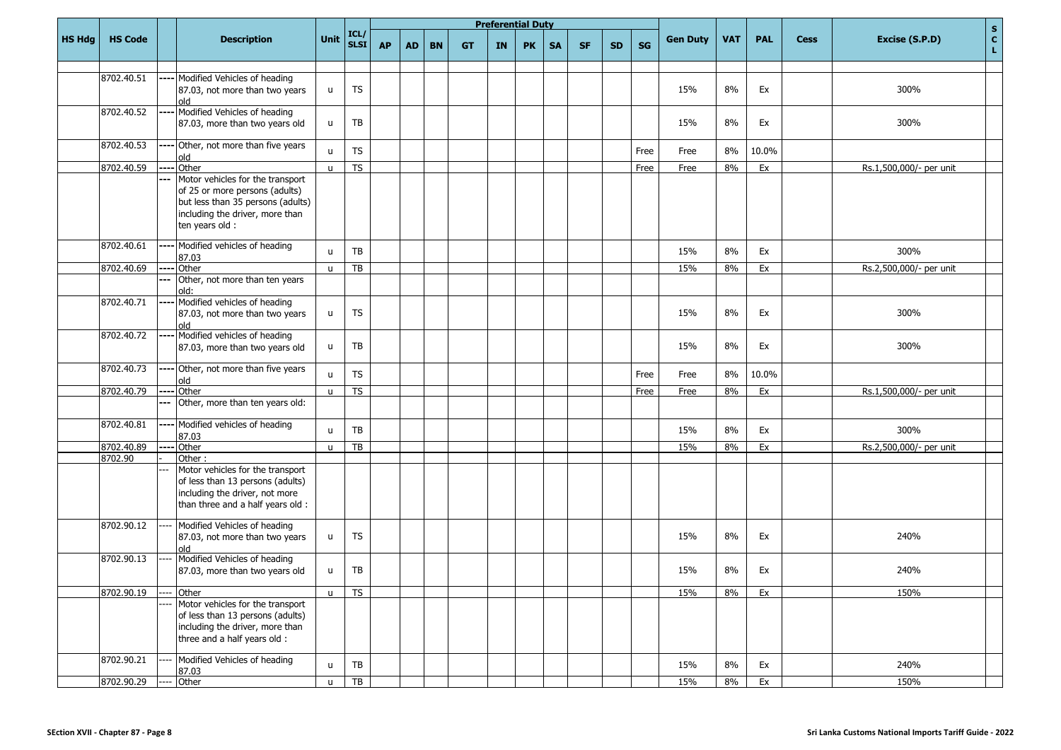| HS Hdg | HS Code | | Description | Unit | ICL/ SLSI | Preferential Duty | | | | | | | | | | Gen Duty | VAT | PAL | Cess | Excise (S.P.D) | S C L |
|---|---|---|---|---|---|---|---|---|---|---|---|---|---|---|---|---|---|---|---|---|---|
| | | | | | | AP | AD | BN | GT | IN | PK | SA | SF | SD | SG | | | | | | |
| | 8702.40.51 | ---- | Modified Vehicles of heading 87.03, not more than two years old | u | TS | | | | | | | | | | | 15% | 8% | Ex | | 300% | |
| | 8702.40.52 | ---- | Modified Vehicles of heading 87.03, more than two years old | u | TB | | | | | | | | | | | 15% | 8% | Ex | | 300% | |
| | 8702.40.53 | ---- | Other, not more than five years old | u | TS | | | | | | | | | | Free | Free | 8% | 10.0% | | | |
| | 8702.40.59 | ---- | Other | u | TS | | | | | | | | | | Free | Free | 8% | Ex | | Rs.1,500,000/- per unit | |
| | | --- | Motor vehicles for the transport of 25 or more persons (adults) but less than 35 persons (adults) including the driver, more than ten years old : | | | | | | | | | | | | | | | | | | |
| | 8702.40.61 | ---- | Modified vehicles of heading 87.03 | u | TB | | | | | | | | | | | 15% | 8% | Ex | | 300% | |
| | 8702.40.69 | ---- | Other | u | TB | | | | | | | | | | | 15% | 8% | Ex | | Rs.2,500,000/- per unit | |
| | | --- | Other, not more than ten years old: | | | | | | | | | | | | | | | | | | |
| | 8702.40.71 | ---- | Modified vehicles of heading 87.03, not more than two years old | u | TS | | | | | | | | | | | 15% | 8% | Ex | | 300% | |
| | 8702.40.72 | ---- | Modified vehicles of heading 87.03, more than two years old | u | TB | | | | | | | | | | | 15% | 8% | Ex | | 300% | |
| | 8702.40.73 | ---- | Other, not more than five years old | u | TS | | | | | | | | | | Free | Free | 8% | 10.0% | | | |
| | 8702.40.79 | ---- | Other | u | TS | | | | | | | | | | Free | Free | 8% | Ex | | Rs.1,500,000/- per unit | |
| | | --- | Other, more than ten years old: | | | | | | | | | | | | | | | | | | |
| | 8702.40.81 | ---- | Modified vehicles of heading 87.03 | u | TB | | | | | | | | | | | 15% | 8% | Ex | | 300% | |
| | 8702.40.89 | ---- | Other | u | TB | | | | | | | | | | | 15% | 8% | Ex | | Rs.2,500,000/- per unit | |
| | 8702.90 | - | Other : | | | | | | | | | | | | | | | | | | |
| | | --- | Motor vehicles for the transport of less than 13 persons (adults) including the driver, not more than three and a half years old : | | | | | | | | | | | | | | | | | | |
| | 8702.90.12 | ---- | Modified Vehicles of heading 87.03, not more than two years old | u | TS | | | | | | | | | | | 15% | 8% | Ex | | 240% | |
| | 8702.90.13 | ---- | Modified Vehicles of heading 87.03, more than two years old | u | TB | | | | | | | | | | | 15% | 8% | Ex | | 240% | |
| | 8702.90.19 | ---- | Other | u | TS | | | | | | | | | | | 15% | 8% | Ex | | 150% | |
| | | ---- | Motor vehicles for the transport of less than 13 persons (adults) including the driver, more than three and a half years old : | | | | | | | | | | | | | | | | | | |
| | 8702.90.21 | ---- | Modified Vehicles of heading 87.03 | u | TB | | | | | | | | | | | 15% | 8% | Ex | | 240% | |
| | 8702.90.29 | ---- | Other | u | TB | | | | | | | | | | | 15% | 8% | Ex | | 150% | |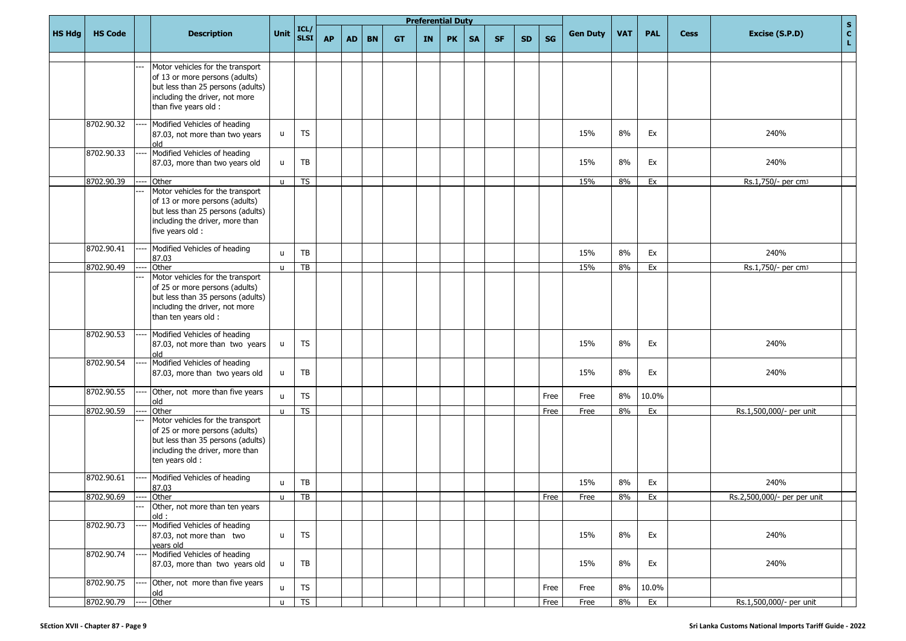| HS Hdg | HS Code | | Description | Unit | ICL/ SLSI | Preferential Duty | | | | | | | | | | Gen Duty | VAT | PAL | Cess | Excise (S.P.D) | S C L |
|---|---|---|---|---|---|---|---|---|---|---|---|---|---|---|---|---|---|---|---|---|---|
| | | | | | | AP | AD | BN | GT | IN | PK | SA | SF | SD | SG | | | | | | |
| | | --- | Motor vehicles for the transport of 13 or more persons (adults) but less than 25 persons (adults) including the driver, not more than five years old : | | | | | | | | | | | | | | | | | | |
| | 8702.90.32 | ---- | Modified Vehicles of heading 87.03, not more than two years old | u | TS | | | | | | | | | | | 15% | 8% | Ex | | 240% | |
| | 8702.90.33 | ---- | Modified Vehicles of heading 87.03, more than two years old | u | TB | | | | | | | | | | | 15% | 8% | Ex | | 240% | |
| | 8702.90.39 | ---- | Other | u | TS | | | | | | | | | | | 15% | 8% | Ex | | Rs.1,750/- per cm3 | |
| | | --- | Motor vehicles for the transport of 13 or more persons (adults) but less than 25 persons (adults) including the driver, more than five years old : | | | | | | | | | | | | | | | | | | |
| | 8702.90.41 | ---- | Modified Vehicles of heading 87.03 | u | TB | | | | | | | | | | | 15% | 8% | Ex | | 240% | |
| | 8702.90.49 | ---- | Other | u | TB | | | | | | | | | | | 15% | 8% | Ex | | Rs.1,750/- per cm3 | |
| | | --- | Motor vehicles for the transport of 25 or more persons (adults) but less than 35 persons (adults) including the driver, not more than ten years old : | | | | | | | | | | | | | | | | | | |
| | 8702.90.53 | ---- | Modified Vehicles of heading 87.03, not more than two years old | u | TS | | | | | | | | | | | 15% | 8% | Ex | | 240% | |
| | 8702.90.54 | ---- | Modified Vehicles of heading 87.03, more than two years old | u | TB | | | | | | | | | | | 15% | 8% | Ex | | 240% | |
| | 8702.90.55 | ---- | Other, not more than five years old | u | TS | | | | | | | | | | Free | Free | 8% | 10.0% | | | |
| | 8702.90.59 | ---- | Other | u | TS | | | | | | | | | | Free | Free | 8% | Ex | | Rs.1,500,000/- per unit | |
| | | --- | Motor vehicles for the transport of 25 or more persons (adults) but less than 35 persons (adults) including the driver, more than ten years old : | | | | | | | | | | | | | | | | | | |
| | 8702.90.61 | ---- | Modified Vehicles of heading 87.03 | u | TB | | | | | | | | | | | 15% | 8% | Ex | | 240% | |
| | 8702.90.69 | ---- | Other | u | TB | | | | | | | | | | Free | Free | 8% | Ex | | Rs.2,500,000/- per per unit | |
| | | --- | Other, not more than ten years old : | | | | | | | | | | | | | | | | | | |
| | 8702.90.73 | ---- | Modified Vehicles of heading 87.03, not more than two years old | u | TS | | | | | | | | | | | 15% | 8% | Ex | | 240% | |
| | 8702.90.74 | ---- | Modified Vehicles of heading 87.03, more than two years old | u | TB | | | | | | | | | | | 15% | 8% | Ex | | 240% | |
| | 8702.90.75 | ---- | Other, not more than five years old | u | TS | | | | | | | | | | Free | Free | 8% | 10.0% | | | |
| | 8702.90.79 | ---- | Other | u | TS | | | | | | | | | | Free | Free | 8% | Ex | | Rs.1,500,000/- per unit | |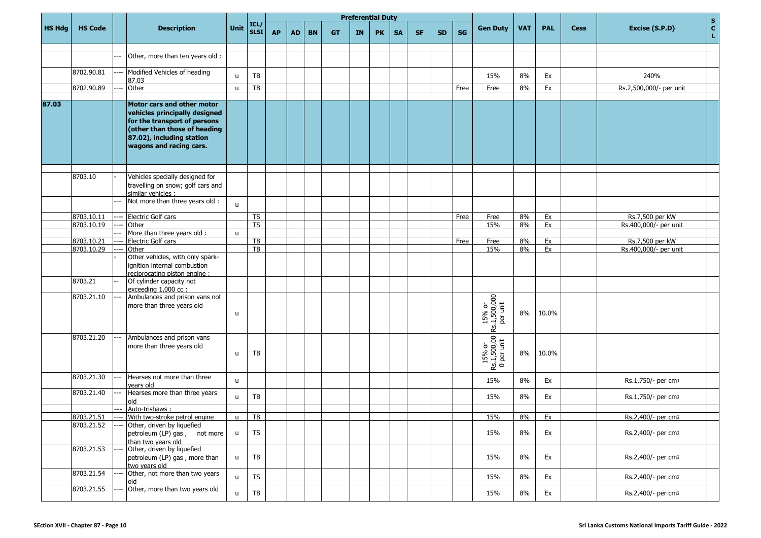| HS Hdg | HS Code | | Description | Unit | ICL/ SLSI | Preferential Duty | | | | | | | | | | Gen Duty | VAT | PAL | Cess | Excise (S.P.D) | S C L |
|---|---|---|---|---|---|---|---|---|---|---|---|---|---|---|---|---|---|---|---|---|---|
| | | | | | | AP | AD | BN | GT | IN | PK | SA | SF | SD | SG | | | | | | |
| | | --- | Other, more than ten years old : | | | | | | | | | | | | | | | | | | |
| | 8702.90.81 | ---- | Modified Vehicles of heading 87.03 | u | TB | | | | | | | | | | | 15% | 8% | Ex | | 240% | |
| | 8702.90.89 | ---- | Other | u | TB | | | | | | | | | | Free | Free | 8% | Ex | | Rs.2,500,000/- per unit | |
| **87.03** | | | **Motor cars and other motor vehicles principally designed for the transport of persons (other than those of heading 87.02), including station wagons and racing cars.** | | | | | | | | | | | | | | | | | | |
| | 8703.10 | - | Vehicles specially designed for travelling on snow; golf cars and similar vehicles : | | | | | | | | | | | | | | | | | | |
| | | --- | Not more than three years old : | u | | | | | | | | | | | | | | | | | |
| | 8703.10.11 | ---- | Electric Golf cars | | TS | | | | | | | | | | Free | Free | 8% | Ex | | Rs.7,500 per kW | |
| | 8703.10.19 | ---- | Other | | TS | | | | | | | | | | | 15% | 8% | Ex | | Rs.400,000/- per unit | |
| | | --- | More than three years old : | u | | | | | | | | | | | | | | | | | |
| | 8703.10.21 | ---- | Electric Golf cars | | TB | | | | | | | | | | Free | Free | 8% | Ex | | Rs.7,500 per kW | |
| | 8703.10.29 | ---- | Other | | TB | | | | | | | | | | | 15% | 8% | Ex | | Rs.400,000/- per unit | |
| | | - | Other vehicles, with only spark-ignition internal combustion reciprocating piston engine : | | | | | | | | | | | | | | | | | | |
| | 8703.21 | -- | Of cylinder capacity not exceeding 1,000 cc : | | | | | | | | | | | | | | | | | | |
| | 8703.21.10 | --- | Ambulances and prison vans not more than three years old | u | | | | | | | | | | | | 15% or Rs.1,500,000 per unit | 8% | 10.0% | | | |
| | 8703.21.20 | --- | Ambulances and prison vans more than three years old | u | TB | | | | | | | | | | | 15% or Rs.1,500,000 per unit | 8% | 10.0% | | | |
| | 8703.21.30 | --- | Hearses not more than three years old | u | | | | | | | | | | | | 15% | 8% | Ex | | Rs.1,750/- per cm3 | |
| | 8703.21.40 | --- | Hearses more than three years old | u | TB | | | | | | | | | | | 15% | 8% | Ex | | Rs.1,750/- per cm3 | |
| | | --- | Auto-trishaws : | | | | | | | | | | | | | | | | | | |
| | 8703.21.51 | ---- | With two-stroke petrol engine | u | TB | | | | | | | | | | | 15% | 8% | Ex | | Rs.2,400/- per cm3 | |
| | 8703.21.52 | ---- | Other, driven by liquefied petroleum (LP) gas , not more than two years old | u | TS | | | | | | | | | | | 15% | 8% | Ex | | Rs.2,400/- per cm3 | |
| | 8703.21.53 | ---- | Other, driven by liquefied petroleum (LP) gas , more than two years old | u | TB | | | | | | | | | | | 15% | 8% | Ex | | Rs.2,400/- per cm3 | |
| | 8703.21.54 | ---- | Other, not more than two years old | u | TS | | | | | | | | | | | 15% | 8% | Ex | | Rs.2,400/- per cm3 | |
| | 8703.21.55 | ---- | Other, more than two years old | u | TB | | | | | | | | | | | 15% | 8% | Ex | | Rs.2,400/- per cm3 | |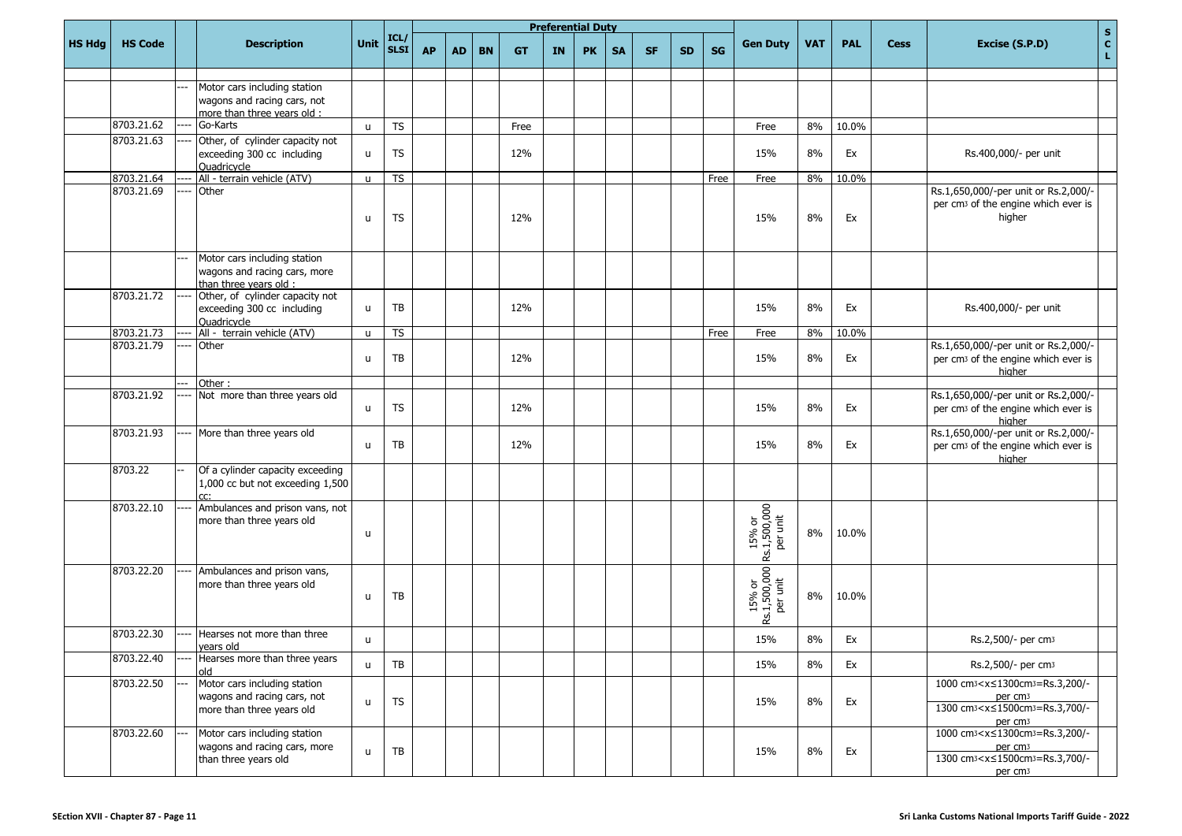| HS Hdg | HS Code | | Description | Unit | ICL/ SLSI | Preferential Duty | | | | | | | | | | Gen Duty | VAT | PAL | Cess | Excise (S.P.D) | S C L |
|---|---|---|---|---|---|---|---|---|---|---|---|---|---|---|---|---|---|---|---|---|---|
| | | | | | | AP | AD | BN | GT | IN | PK | SA | SF | SD | SG | | | | | | |
| | | --- | Motor cars including station wagons and racing cars, not more than three years old : | | | | | | | | | | | | | | | | | | |
| | 8703.21.62 | ---- | Go-Karts | u | TS | | | | Free | | | | | | | Free | 8% | 10.0% | | | |
| | 8703.21.63 | ---- | Other, of cylinder capacity not exceeding 300 cc including Quadricycle | u | TS | | | | 12% | | | | | | | 15% | 8% | Ex | | Rs.400,000/- per unit | |
| | 8703.21.64 | ---- | All - terrain vehicle (ATV) | u | TS | | | | | | | | | | Free | Free | 8% | 10.0% | | | |
| | 8703.21.69 | ---- | Other | u | TS | | | | 12% | | | | | | | 15% | 8% | Ex | | Rs.1,650,000/-per unit or Rs.2,000/- per cm3 of the engine which ever is higher | |
| | | --- | Motor cars including station wagons and racing cars, more than three years old : | | | | | | | | | | | | | | | | | | |
| | 8703.21.72 | ---- | Other, of cylinder capacity not exceeding 300 cc including Quadricycle | u | TB | | | | 12% | | | | | | | 15% | 8% | Ex | | Rs.400,000/- per unit | |
| | 8703.21.73 | ---- | All - terrain vehicle (ATV) | u | TS | | | | | | | | | | Free | Free | 8% | 10.0% | | | |
| | 8703.21.79 | ---- | Other | u | TB | | | | 12% | | | | | | | 15% | 8% | Ex | | Rs.1,650,000/-per unit or Rs.2,000/- per cm3 of the engine which ever is higher | |
| | | --- | Other : | | | | | | | | | | | | | | | | | | |
| | 8703.21.92 | ---- | Not more than three years old | u | TS | | | | 12% | | | | | | | 15% | 8% | Ex | | Rs.1,650,000/-per unit or Rs.2,000/- per cm3 of the engine which ever is higher | |
| | 8703.21.93 | ---- | More than three years old | u | TB | | | | 12% | | | | | | | 15% | 8% | Ex | | Rs.1,650,000/-per unit or Rs.2,000/- per cm3 of the engine which ever is higher | |
| | 8703.22 | -- | Of a cylinder capacity exceeding 1,000 cc but not exceeding 1,500 cc: | | | | | | | | | | | | | | | | | | |
| | 8703.22.10 | ---- | Ambulances and prison vans, not more than three years old | u | | | | | | | | | | | | 15% or Rs.1,500,000 per unit | 8% | 10.0% | | | |
| | 8703.22.20 | ---- | Ambulances and prison vans, more than three years old | u | TB | | | | | | | | | | | 15% or Rs.1,500,000 per unit | 8% | 10.0% | | | |
| | 8703.22.30 | ---- | Hearses not more than three years old | u | | | | | | | | | | | | 15% | 8% | Ex | | Rs.2,500/- per cm3 | |
| | 8703.22.40 | ---- | Hearses more than three years old | u | TB | | | | | | | | | | | 15% | 8% | Ex | | Rs.2,500/- per cm3 | |
| | 8703.22.50 | --- | Motor cars including station wagons and racing cars, not more than three years old | u | TS | | | | | | | | | | | 15% | 8% | Ex | | 1000 cm3<x≤1300cm3=Rs.3,200/- per cm3<br>1300 cm3<x≤1500cm3=Rs.3,700/- per cm3 | |
| | 8703.22.60 | --- | Motor cars including station wagons and racing cars, more than three years old | u | TB | | | | | | | | | | | 15% | 8% | Ex | | 1000 cm3<x≤1300cm3=Rs.3,200/- per cm3<br>1300 cm3<x≤1500cm3=Rs.3,700/- per cm3 | |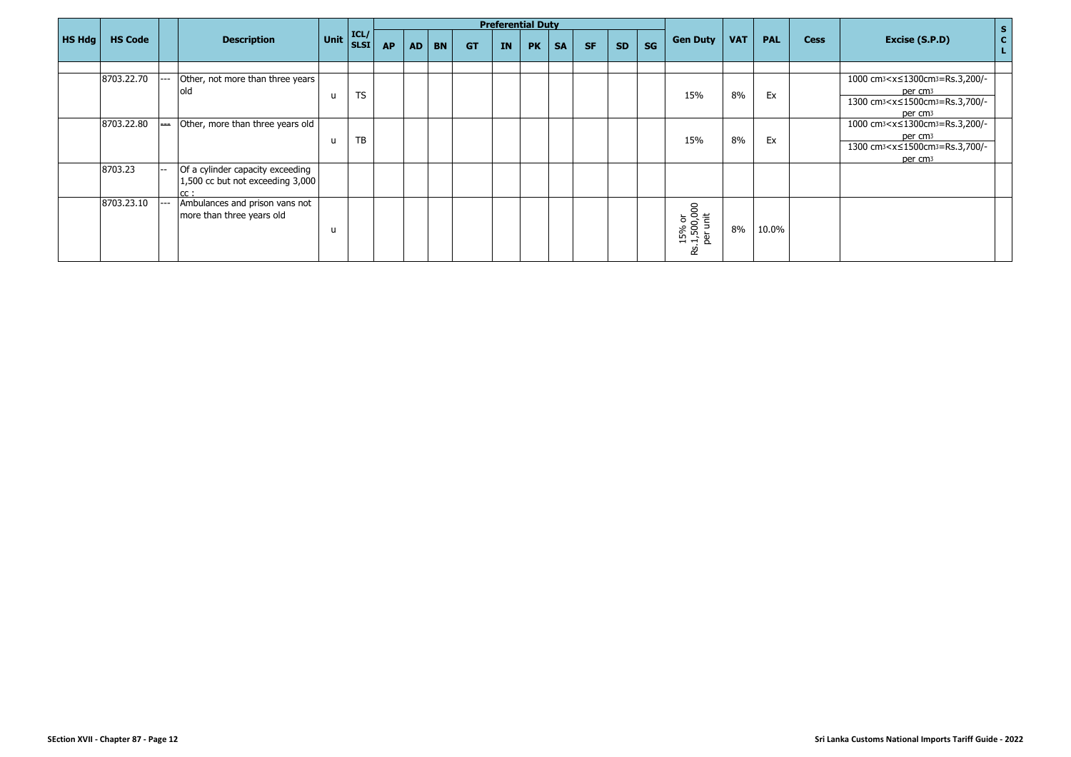| HS Hdg | HS Code | | Description | Unit | ICL/ SLSI | Preferential Duty | | | | | | | | | | Gen Duty | VAT | PAL | Cess | Excise (S.P.D) | S C L |
|---|---|---|---|---|---|---|---|---|---|---|---|---|---|---|---|---|---|---|---|---|---|
| | | | | | | AP | AD | BN | GT | IN | PK | SA | SF | SD | SG | | | | | | |
| | | | | | | | | | | | | | | | | | | | | | |
| | 8703.22.70 | --- | Other, not more than three years old | u | TS | | | | | | | | | | | 15% | 8% | Ex | | 1000 cm3<x≤1300cm3=Rs.3,200/- per cm3<br>1300 cm3<x≤1500cm3=Rs.3,700/- per cm3 | |
| | 8703.22.80 | --- | Other, more than three years old | u | TB | | | | | | | | | | | 15% | 8% | Ex | | 1000 cm3<x≤1300cm3=Rs.3,200/- per cm3<br>1300 cm3<x≤1500cm3=Rs.3,700/- per cm3 | |
| | 8703.23 | -- | Of a cylinder capacity exceeding 1,500 cc but not exceeding 3,000 cc : | | | | | | | | | | | | | | | | | | |
| | 8703.23.10 | --- | Ambulances and prison vans not more than three years old | u | | | | | | | | | | | | 15% or Rs.1,500,000 per unit | 8% | 10.0% | | | |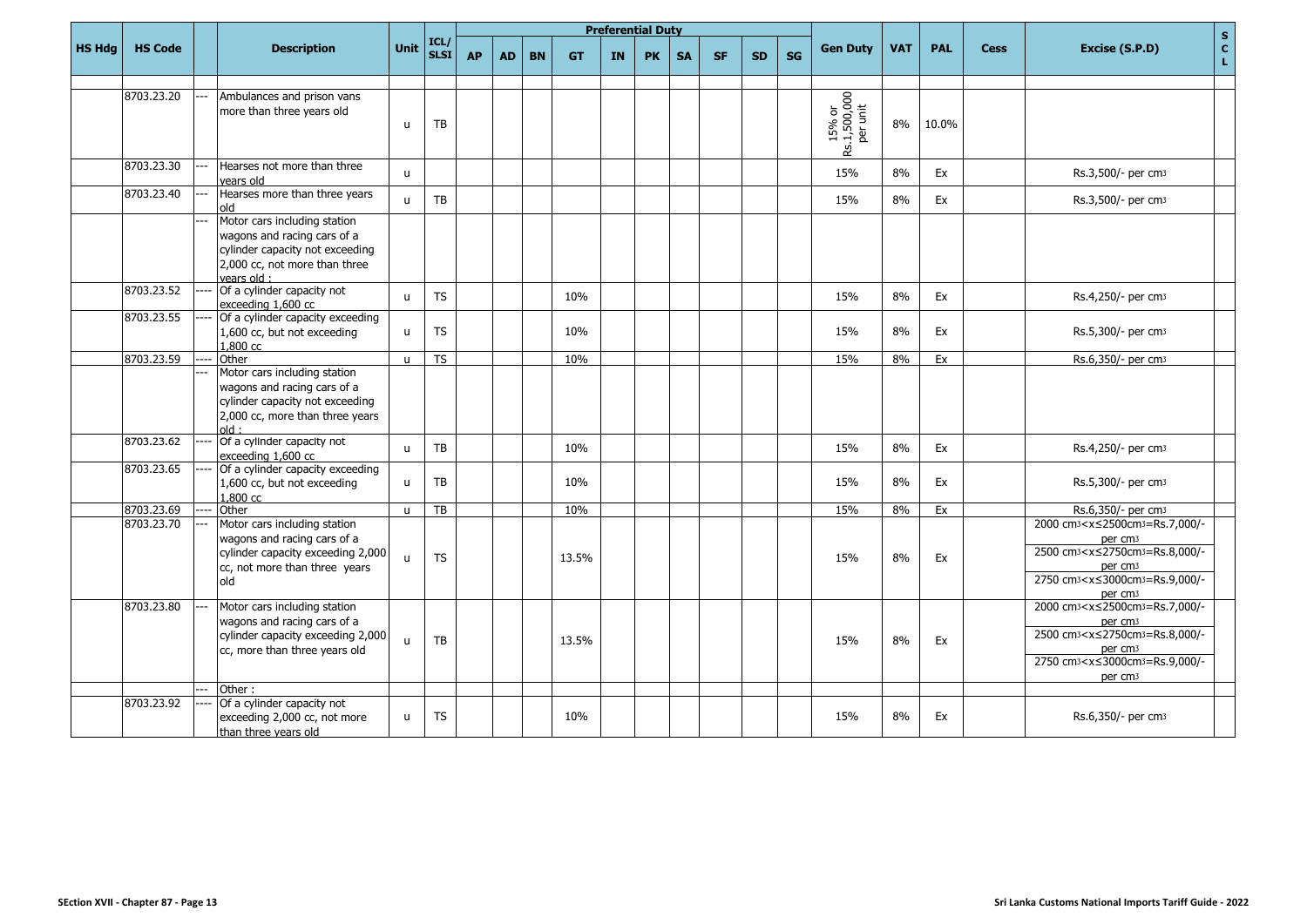| HS Hdg | HS Code | | Description | Unit | ICL/ SLSI | Preferential Duty | | | | | | | | | | Gen Duty | VAT | PAL | Cess | Excise (S.P.D) | S C L |
|---|---|---|---|---|---|---|---|---|---|---|---|---|---|---|---|---|---|---|---|---|---|
| | | | | | | AP | AD | BN | GT | IN | PK | SA | SF | SD | SG | | | | | | |
| | 8703.23.20 | --- | Ambulances and prison vans more than three years old | u | TB | | | | | | | | | | | 15% or Rs.1,500,000 per unit | 8% | 10.0% | | | |
| | 8703.23.30 | --- | Hearses not more than three years old | u | | | | | | | | | | | | 15% | 8% | Ex | | Rs.3,500/- per cm3 | |
| | 8703.23.40 | --- | Hearses more than three years old | u | TB | | | | | | | | | | | 15% | 8% | Ex | | Rs.3,500/- per cm3 | |
| | | --- | Motor cars including station wagons and racing cars of a cylinder capacity not exceeding 2,000 cc, not more than three years old : | | | | | | | | | | | | | | | | | | |
| | 8703.23.52 | ---- | Of a cylinder capacity not exceeding 1,600 cc | u | TS | | | | 10% | | | | | | | 15% | 8% | Ex | | Rs.4,250/- per cm3 | |
| | 8703.23.55 | ---- | Of a cylinder capacity exceeding 1,600 cc, but not exceeding 1,800 cc | u | TS | | | | 10% | | | | | | | 15% | 8% | Ex | | Rs.5,300/- per cm3 | |
| | 8703.23.59 | ---- | Other | u | TS | | | | 10% | | | | | | | 15% | 8% | Ex | | Rs.6,350/- per cm3 | |
| | | --- | Motor cars including station wagons and racing cars of a cylinder capacity not exceeding 2,000 cc, more than three years old : | | | | | | | | | | | | | | | | | | |
| | 8703.23.62 | ---- | Of a cylinder capacity not exceeding 1,600 cc | u | TB | | | | 10% | | | | | | | 15% | 8% | Ex | | Rs.4,250/- per cm3 | |
| | 8703.23.65 | ---- | Of a cylinder capacity exceeding 1,600 cc, but not exceeding 1,800 cc | u | TB | | | | 10% | | | | | | | 15% | 8% | Ex | | Rs.5,300/- per cm3 | |
| | 8703.23.69 | ---- | Other | u | TB | | | | 10% | | | | | | | 15% | 8% | Ex | | Rs.6,350/- per cm3 | |
| | 8703.23.70 | --- | Motor cars including station wagons and racing cars of a cylinder capacity exceeding 2,000 cc, not more than three years old | u | TS | | | | 13.5% | | | | | | | 15% | 8% | Ex | | 2000 cm3<x≤2500cm3=Rs.7,000/- per cm3 2500 cm3<x≤2750cm3=Rs.8,000/- per cm3 2750 cm3<x≤3000cm3=Rs.9,000/- per cm3 | |
| | 8703.23.80 | --- | Motor cars including station wagons and racing cars of a cylinder capacity exceeding 2,000 cc, more than three years old | u | TB | | | | 13.5% | | | | | | | 15% | 8% | Ex | | 2000 cm3<x≤2500cm3=Rs.7,000/- per cm3 2500 cm3<x≤2750cm3=Rs.8,000/- per cm3 2750 cm3<x≤3000cm3=Rs.9,000/- per cm3 | |
| | | --- | Other : | | | | | | | | | | | | | | | | | | |
| | 8703.23.92 | ---- | Of a cylinder capacity not exceeding 2,000 cc, not more than three years old | u | TS | | | | 10% | | | | | | | 15% | 8% | Ex | | Rs.6,350/- per cm3 | |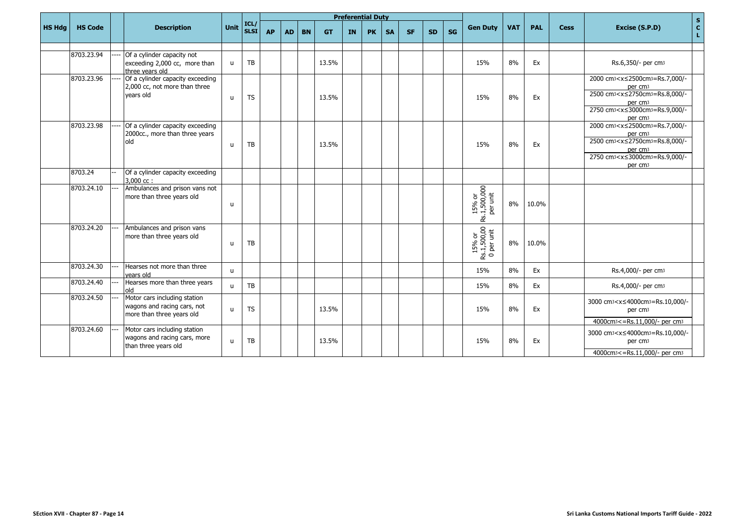| HS Hdg | HS Code | | Description | Unit | ICL/ SLSI | Preferential Duty | | | | | | | | | | Gen Duty | VAT | PAL | Cess | Excise (S.P.D) | S C L |
|---|---|---|---|---|---|---|---|---|---|---|---|---|---|---|---|---|---|---|---|---|---|
| | | | | | | AP | AD | BN | GT | IN | PK | SA | SF | SD | SG | | | | | | |
| | 8703.23.94 | ---- | Of a cylinder capacity not exceeding 2,000 cc, more than three years old | u | TB | | | | 13.5% | | | | | | | 15% | 8% | Ex | | Rs.6,350/- per cm3 | |
| | 8703.23.96 | ---- | Of a cylinder capacity exceeding 2,000 cc, not more than three years old | u | TS | | | | 13.5% | | | | | | | 15% | 8% | Ex | | 2000 cm3<x≤2500cm3=Rs.7,000/- per cm3<br>2500 cm3<x≤2750cm3=Rs.8,000/- per cm3<br>2750 cm3<x≤3000cm3=Rs.9,000/- per cm3 | |
| | 8703.23.98 | ---- | Of a cylinder capacity exceeding 2000cc., more than three years old | u | TB | | | | 13.5% | | | | | | | 15% | 8% | Ex | | 2000 cm3<x≤2500cm3=Rs.7,000/- per cm3<br>2500 cm3<x≤2750cm3=Rs.8,000/- per cm3<br>2750 cm3<x≤3000cm3=Rs.9,000/- per cm3 | |
| | 8703.24 | -- | Of a cylinder capacity exceeding 3,000 cc : | | | | | | | | | | | | | | | | | | |
| | 8703.24.10 | --- | Ambulances and prison vans not more than three years old | u | | | | | | | | | | | | 15% or Rs.1,500,000 per unit | 8% | 10.0% | | | |
| | 8703.24.20 | --- | Ambulances and prison vans more than three years old | u | TB | | | | | | | | | | | 15% or Rs.1,500,000 per unit | 8% | 10.0% | | | |
| | 8703.24.30 | --- | Hearses not more than three years old | u | | | | | | | | | | | | 15% | 8% | Ex | | Rs.4,000/- per cm3 | |
| | 8703.24.40 | --- | Hearses more than three years old | u | TB | | | | | | | | | | | 15% | 8% | Ex | | Rs.4,000/- per cm3 | |
| | 8703.24.50 | --- | Motor cars including station wagons and racing cars, not more than three years old | u | TS | | | | 13.5% | | | | | | | 15% | 8% | Ex | | 3000 cm3<x≤4000cm3=Rs.10,000/- per cm3<br>4000cm3<=Rs.11,000/- per cm3 | |
| | 8703.24.60 | --- | Motor cars including station wagons and racing cars, more than three years old | u | TB | | | | 13.5% | | | | | | | 15% | 8% | Ex | | 3000 cm3<x≤4000cm3=Rs.10,000/- per cm3<br>4000cm3<=Rs.11,000/- per cm3 | |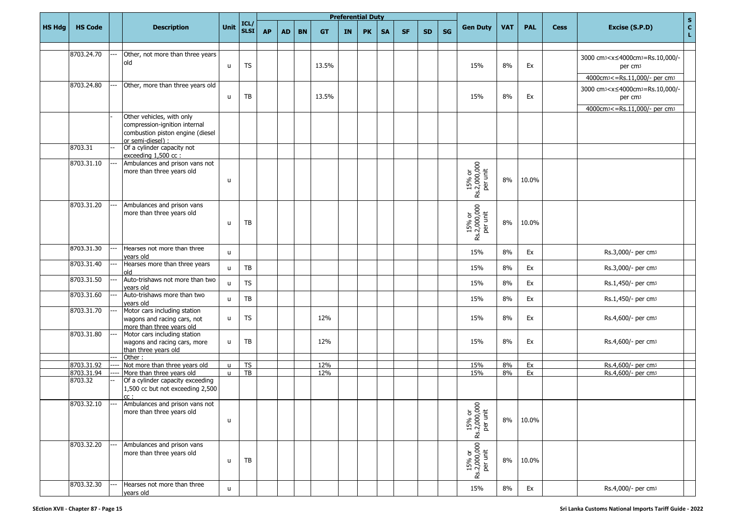| HS Hdg | HS Code | | Description | Unit | ICL/ SLSI | Preferential Duty | | | | | | | | | | | Gen Duty | VAT | PAL | Cess | Excise (S.P.D) | S C L |
|---|---|---|---|---|---|---|---|---|---|---|---|---|---|---|---|---|---|---|---|---|---|---|
| | | | | | | AP | AD | BN | GT | IN | PK | SA | SF | SD | SG | | | | | | | |
| | 8703.24.70 | --- | Other, not more than three years old | u | TS | | | | 13.5% | | | | | | | | 15% | 8% | Ex | | 3000 cm3<x≤4000cm3=Rs.10,000/- per cm3 4000cm3<=Rs.11,000/- per cm3 | |
| | 8703.24.80 | --- | Other, more than three years old | u | TB | | | | 13.5% | | | | | | | | 15% | 8% | Ex | | 3000 cm3<x≤4000cm3=Rs.10,000/- per cm3 4000cm3<=Rs.11,000/- per cm3 | |
| | | - | Other vehicles, with only compression-ignition internal combustion piston engine (diesel or semi-diesel) : | | | | | | | | | | | | | | | | | | | |
| | 8703.31 | -- | Of a cylinder capacity not exceeding 1,500 cc : | | | | | | | | | | | | | | | | | | | |
| | 8703.31.10 | --- | Ambulances and prison vans not more than three years old | u | | | | | | | | | | | | | 15% or Rs.2,000,000 per unit | 8% | 10.0% | | | |
| | 8703.31.20 | --- | Ambulances and prison vans more than three years old | u | TB | | | | | | | | | | | | 15% or Rs.2,000,000 per unit | 8% | 10.0% | | | |
| | 8703.31.30 | --- | Hearses not more than three years old | u | | | | | | | | | | | | | 15% | 8% | Ex | | Rs.3,000/- per cm3 | |
| | 8703.31.40 | --- | Hearses more than three years old | u | TB | | | | | | | | | | | | 15% | 8% | Ex | | Rs.3,000/- per cm3 | |
| | 8703.31.50 | --- | Auto-trishaws not more than two years old | u | TS | | | | | | | | | | | | 15% | 8% | Ex | | Rs.1,450/- per cm3 | |
| | 8703.31.60 | --- | Auto-trishaws more than two years old | u | TB | | | | | | | | | | | | 15% | 8% | Ex | | Rs.1,450/- per cm3 | |
| | 8703.31.70 | --- | Motor cars including station wagons and racing cars, not more than three years old | u | TS | | | | 12% | | | | | | | | 15% | 8% | Ex | | Rs.4,600/- per cm3 | |
| | 8703.31.80 | --- | Motor cars including station wagons and racing cars, more than three years old | u | TB | | | | 12% | | | | | | | | 15% | 8% | Ex | | Rs.4,600/- per cm3 | |
| | | --- | Other : | | | | | | | | | | | | | | | | | | | |
| | 8703.31.92 | ---- | Not more than three years old | u | TS | | | | 12% | | | | | | | | 15% | 8% | Ex | | Rs.4,600/- per cm3 | |
| | 8703.31.94 | ---- | More than three years old | u | TB | | | | 12% | | | | | | | | 15% | 8% | Ex | | Rs.4,600/- per cm3 | |
| | 8703.32 | -- | Of a cylinder capacity exceeding 1,500 cc but not exceeding 2,500 cc : | | | | | | | | | | | | | | | | | | | |
| | 8703.32.10 | --- | Ambulances and prison vans not more than three years old | u | | | | | | | | | | | | | 15% or Rs.2,000,000 per unit | 8% | 10.0% | | | |
| | 8703.32.20 | --- | Ambulances and prison vans more than three years old | u | TB | | | | | | | | | | | | 15% or Rs.2,000,000 per unit | 8% | 10.0% | | | |
| | 8703.32.30 | --- | Hearses not more than three years old | u | | | | | | | | | | | | | 15% | 8% | Ex | | Rs.4,000/- per cm3 | |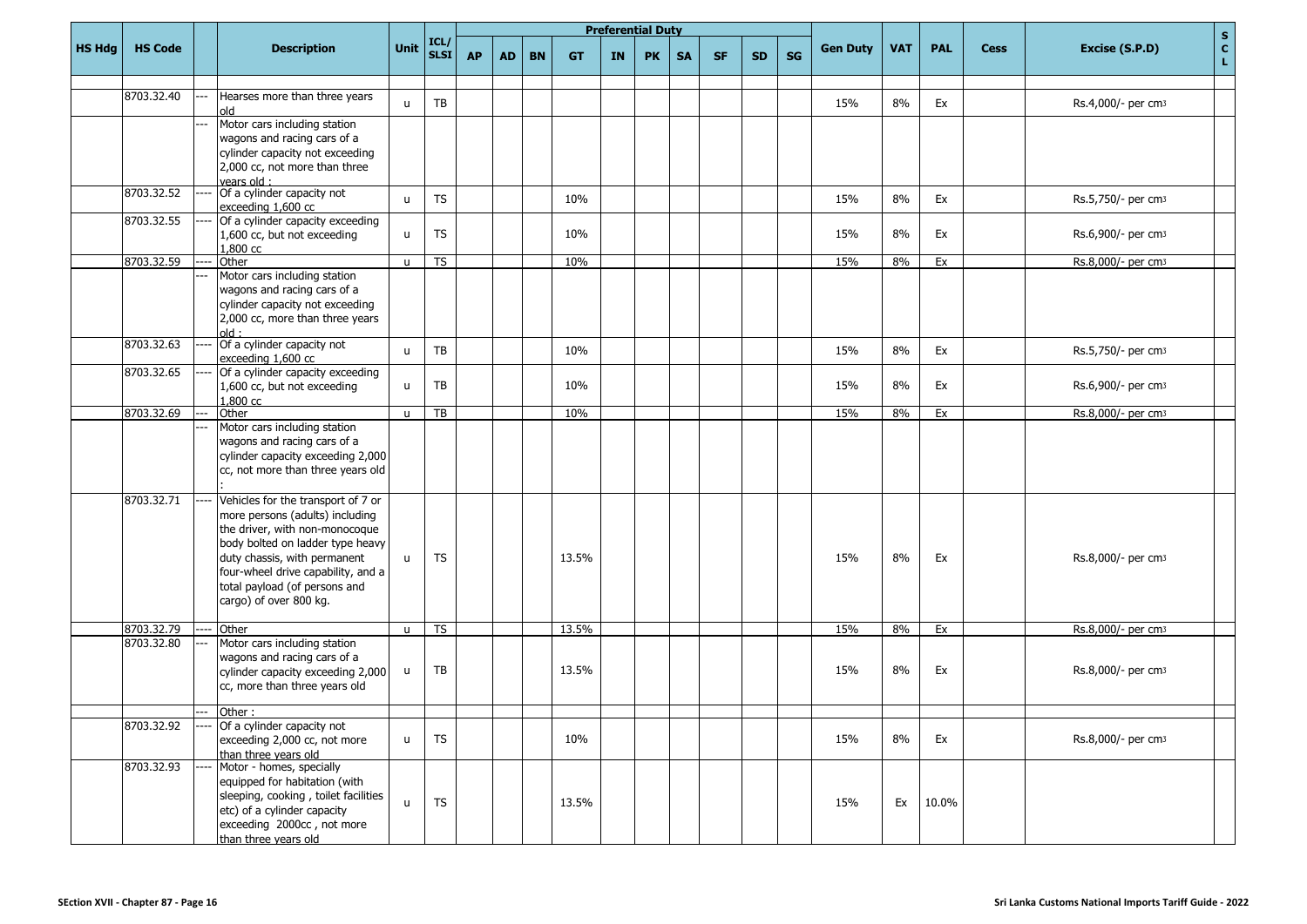| HS Hdg | HS Code | | Description | Unit | ICL/ SLSI | Preferential Duty | | | | | | | | | | Gen Duty | VAT | PAL | Cess | Excise (S.P.D) | S C L |
|---|---|---|---|---|---|---|---|---|---|---|---|---|---|---|---|---|---|---|---|---|---|
| | | | | | | AP | AD | BN | GT | IN | PK | SA | SF | SD | SG | | | | | | |
| | 8703.32.40 | --- | Hearses more than three years old | u | TB | | | | | | | | | | | 15% | 8% | Ex | | Rs.4,000/- per cm3 | |
| | | --- | Motor cars including station wagons and racing cars of a cylinder capacity not exceeding 2,000 cc, not more than three years old : | | | | | | | | | | | | | | | | | | |
| | 8703.32.52 | ---- | Of a cylinder capacity not exceeding 1,600 cc | u | TS | | | | 10% | | | | | | | 15% | 8% | Ex | | Rs.5,750/- per cm3 | |
| | 8703.32.55 | ---- | Of a cylinder capacity exceeding 1,600 cc, but not exceeding 1,800 cc | u | TS | | | | 10% | | | | | | | 15% | 8% | Ex | | Rs.6,900/- per cm3 | |
| | 8703.32.59 | ---- | Other | u | TS | | | | 10% | | | | | | | 15% | 8% | Ex | | Rs.8,000/- per cm3 | |
| | | --- | Motor cars including station wagons and racing cars of a cylinder capacity not exceeding 2,000 cc, more than three years old : | | | | | | | | | | | | | | | | | | |
| | 8703.32.63 | ---- | Of a cylinder capacity not exceeding 1,600 cc | u | TB | | | | 10% | | | | | | | 15% | 8% | Ex | | Rs.5,750/- per cm3 | |
| | 8703.32.65 | ---- | Of a cylinder capacity exceeding 1,600 cc, but not exceeding 1,800 cc | u | TB | | | | 10% | | | | | | | 15% | 8% | Ex | | Rs.6,900/- per cm3 | |
| | 8703.32.69 | --- | Other | u | TB | | | | 10% | | | | | | | 15% | 8% | Ex | | Rs.8,000/- per cm3 | |
| | | --- | Motor cars including station wagons and racing cars of a cylinder capacity exceeding 2,000 cc, not more than three years old : | | | | | | | | | | | | | | | | | | |
| | 8703.32.71 | ---- | Vehicles for the transport of 7 or more persons (adults) including the driver, with non-monocoque body bolted on ladder type heavy duty chassis, with permanent four-wheel drive capability, and a total payload (of persons and cargo) of over 800 kg. | u | TS | | | | 13.5% | | | | | | | 15% | 8% | Ex | | Rs.8,000/- per cm3 | |
| | 8703.32.79 | ---- | Other | u | TS | | | | 13.5% | | | | | | | 15% | 8% | Ex | | Rs.8,000/- per cm3 | |
| | 8703.32.80 | --- | Motor cars including station wagons and racing cars of a cylinder capacity exceeding 2,000 cc, more than three years old | u | TB | | | | 13.5% | | | | | | | 15% | 8% | Ex | | Rs.8,000/- per cm3 | |
| | | --- | Other : | | | | | | | | | | | | | | | | | | |
| | 8703.32.92 | ---- | Of a cylinder capacity not exceeding 2,000 cc, not more than three years old | u | TS | | | | 10% | | | | | | | 15% | 8% | Ex | | Rs.8,000/- per cm3 | |
| | 8703.32.93 | ---- | Motor - homes, specially equipped for habitation (with sleeping, cooking , toilet facilities etc) of a cylinder capacity exceeding 2000cc , not more than three years old | u | TS | | | | 13.5% | | | | | | | 15% | Ex | 10.0% | | | |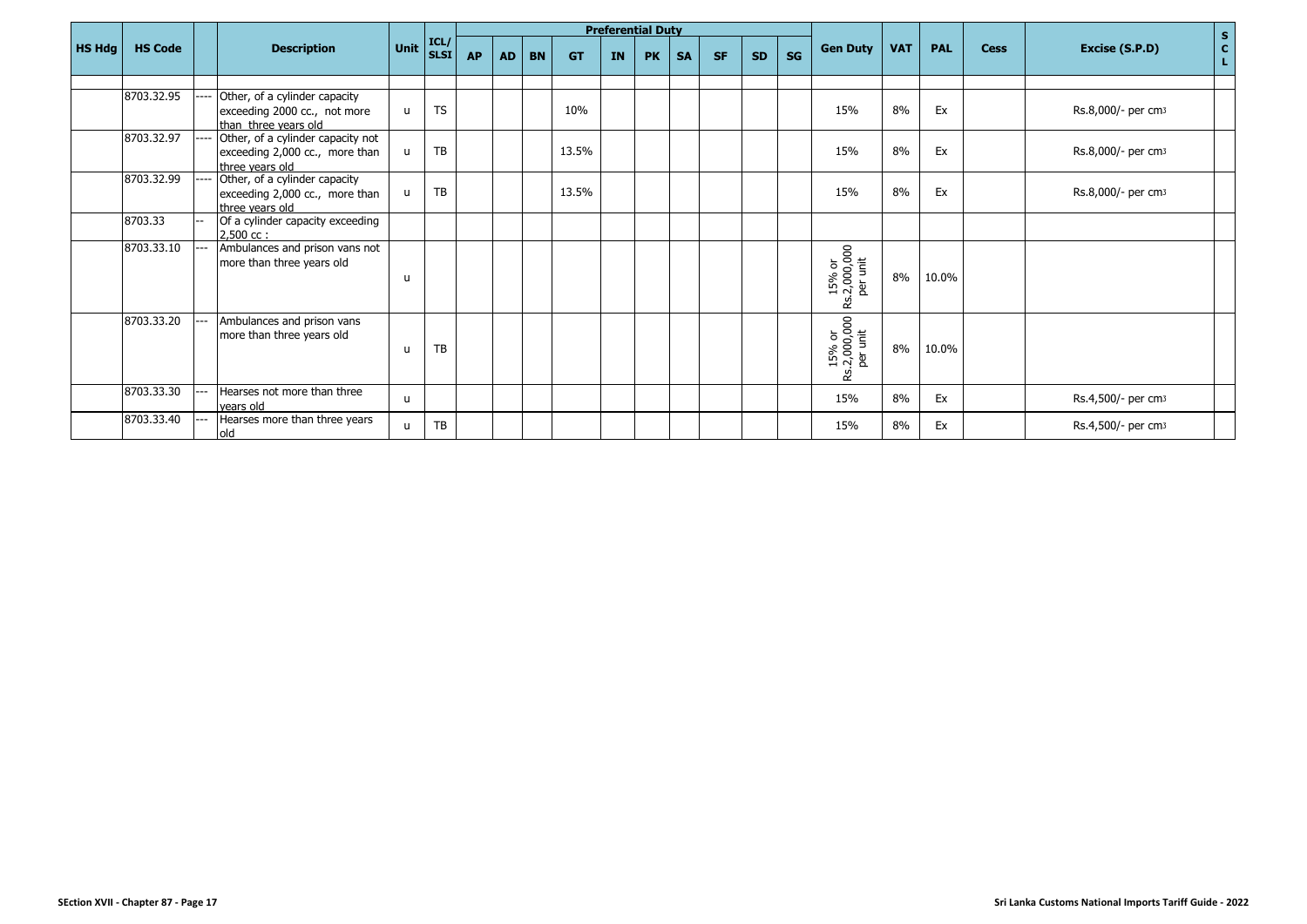| HS Hdg | HS Code | | Description | Unit | ICL/ SLSI | Preferential Duty | | | | | | | | | | Gen Duty | VAT | PAL | Cess | Excise (S.P.D) | S C L |
|---|---|---|---|---|---|---|---|---|---|---|---|---|---|---|---|---|---|---|---|---|---|
| | | | | | | AP | AD | BN | GT | IN | PK | SA | SF | SD | SG | | | | | | |
| | | | | | | | | | | | | | | | | | | | | | |
| | 8703.32.95 | ---- | Other, of a cylinder capacity exceeding 2000 cc., not more than three years old | u | TS | | | | 10% | | | | | | | 15% | 8% | Ex | | Rs.8,000/- per cm3 | |
| | 8703.32.97 | ---- | Other, of a cylinder capacity not exceeding 2,000 cc., more than three years old | u | TB | | | | 13.5% | | | | | | | 15% | 8% | Ex | | Rs.8,000/- per cm3 | |
| | 8703.32.99 | ---- | Other, of a cylinder capacity exceeding 2,000 cc., more than three years old | u | TB | | | | 13.5% | | | | | | | 15% | 8% | Ex | | Rs.8,000/- per cm3 | |
| | 8703.33 | -- | Of a cylinder capacity exceeding 2,500 cc : | | | | | | | | | | | | | | | | | | |
| | 8703.33.10 | --- | Ambulances and prison vans not more than three years old | u | | | | | | | | | | | | 15% or Rs.2,000,000 per unit | 8% | 10.0% | | | |
| | 8703.33.20 | --- | Ambulances and prison vans more than three years old | u | TB | | | | | | | | | | | 15% or Rs.2,000,000 per unit | 8% | 10.0% | | | |
| | 8703.33.30 | --- | Hearses not more than three years old | u | | | | | | | | | | | | 15% | 8% | Ex | | Rs.4,500/- per cm3 | |
| | 8703.33.40 | --- | Hearses more than three years old | u | TB | | | | | | | | | | | 15% | 8% | Ex | | Rs.4,500/- per cm3 | |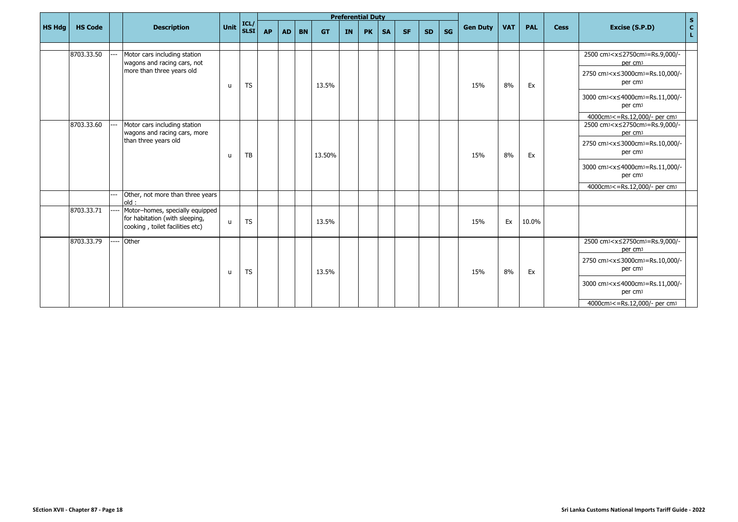| HS Hdg | HS Code | | Description | Unit | ICL/ SLSI | Preferential Duty | | | | | | | | | | Gen Duty | VAT | PAL | Cess | Excise (S.P.D) | SCL |
|---|---|---|---|---|---|---|---|---|---|---|---|---|---|---|---|---|---|---|---|---|---|
| | | | | | | AP | AD | BN | GT | IN | PK | SA | SF | SD | SG | | | | | | |
| | 8703.33.50 | --- | Motor cars including station wagons and racing cars, not more than three years old | u | TS | | | | 13.5% | | | | | | | 15% | 8% | Ex | | 2500 cm3<x≤2750cm3=Rs.9,000/- per cm3<br>2750 cm3<x≤3000cm3=Rs.10,000/- per cm3<br>3000 cm3<x≤4000cm3=Rs.11,000/- per cm3<br>4000cm3<=Rs.12,000/- per cm3 | |
| | 8703.33.60 | --- | Motor cars including station wagons and racing cars, more than three years old | u | TB | | | | 13.50% | | | | | | | 15% | 8% | Ex | | 2500 cm3<x≤2750cm3=Rs.9,000/- per cm3<br>2750 cm3<x≤3000cm3=Rs.10,000/- per cm3<br>3000 cm3<x≤4000cm3=Rs.11,000/- per cm3<br>4000cm3<=Rs.12,000/- per cm3 | |
| | | --- | Other, not more than three years old : | | | | | | | | | | | | | | | | | | |
| | 8703.33.71 | ---- | Motor–homes, specially equipped for habitation (with sleeping, cooking , toilet facilities etc) | u | TS | | | | 13.5% | | | | | | | 15% | Ex | 10.0% | | | |
| | 8703.33.79 | ---- | Other | u | TS | | | | 13.5% | | | | | | | 15% | 8% | Ex | | 2500 cm3<x≤2750cm3=Rs.9,000/- per cm3<br>2750 cm3<x≤3000cm3=Rs.10,000/- per cm3<br>3000 cm3<x≤4000cm3=Rs.11,000/- per cm3<br>4000cm3<=Rs.12,000/- per cm3 | |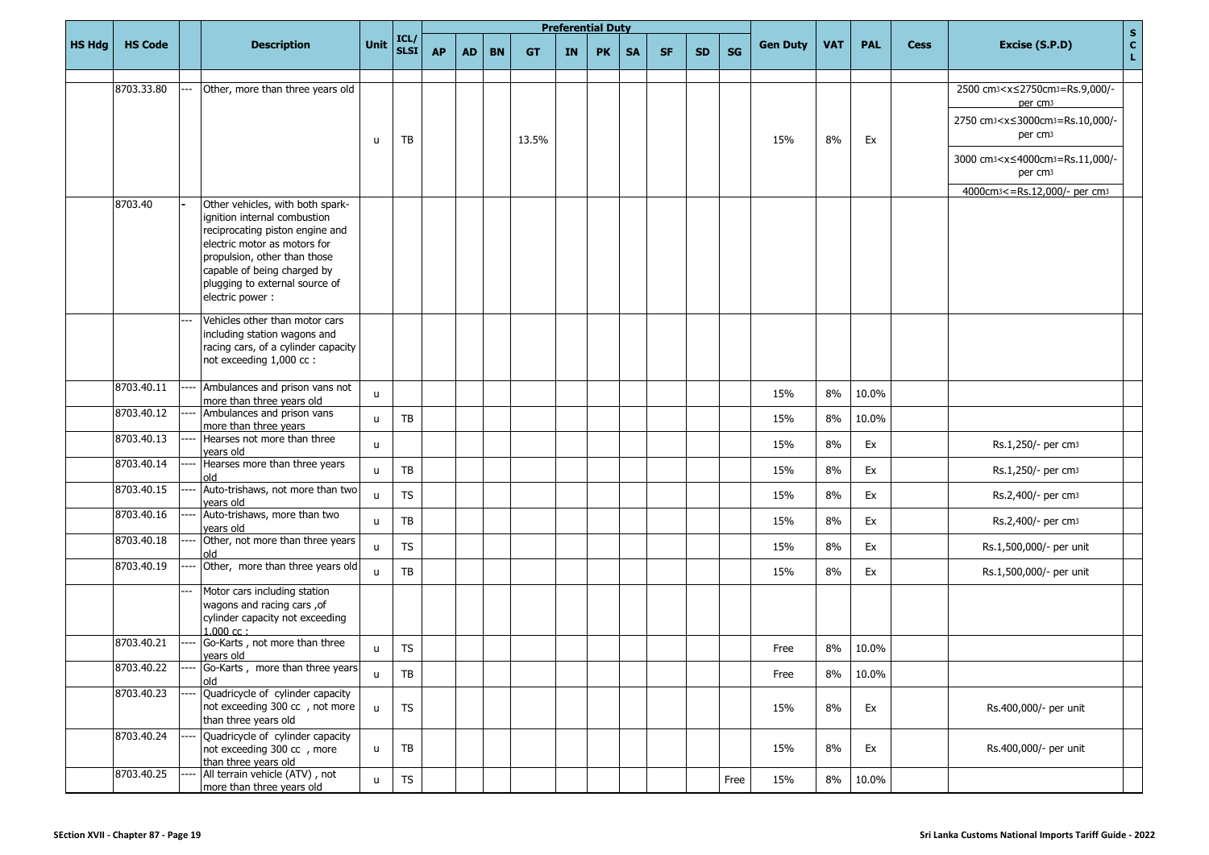| HS Hdg | HS Code | | Description | Unit | ICL/ SLSI | Preferential Duty | | | | | | | | | | Gen Duty | VAT | PAL | Cess | Excise (S.P.D) | S C L |
|---|---|---|---|---|---|---|---|---|---|---|---|---|---|---|---|---|---|---|---|---|---|
| | | | | | | AP | AD | BN | GT | IN | PK | SA | SF | SD | SG | | | | | | |
| | 8703.33.80 | --- | Other, more than three years old | u | TB | | | | 13.5% | | | | | | | 15% | 8% | Ex | | 2500 cm3<x≤2750cm3=Rs.9,000/- per cm3<br>2750 cm3<x≤3000cm3=Rs.10,000/- per cm3<br>3000 cm3<x≤4000cm3=Rs.11,000/- per cm3<br>4000cm3<=Rs.12,000/- per cm3 | |
| | 8703.40 | - | Other vehicles, with both spark-ignition internal combustion reciprocating piston engine and electric motor as motors for propulsion, other than those capable of being charged by plugging to external source of electric power : | | | | | | | | | | | | | | | | | | |
| | | --- | Vehicles other than motor cars including station wagons and racing cars, of a cylinder capacity not exceeding 1,000 cc : | | | | | | | | | | | | | | | | | | |
| | 8703.40.11 | ---- | Ambulances and prison vans not more than three years old | u | | | | | | | | | | | | 15% | 8% | 10.0% | | | |
| | 8703.40.12 | ---- | Ambulances and prison vans more than three years | u | TB | | | | | | | | | | | 15% | 8% | 10.0% | | | |
| | 8703.40.13 | ---- | Hearses not more than three years old | u | | | | | | | | | | | | 15% | 8% | Ex | | Rs.1,250/- per cm3 | |
| | 8703.40.14 | ---- | Hearses more than three years old | u | TB | | | | | | | | | | | 15% | 8% | Ex | | Rs.1,250/- per cm3 | |
| | 8703.40.15 | ---- | Auto-trishaws, not more than two years old | u | TS | | | | | | | | | | | 15% | 8% | Ex | | Rs.2,400/- per cm3 | |
| | 8703.40.16 | ---- | Auto-trishaws, more than two years old | u | TB | | | | | | | | | | | 15% | 8% | Ex | | Rs.2,400/- per cm3 | |
| | 8703.40.18 | ---- | Other, not more than three years old | u | TS | | | | | | | | | | | 15% | 8% | Ex | | Rs.1,500,000/- per unit | |
| | 8703.40.19 | ---- | Other, more than three years old | u | TB | | | | | | | | | | | 15% | 8% | Ex | | Rs.1,500,000/- per unit | |
| | | --- | Motor cars including station wagons and racing cars ,of cylinder capacity not exceeding 1,000 cc : | | | | | | | | | | | | | | | | | | |
| | 8703.40.21 | ---- | Go-Karts , not more than three years old | u | TS | | | | | | | | | | | Free | 8% | 10.0% | | | |
| | 8703.40.22 | ---- | Go-Karts , more than three years old | u | TB | | | | | | | | | | | Free | 8% | 10.0% | | | |
| | 8703.40.23 | ---- | Quadricycle of cylinder capacity not exceeding 300 cc , not more than three years old | u | TS | | | | | | | | | | | 15% | 8% | Ex | | Rs.400,000/- per unit | |
| | 8703.40.24 | ---- | Quadricycle of cylinder capacity not exceeding 300 cc , more than three years old | u | TB | | | | | | | | | | | 15% | 8% | Ex | | Rs.400,000/- per unit | |
| | 8703.40.25 | ---- | All terrain vehicle (ATV) , not more than three years old | u | TS | | | | | | | | | | Free | 15% | 8% | 10.0% | | | |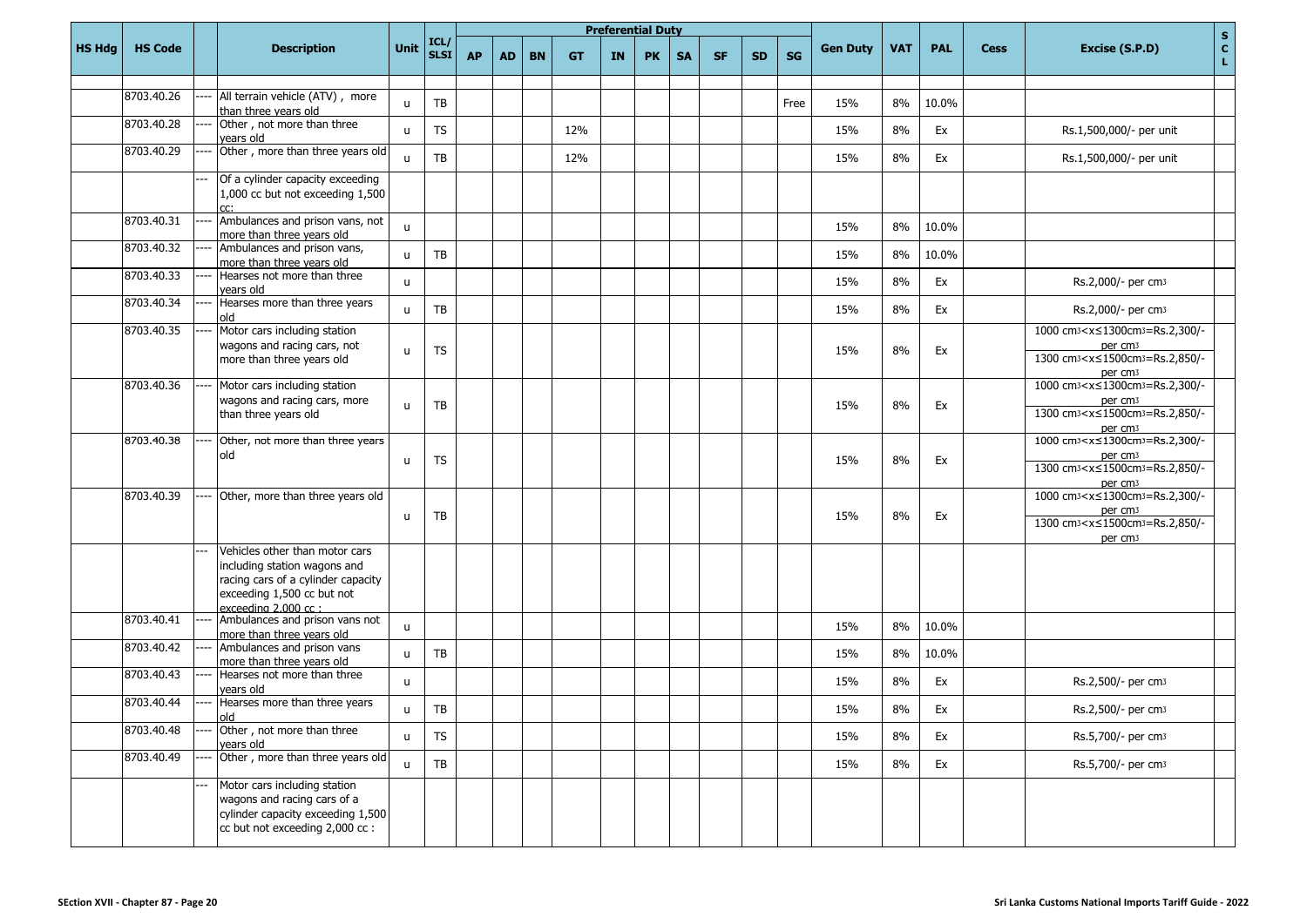| HS Hdg | HS Code | | Description | Unit | ICL/ SLSI | Preferential Duty | | | | | | | | | | Gen Duty | VAT | PAL | Cess | Excise (S.P.D) | S C L |
|---|---|---|---|---|---|---|---|---|---|---|---|---|---|---|---|---|---|---|---|---|---|
| | | | | | | AP | AD | BN | GT | IN | PK | SA | SF | SD | SG | | | | | | |
| | 8703.40.26 | ---- | All terrain vehicle (ATV) , more than three years old | u | TB | | | | | | | | | | Free | 15% | 8% | 10.0% | | | |
| | 8703.40.28 | ---- | Other , not more than three years old | u | TS | | | | 12% | | | | | | | 15% | 8% | Ex | | Rs.1,500,000/- per unit | |
| | 8703.40.29 | ---- | Other , more than three years old | u | TB | | | | 12% | | | | | | | 15% | 8% | Ex | | Rs.1,500,000/- per unit | |
| | | --- | Of a cylinder capacity exceeding 1,000 cc but not exceeding 1,500 cc: | | | | | | | | | | | | | | | | | | |
| | 8703.40.31 | ---- | Ambulances and prison vans, not more than three years old | u | | | | | | | | | | | | 15% | 8% | 10.0% | | | |
| | 8703.40.32 | ---- | Ambulances and prison vans, more than three years old | u | TB | | | | | | | | | | | 15% | 8% | 10.0% | | | |
| | 8703.40.33 | ---- | Hearses not more than three years old | u | | | | | | | | | | | | 15% | 8% | Ex | | Rs.2,000/- per cm3 | |
| | 8703.40.34 | ---- | Hearses more than three years old | u | TB | | | | | | | | | | | 15% | 8% | Ex | | Rs.2,000/- per cm3 | |
| | 8703.40.35 | ---- | Motor cars including station wagons and racing cars, not more than three years old | u | TS | | | | | | | | | | | 15% | 8% | Ex | | 1000 cm3<x≤1300cm3=Rs.2,300/- per cm3 1300 cm3<x≤1500cm3=Rs.2,850/- per cm3 | |
| | 8703.40.36 | ---- | Motor cars including station wagons and racing cars, more than three years old | u | TB | | | | | | | | | | | 15% | 8% | Ex | | 1000 cm3<x≤1300cm3=Rs.2,300/- per cm3 1300 cm3<x≤1500cm3=Rs.2,850/- per cm3 | |
| | 8703.40.38 | ---- | Other, not more than three years old | u | TS | | | | | | | | | | | 15% | 8% | Ex | | 1000 cm3<x≤1300cm3=Rs.2,300/- per cm3 1300 cm3<x≤1500cm3=Rs.2,850/- per cm3 | |
| | 8703.40.39 | ---- | Other, more than three years old | u | TB | | | | | | | | | | | 15% | 8% | Ex | | 1000 cm3<x≤1300cm3=Rs.2,300/- per cm3 1300 cm3<x≤1500cm3=Rs.2,850/- per cm3 | |
| | | --- | Vehicles other than motor cars including station wagons and racing cars of a cylinder capacity exceeding 1,500 cc but not exceeding 2,000 cc : | | | | | | | | | | | | | | | | | | |
| | 8703.40.41 | ---- | Ambulances and prison vans not more than three years old | u | | | | | | | | | | | | 15% | 8% | 10.0% | | | |
| | 8703.40.42 | ---- | Ambulances and prison vans more than three years old | u | TB | | | | | | | | | | | 15% | 8% | 10.0% | | | |
| | 8703.40.43 | ---- | Hearses not more than three years old | u | | | | | | | | | | | | 15% | 8% | Ex | | Rs.2,500/- per cm3 | |
| | 8703.40.44 | ---- | Hearses more than three years old | u | TB | | | | | | | | | | | 15% | 8% | Ex | | Rs.2,500/- per cm3 | |
| | 8703.40.48 | ---- | Other , not more than three years old | u | TS | | | | | | | | | | | 15% | 8% | Ex | | Rs.5,700/- per cm3 | |
| | 8703.40.49 | ---- | Other , more than three years old | u | TB | | | | | | | | | | | 15% | 8% | Ex | | Rs.5,700/- per cm3 | |
| | | --- | Motor cars including station wagons and racing cars of a cylinder capacity exceeding 1,500 cc but not exceeding 2,000 cc : | | | | | | | | | | | | | | | | | | |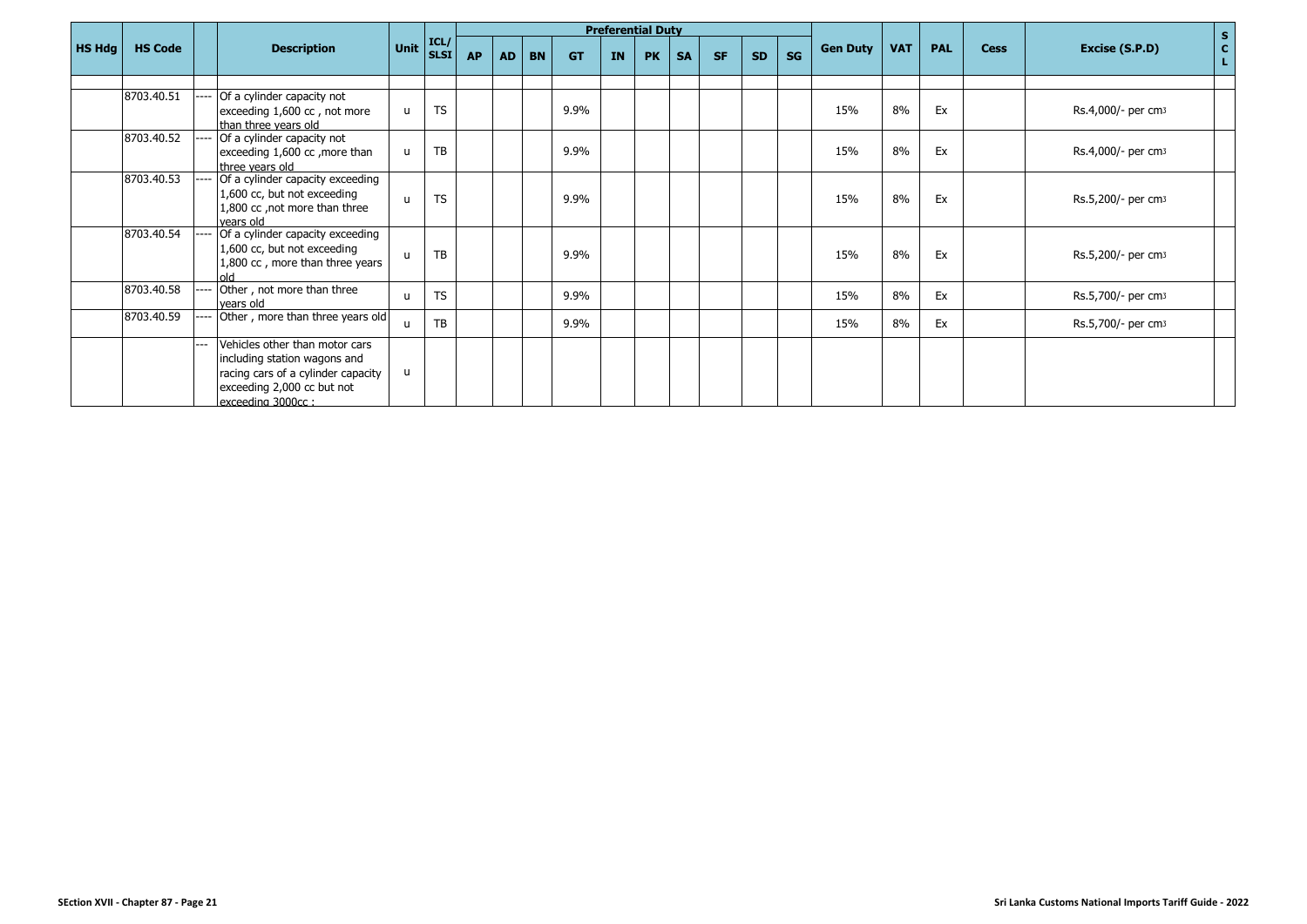| HS Hdg | HS Code | | Description | Unit | ICL/ SLSI | Preferential Duty | | | | | | | | | | Gen Duty | VAT | PAL | Cess | Excise (S.P.D) | SCL |
|---|---|---|---|---|---|---|---|---|---|---|---|---|---|---|---|---|---|---|---|---|---|
| | | | | | | AP | AD | BN | GT | IN | PK | SA | SF | SD | SG | | | | | | |
| | | | | | | | | | | | | | | | | | | | | | |
| | 8703.40.51 | ---- | Of a cylinder capacity not exceeding 1,600 cc , not more than three years old | u | TS | | | | 9.9% | | | | | | | 15% | 8% | Ex | | Rs.4,000/- per cm3 | |
| | 8703.40.52 | ---- | Of a cylinder capacity not exceeding 1,600 cc ,more than three years old | u | TB | | | | 9.9% | | | | | | | 15% | 8% | Ex | | Rs.4,000/- per cm3 | |
| | 8703.40.53 | ---- | Of a cylinder capacity exceeding 1,600 cc, but not exceeding 1,800 cc ,not more than three years old | u | TS | | | | 9.9% | | | | | | | 15% | 8% | Ex | | Rs.5,200/- per cm3 | |
| | 8703.40.54 | ---- | Of a cylinder capacity exceeding 1,600 cc, but not exceeding 1,800 cc , more than three years old | u | TB | | | | 9.9% | | | | | | | 15% | 8% | Ex | | Rs.5,200/- per cm3 | |
| | 8703.40.58 | ---- | Other , not more than three years old | u | TS | | | | 9.9% | | | | | | | 15% | 8% | Ex | | Rs.5,700/- per cm3 | |
| | 8703.40.59 | ---- | Other , more than three years old | u | TB | | | | 9.9% | | | | | | | 15% | 8% | Ex | | Rs.5,700/- per cm3 | |
| | | --- | Vehicles other than motor cars including station wagons and racing cars of a cylinder capacity exceeding 2,000 cc but not exceeding 3000cc : | u | | | | | | | | | | | | | | | | | |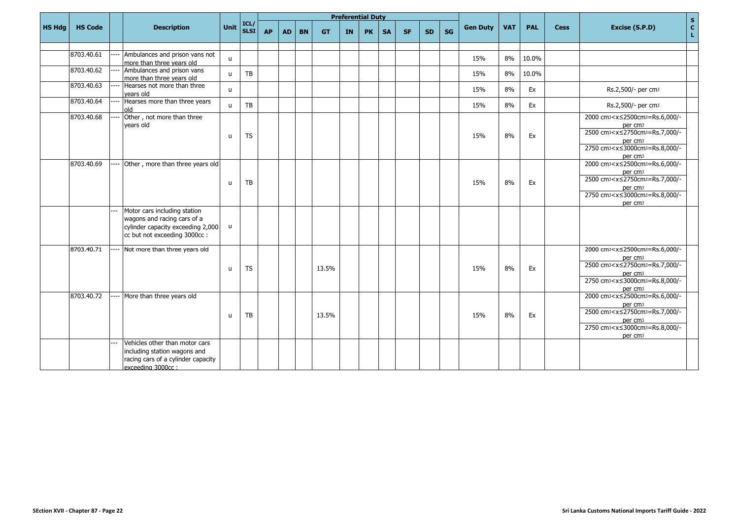| HS Hdg | HS Code | | Description | Unit | ICL/ SLSI | Preferential Duty | | | | | | | | | | Gen Duty | VAT | PAL | Cess | Excise (S.P.D) | S C L |
|---|---|---|---|---|---|---|---|---|---|---|---|---|---|---|---|---|---|---|---|---|---|
| | | | | | | AP | AD | BN | GT | IN | PK | SA | SF | SD | SG | | | | | | |
| | 8703.40.61 | ---- | Ambulances and prison vans not more than three years old | u | | | | | | | | | | | | 15% | 8% | 10.0% | | | |
| | 8703.40.62 | ---- | Ambulances and prison vans more than three years old | u | TB | | | | | | | | | | | 15% | 8% | 10.0% | | | |
| | 8703.40.63 | ---- | Hearses not more than three years old | u | | | | | | | | | | | | 15% | 8% | Ex | | Rs.2,500/- per $cm^3$ | |
| | 8703.40.64 | ---- | Hearses more than three years old | u | TB | | | | | | | | | | | 15% | 8% | Ex | | Rs.2,500/- per $cm^3$ | |
| | 8703.40.68 | ---- | Other , not more than three years old | u | TS | | | | | | | | | | | 15% | 8% | Ex | | 2000 $cm^3$<x≤2500$cm^3$=Rs.6,000/- per $cm^3$ 2500 $cm^3$<x≤2750$cm^3$=Rs.7,000/- per $cm^3$ 2750 $cm^3$<x≤3000$cm^3$=Rs.8,000/- per $cm^3$ | |
| | 8703.40.69 | ---- | Other , more than three years old | u | TB | | | | | | | | | | | 15% | 8% | Ex | | 2000 $cm^3$<x≤2500$cm^3$=Rs.6,000/- per $cm^3$ 2500 $cm^3$<x≤2750$cm^3$=Rs.7,000/- per $cm^3$ 2750 $cm^3$<x≤3000$cm^3$=Rs.8,000/- per $cm^3$ | |
| | | --- | Motor cars including station wagons and racing cars of a cylinder capacity exceeding 2,000 cc but not exceeding 3000cc : | u | | | | | | | | | | | | | | | | | |
| | 8703.40.71 | ---- | Not more than three years old | u | TS | | | | 13.5% | | | | | | | 15% | 8% | Ex | | 2000 $cm^3$<x≤2500$cm^3$=Rs.6,000/- per $cm^3$ 2500 $cm^3$<x≤2750$cm^3$=Rs.7,000/- per $cm^3$ 2750 $cm^3$<x≤3000$cm^3$=Rs.8,000/- per $cm^3$ | |
| | 8703.40.72 | ---- | More than three years old | u | TB | | | | 13.5% | | | | | | | 15% | 8% | Ex | | 2000 $cm^3$<x≤2500$cm^3$=Rs.6,000/- per $cm^3$ 2500 $cm^3$<x≤2750$cm^3$=Rs.7,000/- per $cm^3$ 2750 $cm^3$<x≤3000$cm^3$=Rs.8,000/- per $cm^3$ | |
| | | --- | Vehicles other than motor cars including station wagons and racing cars of a cylinder capacity exceeding 3000cc : | | | | | | | | | | | | | | | | | | |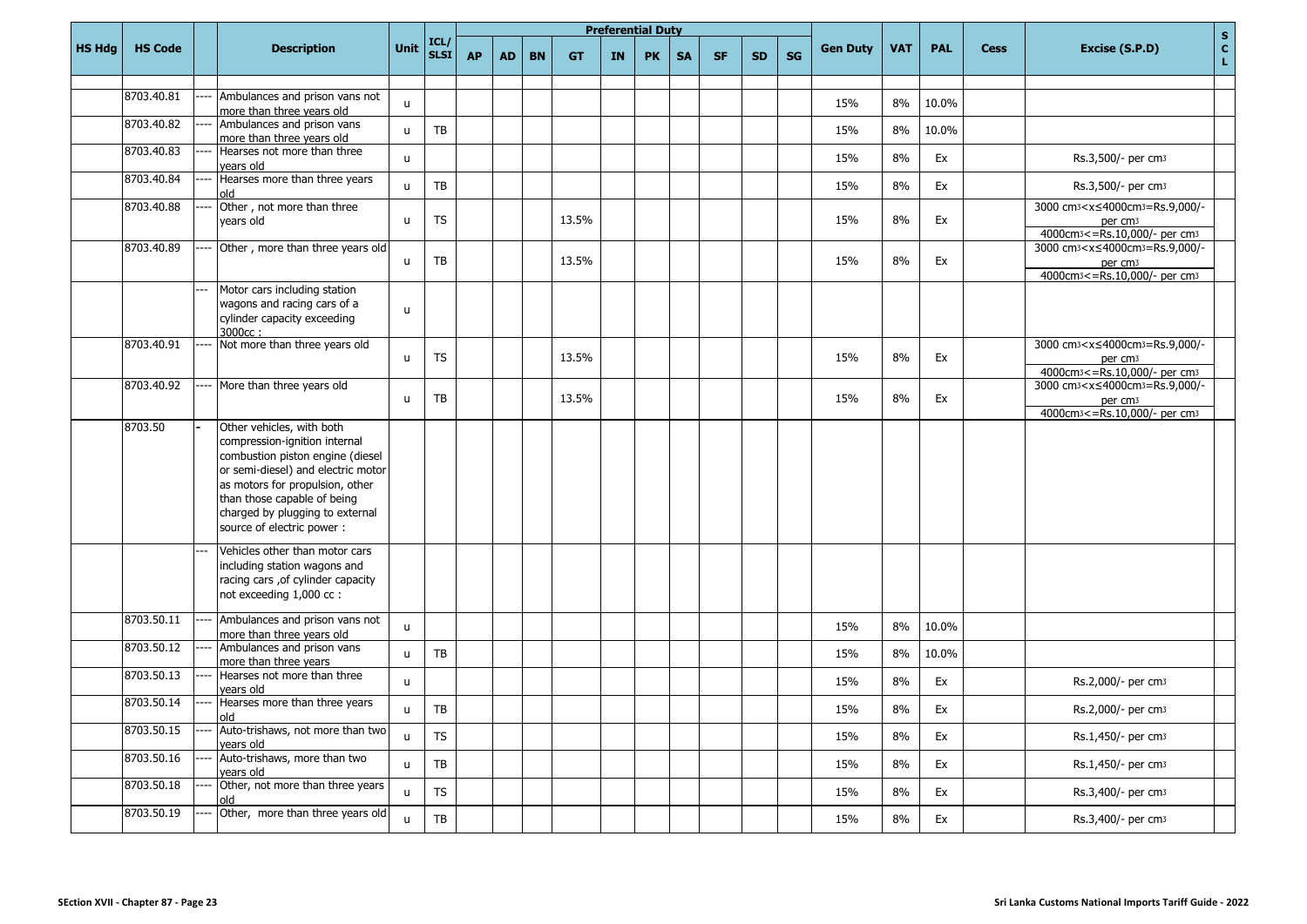| HS Hdg | HS Code | | Description | Unit | ICL/ SLSI | Preferential Duty | | | | | | | | | | Gen Duty | VAT | PAL | Cess | Excise (S.P.D) | SCL |
|---|---|---|---|---|---|---|---|---|---|---|---|---|---|---|---|---|---|---|---|---|---|
| | | | | | | AP | AD | BN | GT | IN | PK | SA | SF | SD | SG | | | | | | |
| | 8703.40.81 | ---- | Ambulances and prison vans not more than three years old | u | | | | | | | | | | | | 15% | 8% | 10.0% | | | |
| | 8703.40.82 | ---- | Ambulances and prison vans more than three years old | u | TB | | | | | | | | | | | 15% | 8% | 10.0% | | | |
| | 8703.40.83 | ---- | Hearses not more than three years old | u | | | | | | | | | | | | 15% | 8% | Ex | | Rs.3,500/- per cm3 | |
| | 8703.40.84 | ---- | Hearses more than three years old | u | TB | | | | | | | | | | | 15% | 8% | Ex | | Rs.3,500/- per cm3 | |
| | 8703.40.88 | ---- | Other , not more than three years old | u | TS | | | | 13.5% | | | | | | | 15% | 8% | Ex | | 3000 cm3<x≤4000cm3=Rs.9,000/- per cm3 4000cm3<=Rs.10,000/- per cm3 | |
| | 8703.40.89 | ---- | Other , more than three years old | u | TB | | | | 13.5% | | | | | | | 15% | 8% | Ex | | 3000 cm3<x≤4000cm3=Rs.9,000/- per cm3 4000cm3<=Rs.10,000/- per cm3 | |
| | | --- | Motor cars including station wagons and racing cars of a cylinder capacity exceeding 3000cc : | u | | | | | | | | | | | | | | | | | |
| | 8703.40.91 | ---- | Not more than three years old | u | TS | | | | 13.5% | | | | | | | 15% | 8% | Ex | | 3000 cm3<x≤4000cm3=Rs.9,000/- per cm3 4000cm3<=Rs.10,000/- per cm3 | |
| | 8703.40.92 | ---- | More than three years old | u | TB | | | | 13.5% | | | | | | | 15% | 8% | Ex | | 3000 cm3<x≤4000cm3=Rs.9,000/- per cm3 4000cm3<=Rs.10,000/- per cm3 | |
| | 8703.50 | - | Other vehicles, with both compression-ignition internal combustion piston engine (diesel or semi-diesel) and electric motor as motors for propulsion, other than those capable of being charged by plugging to external source of electric power : | | | | | | | | | | | | | | | | | | |
| | | --- | Vehicles other than motor cars including station wagons and racing cars ,of cylinder capacity not exceeding 1,000 cc : | | | | | | | | | | | | | | | | | | |
| | 8703.50.11 | ---- | Ambulances and prison vans not more than three years old | u | | | | | | | | | | | | 15% | 8% | 10.0% | | | |
| | 8703.50.12 | ---- | Ambulances and prison vans more than three years | u | TB | | | | | | | | | | | 15% | 8% | 10.0% | | | |
| | 8703.50.13 | ---- | Hearses not more than three years old | u | | | | | | | | | | | | 15% | 8% | Ex | | Rs.2,000/- per cm3 | |
| | 8703.50.14 | ---- | Hearses more than three years old | u | TB | | | | | | | | | | | 15% | 8% | Ex | | Rs.2,000/- per cm3 | |
| | 8703.50.15 | ---- | Auto-trishaws, not more than two years old | u | TS | | | | | | | | | | | 15% | 8% | Ex | | Rs.1,450/- per cm3 | |
| | 8703.50.16 | ---- | Auto-trishaws, more than two years old | u | TB | | | | | | | | | | | 15% | 8% | Ex | | Rs.1,450/- per cm3 | |
| | 8703.50.18 | ---- | Other, not more than three years old | u | TS | | | | | | | | | | | 15% | 8% | Ex | | Rs.3,400/- per cm3 | |
| | 8703.50.19 | ---- | Other, more than three years old | u | TB | | | | | | | | | | | 15% | 8% | Ex | | Rs.3,400/- per cm3 | |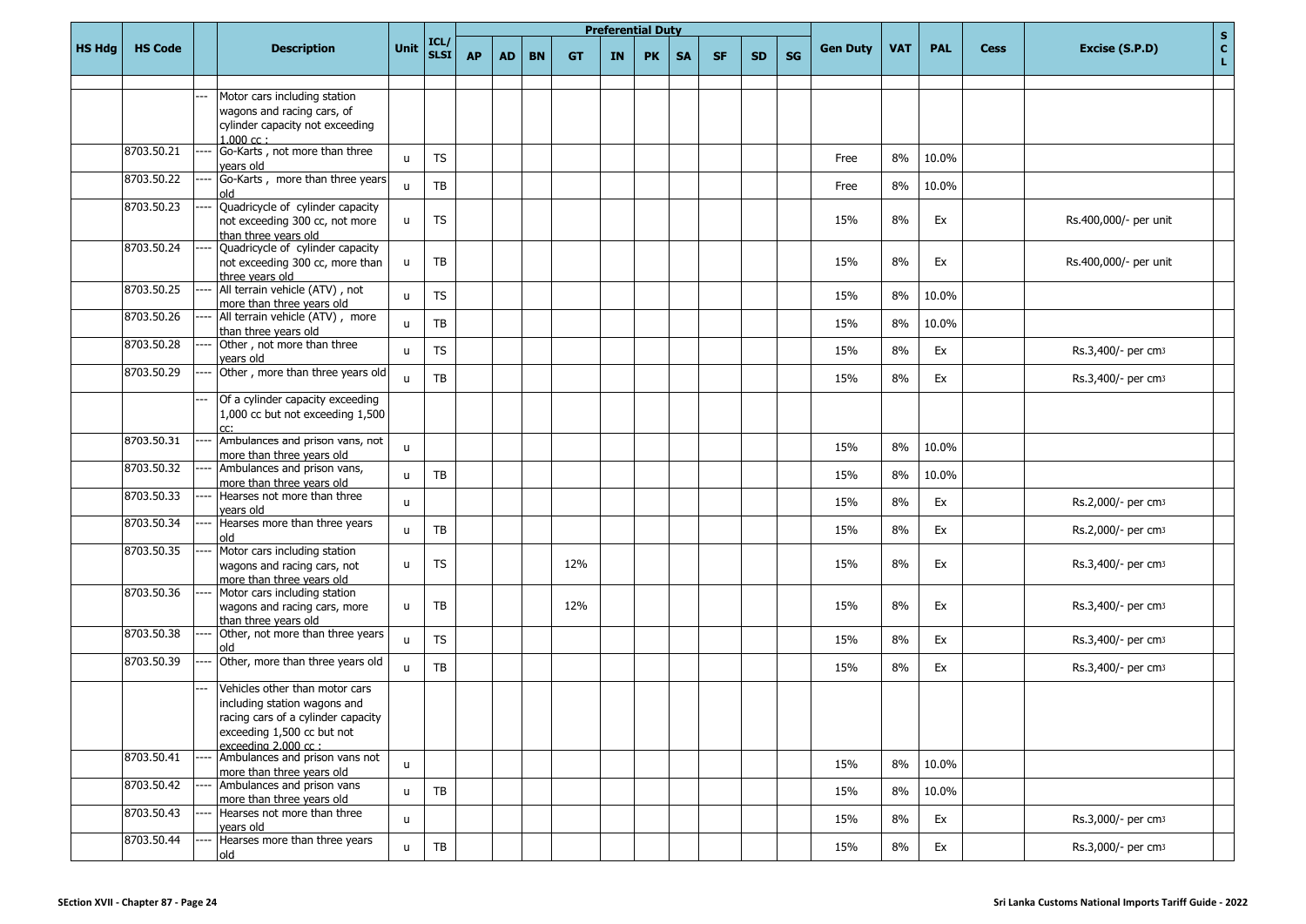| HS Hdg | HS Code | | Description | Unit | ICL/ SLSI | Preferential Duty | | | | | | | | | | Gen Duty | VAT | PAL | Cess | Excise (S.P.D) | S C L |
|---|---|---|---|---|---|---|---|---|---|---|---|---|---|---|---|---|---|---|---|---|---|
| | | | | | | AP | AD | BN | GT | IN | PK | SA | SF | SD | SG | | | | | | |
| | | --- | Motor cars including station wagons and racing cars, of cylinder capacity not exceeding 1,000 cc : | | | | | | | | | | | | | | | | | | |
| | 8703.50.21 | ---- | Go-Karts , not more than three years old | u | TS | | | | | | | | | | | Free | 8% | 10.0% | | | |
| | 8703.50.22 | ---- | Go-Karts , more than three years old | u | TB | | | | | | | | | | | Free | 8% | 10.0% | | | |
| | 8703.50.23 | ---- | Quadricycle of cylinder capacity not exceeding 300 cc, not more than three years old | u | TS | | | | | | | | | | | 15% | 8% | Ex | | Rs.400,000/- per unit | |
| | 8703.50.24 | ---- | Quadricycle of cylinder capacity not exceeding 300 cc, more than three years old | u | TB | | | | | | | | | | | 15% | 8% | Ex | | Rs.400,000/- per unit | |
| | 8703.50.25 | ---- | All terrain vehicle (ATV) , not more than three years old | u | TS | | | | | | | | | | | 15% | 8% | 10.0% | | | |
| | 8703.50.26 | ---- | All terrain vehicle (ATV) , more than three years old | u | TB | | | | | | | | | | | 15% | 8% | 10.0% | | | |
| | 8703.50.28 | ---- | Other , not more than three years old | u | TS | | | | | | | | | | | 15% | 8% | Ex | | Rs.3,400/- per cm3 | |
| | 8703.50.29 | ---- | Other , more than three years old | u | TB | | | | | | | | | | | 15% | 8% | Ex | | Rs.3,400/- per cm3 | |
| | | --- | Of a cylinder capacity exceeding 1,000 cc but not exceeding 1,500 cc: | | | | | | | | | | | | | | | | | | |
| | 8703.50.31 | ---- | Ambulances and prison vans, not more than three years old | u | | | | | | | | | | | | 15% | 8% | 10.0% | | | |
| | 8703.50.32 | ---- | Ambulances and prison vans, more than three years old | u | TB | | | | | | | | | | | 15% | 8% | 10.0% | | | |
| | 8703.50.33 | ---- | Hearses not more than three years old | u | | | | | | | | | | | | 15% | 8% | Ex | | Rs.2,000/- per cm3 | |
| | 8703.50.34 | ---- | Hearses more than three years old | u | TB | | | | | | | | | | | 15% | 8% | Ex | | Rs.2,000/- per cm3 | |
| | 8703.50.35 | ---- | Motor cars including station wagons and racing cars, not more than three years old | u | TS | | | | 12% | | | | | | | 15% | 8% | Ex | | Rs.3,400/- per cm3 | |
| | 8703.50.36 | ---- | Motor cars including station wagons and racing cars, more than three years old | u | TB | | | | 12% | | | | | | | 15% | 8% | Ex | | Rs.3,400/- per cm3 | |
| | 8703.50.38 | ---- | Other, not more than three years old | u | TS | | | | | | | | | | | 15% | 8% | Ex | | Rs.3,400/- per cm3 | |
| | 8703.50.39 | ---- | Other, more than three years old | u | TB | | | | | | | | | | | 15% | 8% | Ex | | Rs.3,400/- per cm3 | |
| | | --- | Vehicles other than motor cars including station wagons and racing cars of a cylinder capacity exceeding 1,500 cc but not exceeding 2,000 cc : | | | | | | | | | | | | | | | | | | |
| | 8703.50.41 | ---- | Ambulances and prison vans not more than three years old | u | | | | | | | | | | | | 15% | 8% | 10.0% | | | |
| | 8703.50.42 | ---- | Ambulances and prison vans more than three years old | u | TB | | | | | | | | | | | 15% | 8% | 10.0% | | | |
| | 8703.50.43 | ---- | Hearses not more than three years old | u | | | | | | | | | | | | 15% | 8% | Ex | | Rs.3,000/- per cm3 | |
| | 8703.50.44 | ---- | Hearses more than three years old | u | TB | | | | | | | | | | | 15% | 8% | Ex | | Rs.3,000/- per cm3 | |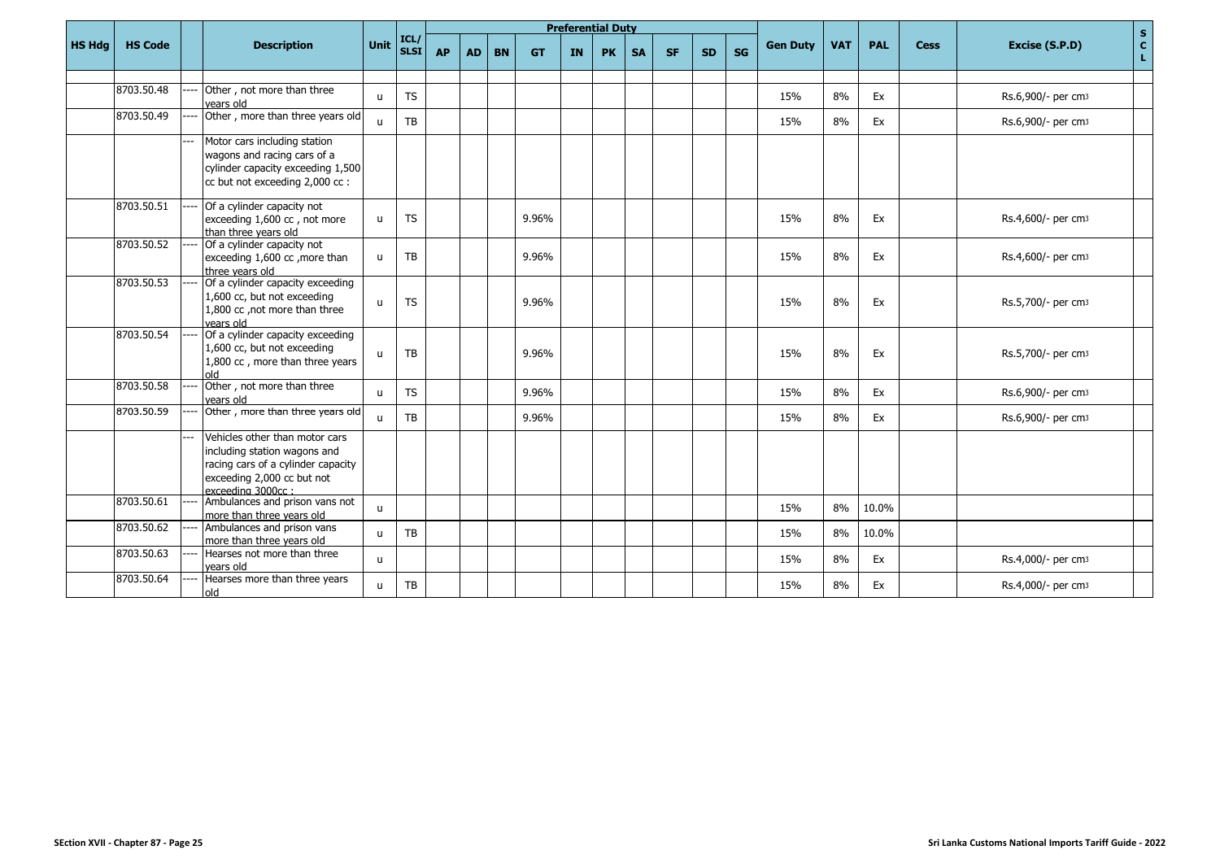| HS Hdg | HS Code | | Description | Unit | ICL/ SLSI | Preferential Duty | | | | | | | | | | Gen Duty | VAT | PAL | Cess | Excise (S.P.D) | S C L |
|---|---|---|---|---|---|---|---|---|---|---|---|---|---|---|---|---|---|---|---|---|---|
| | | | | | | AP | AD | BN | GT | IN | PK | SA | SF | SD | SG | | | | | | |
| | 8703.50.48 | ---- | Other , not more than three years old | u | TS | | | | | | | | | | | 15% | 8% | Ex | | Rs.6,900/- per cm3 | |
| | 8703.50.49 | ---- | Other , more than three years old | u | TB | | | | | | | | | | | 15% | 8% | Ex | | Rs.6,900/- per cm3 | |
| | | --- | Motor cars including station wagons and racing cars of a cylinder capacity exceeding 1,500 cc but not exceeding 2,000 cc : | | | | | | | | | | | | | | | | | | |
| | 8703.50.51 | ---- | Of a cylinder capacity not exceeding 1,600 cc , not more than three years old | u | TS | | | | 9.96% | | | | | | | 15% | 8% | Ex | | Rs.4,600/- per cm3 | |
| | 8703.50.52 | ---- | Of a cylinder capacity not exceeding 1,600 cc ,more than three years old | u | TB | | | | 9.96% | | | | | | | 15% | 8% | Ex | | Rs.4,600/- per cm3 | |
| | 8703.50.53 | ---- | Of a cylinder capacity exceeding 1,600 cc, but not exceeding 1,800 cc ,not more than three years old | u | TS | | | | 9.96% | | | | | | | 15% | 8% | Ex | | Rs.5,700/- per cm3 | |
| | 8703.50.54 | ---- | Of a cylinder capacity exceeding 1,600 cc, but not exceeding 1,800 cc , more than three years old | u | TB | | | | 9.96% | | | | | | | 15% | 8% | Ex | | Rs.5,700/- per cm3 | |
| | 8703.50.58 | ---- | Other , not more than three years old | u | TS | | | | 9.96% | | | | | | | 15% | 8% | Ex | | Rs.6,900/- per cm3 | |
| | 8703.50.59 | ---- | Other , more than three years old | u | TB | | | | 9.96% | | | | | | | 15% | 8% | Ex | | Rs.6,900/- per cm3 | |
| | | --- | Vehicles other than motor cars including station wagons and racing cars of a cylinder capacity exceeding 2,000 cc but not exceeding 3000cc : | | | | | | | | | | | | | | | | | | |
| | 8703.50.61 | ---- | Ambulances and prison vans not more than three years old | u | | | | | | | | | | | | 15% | 8% | 10.0% | | | |
| | 8703.50.62 | ---- | Ambulances and prison vans more than three years old | u | TB | | | | | | | | | | | 15% | 8% | 10.0% | | | |
| | 8703.50.63 | ---- | Hearses not more than three years old | u | | | | | | | | | | | | 15% | 8% | Ex | | Rs.4,000/- per cm3 | |
| | 8703.50.64 | ---- | Hearses more than three years old | u | TB | | | | | | | | | | | 15% | 8% | Ex | | Rs.4,000/- per cm3 | |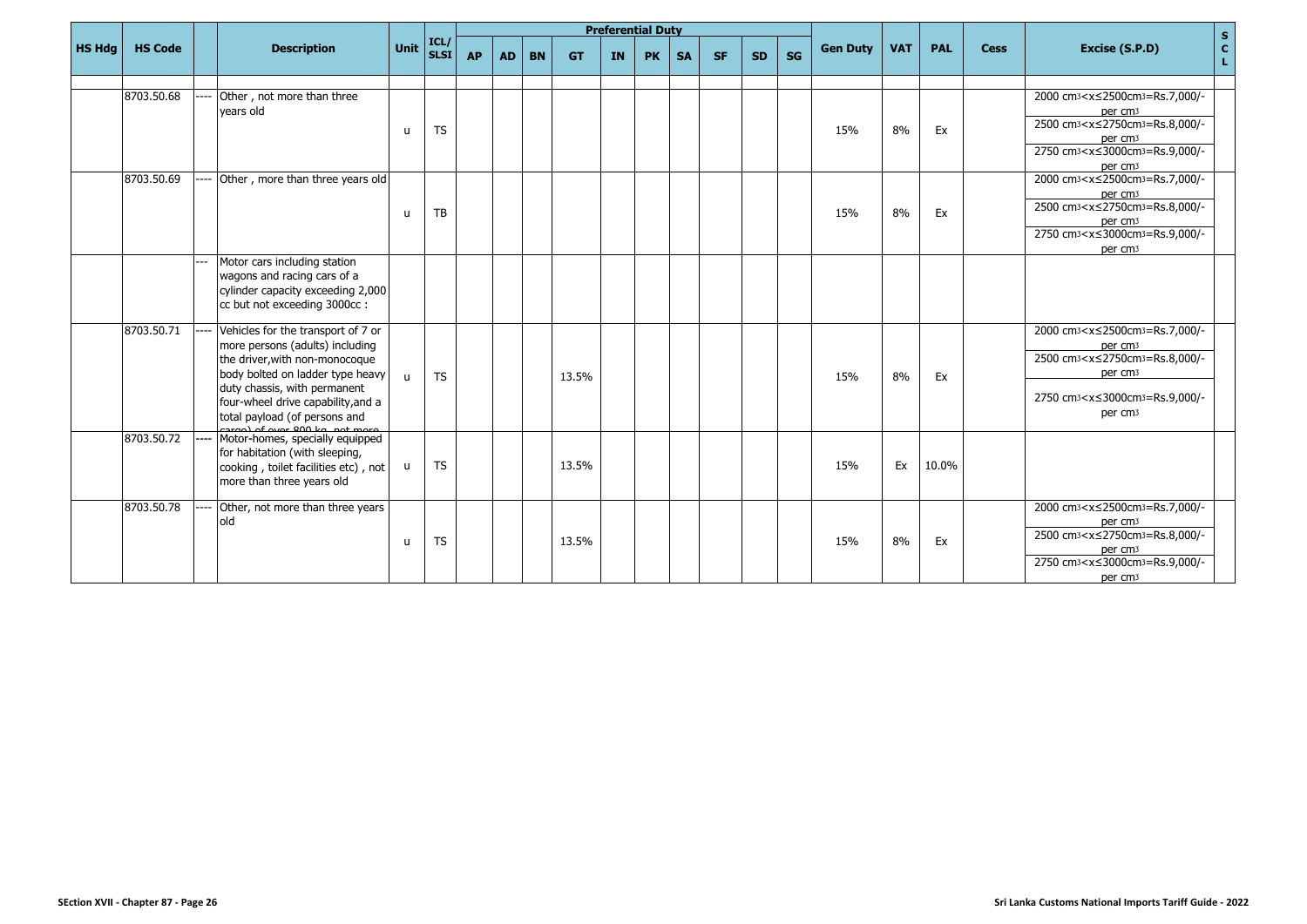| HS Hdg | HS Code | | Description | Unit | ICL/ SLSI | Preferential Duty | | | | | | | | | | Gen Duty | VAT | PAL | Cess | Excise (S.P.D) | S C L |
|---|---|---|---|---|---|---|---|---|---|---|---|---|---|---|---|---|---|---|---|---|---|
| | | | | | | AP | AD | BN | GT | IN | PK | SA | SF | SD | SG | | | | | | |
| | 8703.50.68 | ---- | Other , not more than three years old | u | TS | | | | | | | | | | | 15% | 8% | Ex | | 2000 cm3<x≤2500cm3=Rs.7,000/- per cm3<br>2500 cm3<x≤2750cm3=Rs.8,000/- per cm3<br>2750 cm3<x≤3000cm3=Rs.9,000/- per cm3 | |
| | 8703.50.69 | ---- | Other , more than three years old | u | TB | | | | | | | | | | | 15% | 8% | Ex | | 2000 cm3<x≤2500cm3=Rs.7,000/- per cm3<br>2500 cm3<x≤2750cm3=Rs.8,000/- per cm3<br>2750 cm3<x≤3000cm3=Rs.9,000/- per cm3 | |
| | | --- | Motor cars including station wagons and racing cars of a cylinder capacity exceeding 2,000 cc but not exceeding 3000cc : | | | | | | | | | | | | | | | | | | |
| | 8703.50.71 | ---- | Vehicles for the transport of 7 or more persons (adults) including the driver,with non-monocoque body bolted on ladder type heavy duty chassis, with permanent four-wheel drive capability,and a total payload (of persons and cargo) of over 800 kg, not more | u | TS | | | | 13.5% | | | | | | | 15% | 8% | Ex | | 2000 cm3<x≤2500cm3=Rs.7,000/- per cm3<br>2500 cm3<x≤2750cm3=Rs.8,000/- per cm3<br>2750 cm3<x≤3000cm3=Rs.9,000/- per cm3 | |
| | 8703.50.72 | ---- | Motor-homes, specially equipped for habitation (with sleeping, cooking , toilet facilities etc) , not more than three years old | u | TS | | | | 13.5% | | | | | | | 15% | Ex | 10.0% | | | |
| | 8703.50.78 | ---- | Other, not more than three years old | u | TS | | | | 13.5% | | | | | | | 15% | 8% | Ex | | 2000 cm3<x≤2500cm3=Rs.7,000/- per cm3<br>2500 cm3<x≤2750cm3=Rs.8,000/- per cm3<br>2750 cm3<x≤3000cm3=Rs.9,000/- per cm3 | |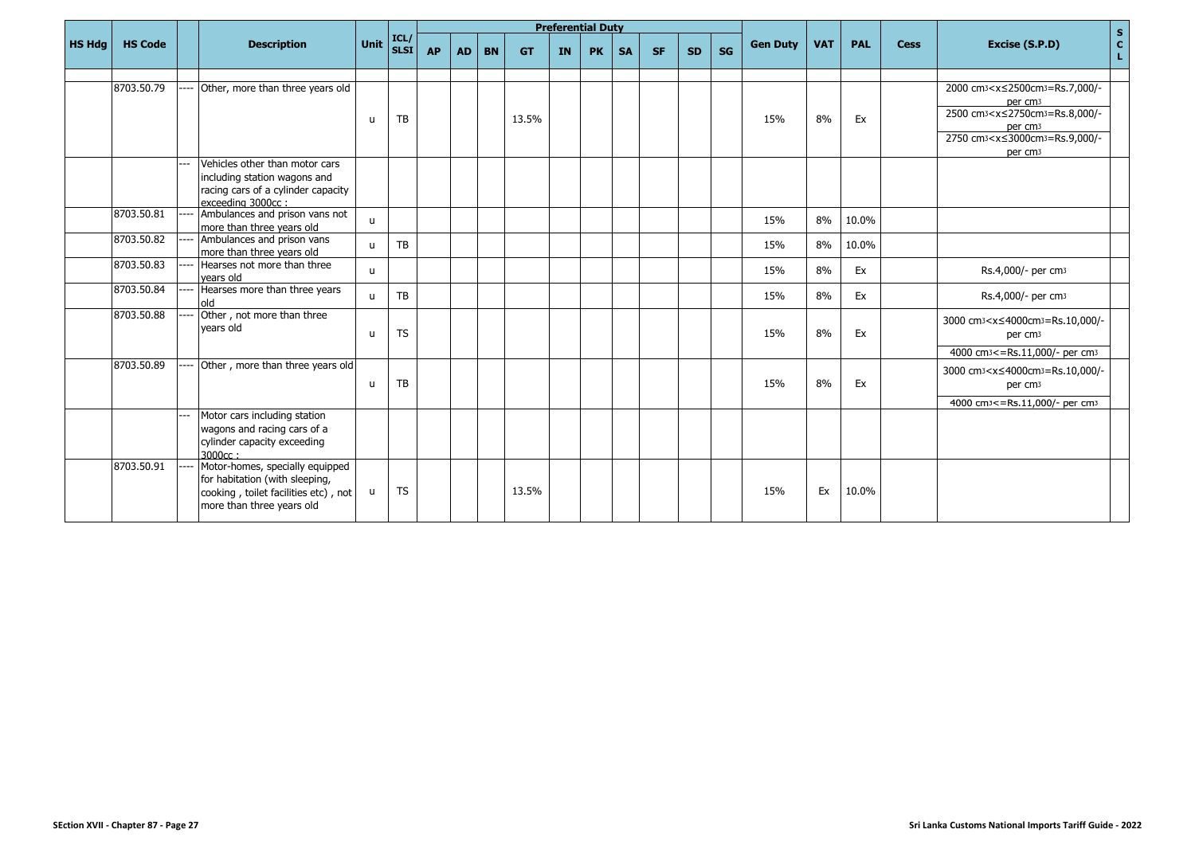| HS Hdg | HS Code | | Description | Unit | ICL/ SLSI | Preferential Duty | | | | | | | | | | Gen Duty | VAT | PAL | Cess | Excise (S.P.D) | S C L |
|---|---|---|---|---|---|---|---|---|---|---|---|---|---|---|---|---|---|---|---|---|---|
| | | | | | | AP | AD | BN | GT | IN | PK | SA | SF | SD | SG | | | | | | |
| | 8703.50.79 | ---- | Other, more than three years old | u | TB | | | | 13.5% | | | | | | | 15% | 8% | Ex | | 2000 cm3<x≤2500cm3=Rs.7,000/- per cm3<br>2500 cm3<x≤2750cm3=Rs.8,000/- per cm3<br>2750 cm3<x≤3000cm3=Rs.9,000/- per cm3 | |
| | | --- | Vehicles other than motor cars including station wagons and racing cars of a cylinder capacity exceeding 3000cc : | | | | | | | | | | | | | | | | | | |
| | 8703.50.81 | ---- | Ambulances and prison vans not more than three years old | u | | | | | | | | | | | | 15% | 8% | 10.0% | | | |
| | 8703.50.82 | ---- | Ambulances and prison vans more than three years old | u | TB | | | | | | | | | | | 15% | 8% | 10.0% | | | |
| | 8703.50.83 | ---- | Hearses not more than three years old | u | | | | | | | | | | | | 15% | 8% | Ex | | Rs.4,000/- per cm3 | |
| | 8703.50.84 | ---- | Hearses more than three years old | u | TB | | | | | | | | | | | 15% | 8% | Ex | | Rs.4,000/- per cm3 | |
| | 8703.50.88 | ---- | Other , not more than three years old | u | TS | | | | | | | | | | | 15% | 8% | Ex | | 3000 cm3<x≤4000cm3=Rs.10,000/- per cm3<br>4000 cm3<=Rs.11,000/- per cm3 | |
| | 8703.50.89 | ---- | Other , more than three years old | u | TB | | | | | | | | | | | 15% | 8% | Ex | | 3000 cm3<x≤4000cm3=Rs.10,000/- per cm3<br>4000 cm3<=Rs.11,000/- per cm3 | |
| | | --- | Motor cars including station wagons and racing cars of a cylinder capacity exceeding 3000cc : | | | | | | | | | | | | | | | | | | |
| | 8703.50.91 | ---- | Motor-homes, specially equipped for habitation (with sleeping, cooking , toilet facilities etc) , not more than three years old | u | TS | | | | 13.5% | | | | | | | 15% | Ex | 10.0% | | | |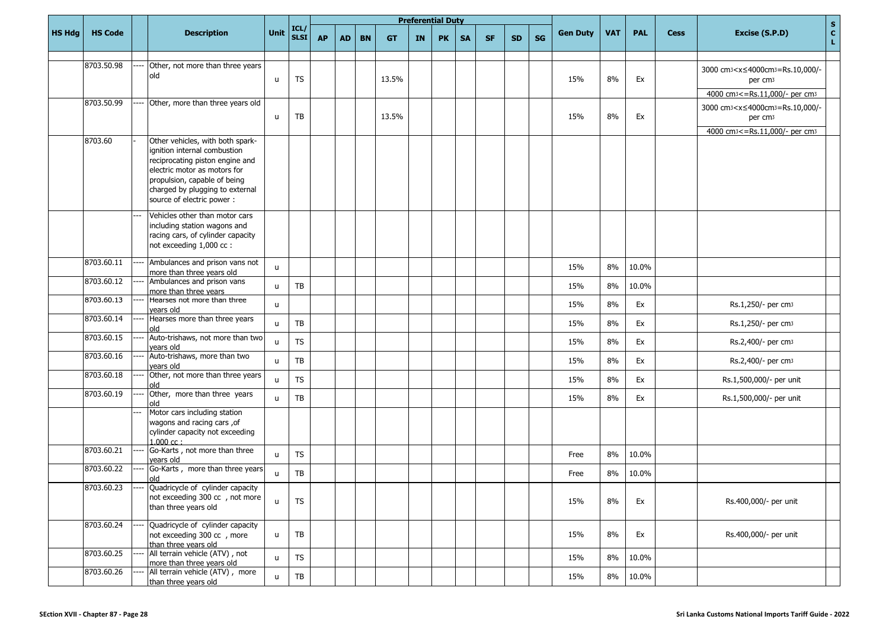| HS Hdg | HS Code | | Description | Unit | ICL/ SLSI | Preferential Duty | | | | | | | | | | Gen Duty | VAT | PAL | Cess | Excise (S.P.D) | S C L |
|---|---|---|---|---|---|---|---|---|---|---|---|---|---|---|---|---|---|---|---|---|---|
| | | | | | | AP | AD | BN | GT | IN | PK | SA | SF | SD | SG | | | | | | |
| | 8703.50.98 | ---- | Other, not more than three years old | u | TS | | | | 13.5% | | | | | | | 15% | 8% | Ex | | 3000 cm³<x≤4000cm³=Rs.10,000/- per cm³ 4000 cm³<=Rs.11,000/- per cm³ | |
| | 8703.50.99 | ---- | Other, more than three years old | u | TB | | | | 13.5% | | | | | | | 15% | 8% | Ex | | 3000 cm³<x≤4000cm³=Rs.10,000/- per cm³ 4000 cm³<=Rs.11,000/- per cm³ | |
| | 8703.60 | - | Other vehicles, with both spark-ignition internal combustion reciprocating piston engine and electric motor as motors for propulsion, capable of being charged by plugging to external source of electric power : | | | | | | | | | | | | | | | | | | |
| | | --- | Vehicles other than motor cars including station wagons and racing cars, of cylinder capacity not exceeding 1,000 cc : | | | | | | | | | | | | | | | | | | |
| | 8703.60.11 | ---- | Ambulances and prison vans not more than three years old | u | | | | | | | | | | | | 15% | 8% | 10.0% | | | |
| | 8703.60.12 | ---- | Ambulances and prison vans more than three years | u | TB | | | | | | | | | | | 15% | 8% | 10.0% | | | |
| | 8703.60.13 | ---- | Hearses not more than three years old | u | | | | | | | | | | | | 15% | 8% | Ex | | Rs.1,250/- per cm³ | |
| | 8703.60.14 | ---- | Hearses more than three years old | u | TB | | | | | | | | | | | 15% | 8% | Ex | | Rs.1,250/- per cm³ | |
| | 8703.60.15 | ---- | Auto-trishaws, not more than two years old | u | TS | | | | | | | | | | | 15% | 8% | Ex | | Rs.2,400/- per cm³ | |
| | 8703.60.16 | ---- | Auto-trishaws, more than two years old | u | TB | | | | | | | | | | | 15% | 8% | Ex | | Rs.2,400/- per cm³ | |
| | 8703.60.18 | ---- | Other, not more than three years old | u | TS | | | | | | | | | | | 15% | 8% | Ex | | Rs.1,500,000/- per unit | |
| | 8703.60.19 | ---- | Other, more than three years old | u | TB | | | | | | | | | | | 15% | 8% | Ex | | Rs.1,500,000/- per unit | |
| | | --- | Motor cars including station wagons and racing cars ,of cylinder capacity not exceeding 1,000 cc : | | | | | | | | | | | | | | | | | | |
| | 8703.60.21 | ---- | Go-Karts , not more than three years old | u | TS | | | | | | | | | | | Free | 8% | 10.0% | | | |
| | 8703.60.22 | ---- | Go-Karts , more than three years old | u | TB | | | | | | | | | | | Free | 8% | 10.0% | | | |
| | 8703.60.23 | ---- | Quadricycle of cylinder capacity not exceeding 300 cc , not more than three years old | u | TS | | | | | | | | | | | 15% | 8% | Ex | | Rs.400,000/- per unit | |
| | 8703.60.24 | ---- | Quadricycle of cylinder capacity not exceeding 300 cc , more than three years old | u | TB | | | | | | | | | | | 15% | 8% | Ex | | Rs.400,000/- per unit | |
| | 8703.60.25 | ---- | All terrain vehicle (ATV) , not more than three years old | u | TS | | | | | | | | | | | 15% | 8% | 10.0% | | | |
| | 8703.60.26 | ---- | All terrain vehicle (ATV) , more than three years old | u | TB | | | | | | | | | | | 15% | 8% | 10.0% | | | |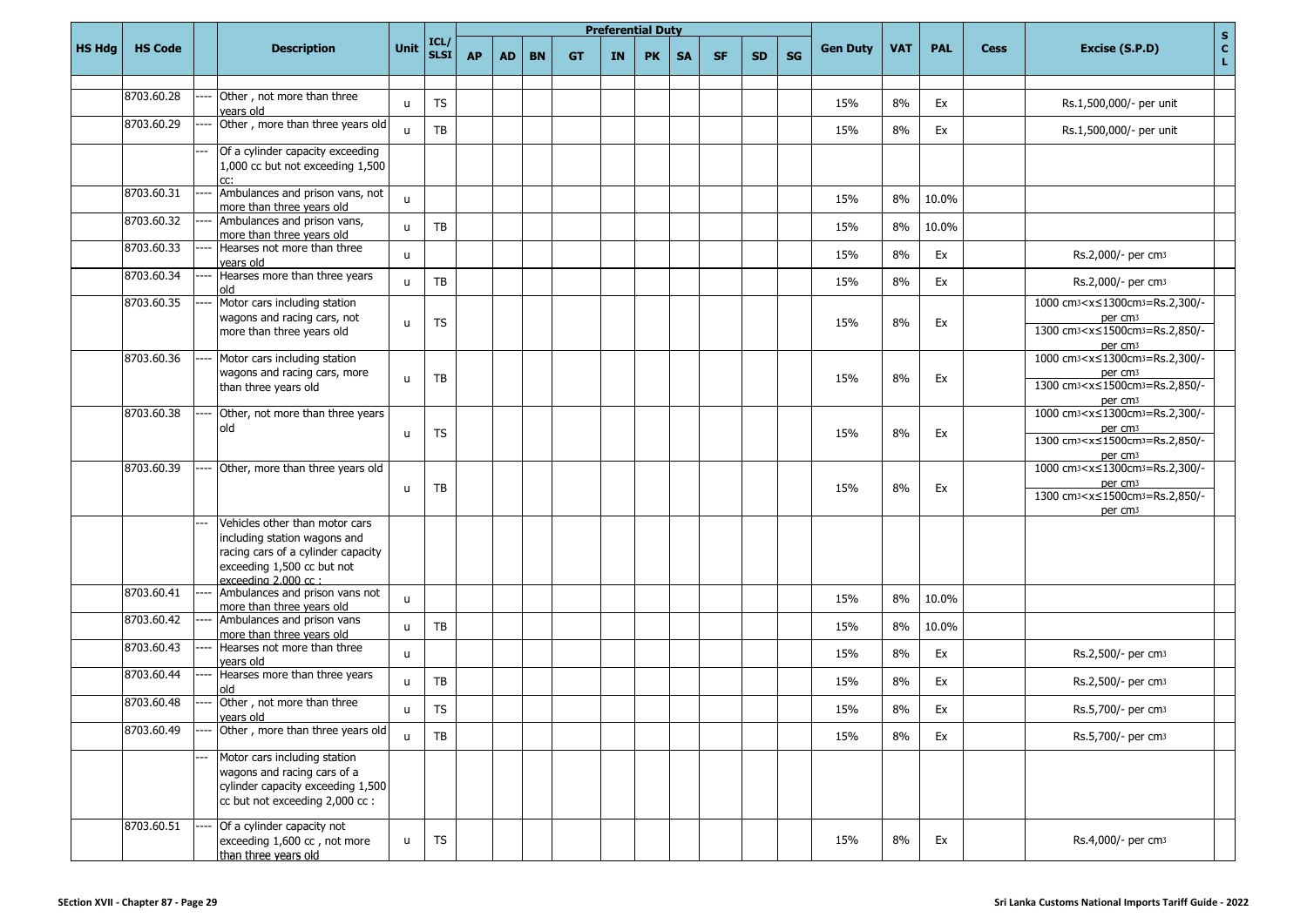| HS Hdg | HS Code | | Description | Unit | ICL/ SLSI | Preferential Duty | | | | | | | | | | Gen Duty | VAT | PAL | Cess | Excise (S.P.D) | SCL |
|---|---|---|---|---|---|---|---|---|---|---|---|---|---|---|---|---|---|---|---|---|---|
| | | | | | | AP | AD | BN | GT | IN | PK | SA | SF | SD | SG | | | | | | |
| | 8703.60.28 | ---- | Other , not more than three years old | u | TS | | | | | | | | | | | 15% | 8% | Ex | | Rs.1,500,000/- per unit | |
| | 8703.60.29 | ---- | Other , more than three years old | u | TB | | | | | | | | | | | 15% | 8% | Ex | | Rs.1,500,000/- per unit | |
| | | --- | Of a cylinder capacity exceeding 1,000 cc but not exceeding 1,500 cc: | | | | | | | | | | | | | | | | | | |
| | 8703.60.31 | ---- | Ambulances and prison vans, not more than three years old | u | | | | | | | | | | | | 15% | 8% | 10.0% | | | |
| | 8703.60.32 | ---- | Ambulances and prison vans, more than three years old | u | TB | | | | | | | | | | | 15% | 8% | 10.0% | | | |
| | 8703.60.33 | ---- | Hearses not more than three years old | u | | | | | | | | | | | | 15% | 8% | Ex | | Rs.2,000/- per cm3 | |
| | 8703.60.34 | ---- | Hearses more than three years old | u | TB | | | | | | | | | | | 15% | 8% | Ex | | Rs.2,000/- per cm3 | |
| | 8703.60.35 | ---- | Motor cars including station wagons and racing cars, not more than three years old | u | TS | | | | | | | | | | | 15% | 8% | Ex | | 1000 cm3<x≤1300cm3=Rs.2,300/- per cm3<br>1300 cm3<x≤1500cm3=Rs.2,850/- per cm3 | |
| | 8703.60.36 | ---- | Motor cars including station wagons and racing cars, more than three years old | u | TB | | | | | | | | | | | 15% | 8% | Ex | | 1000 cm3<x≤1300cm3=Rs.2,300/- per cm3<br>1300 cm3<x≤1500cm3=Rs.2,850/- per cm3 | |
| | 8703.60.38 | ---- | Other, not more than three years old | u | TS | | | | | | | | | | | 15% | 8% | Ex | | 1000 cm3<x≤1300cm3=Rs.2,300/- per cm3<br>1300 cm3<x≤1500cm3=Rs.2,850/- per cm3 | |
| | 8703.60.39 | ---- | Other, more than three years old | u | TB | | | | | | | | | | | 15% | 8% | Ex | | 1000 cm3<x≤1300cm3=Rs.2,300/- per cm3<br>1300 cm3<x≤1500cm3=Rs.2,850/- per cm3 | |
| | | --- | Vehicles other than motor cars including station wagons and racing cars of a cylinder capacity exceeding 1,500 cc but not exceeding 2,000 cc : | | | | | | | | | | | | | | | | | | |
| | 8703.60.41 | ---- | Ambulances and prison vans not more than three years old | u | | | | | | | | | | | | 15% | 8% | 10.0% | | | |
| | 8703.60.42 | ---- | Ambulances and prison vans more than three years old | u | TB | | | | | | | | | | | 15% | 8% | 10.0% | | | |
| | 8703.60.43 | ---- | Hearses not more than three years old | u | | | | | | | | | | | | 15% | 8% | Ex | | Rs.2,500/- per cm3 | |
| | 8703.60.44 | ---- | Hearses more than three years old | u | TB | | | | | | | | | | | 15% | 8% | Ex | | Rs.2,500/- per cm3 | |
| | 8703.60.48 | ---- | Other , not more than three years old | u | TS | | | | | | | | | | | 15% | 8% | Ex | | Rs.5,700/- per cm3 | |
| | 8703.60.49 | ---- | Other , more than three years old | u | TB | | | | | | | | | | | 15% | 8% | Ex | | Rs.5,700/- per cm3 | |
| | | --- | Motor cars including station wagons and racing cars of a cylinder capacity exceeding 1,500 cc but not exceeding 2,000 cc : | | | | | | | | | | | | | | | | | | |
| | 8703.60.51 | ---- | Of a cylinder capacity not exceeding 1,600 cc , not more than three years old | u | TS | | | | | | | | | | | 15% | 8% | Ex | | Rs.4,000/- per cm3 | |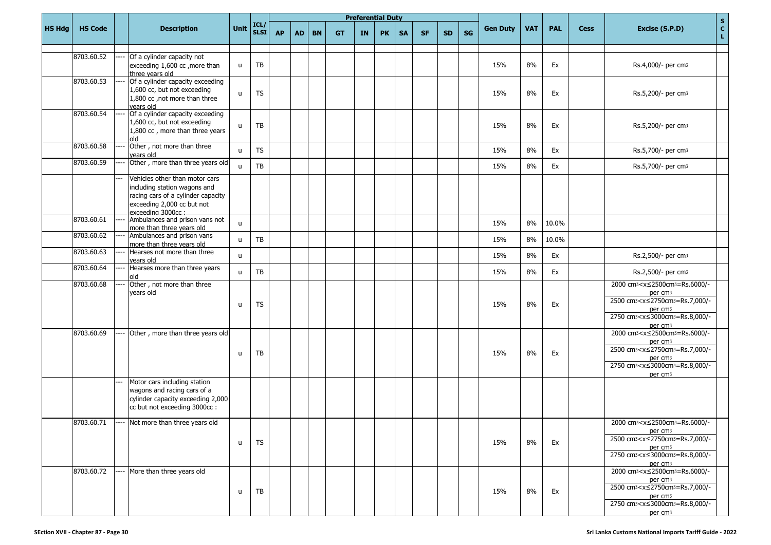| HS Hdg | HS Code | | Description | Unit | ICL/ SLSI | Preferential Duty | | | | | | | | | | Gen Duty | VAT | PAL | Cess | Excise (S.P.D) | SCL |
|---|---|---|---|---|---|---|---|---|---|---|---|---|---|---|---|---|---|---|---|---|---|
| | | | | | | AP | AD | BN | GT | IN | PK | SA | SF | SD | SG | | | | | | |
| | 8703.60.52 | ---- | Of a cylinder capacity not exceeding 1,600 cc ,more than three years old | u | TB | | | | | | | | | | | 15% | 8% | Ex | | Rs.4,000/- per cm3 | |
| | 8703.60.53 | ---- | Of a cylinder capacity exceeding 1,600 cc, but not exceeding 1,800 cc ,not more than three years old | u | TS | | | | | | | | | | | 15% | 8% | Ex | | Rs.5,200/- per cm3 | |
| | 8703.60.54 | ---- | Of a cylinder capacity exceeding 1,600 cc, but not exceeding 1,800 cc , more than three years old | u | TB | | | | | | | | | | | 15% | 8% | Ex | | Rs.5,200/- per cm3 | |
| | 8703.60.58 | ---- | Other , not more than three years old | u | TS | | | | | | | | | | | 15% | 8% | Ex | | Rs.5,700/- per cm3 | |
| | 8703.60.59 | ---- | Other , more than three years old | u | TB | | | | | | | | | | | 15% | 8% | Ex | | Rs.5,700/- per cm3 | |
| | | --- | Vehicles other than motor cars including station wagons and racing cars of a cylinder capacity exceeding 2,000 cc but not exceeding 3000cc : | | | | | | | | | | | | | | | | | | |
| | 8703.60.61 | ---- | Ambulances and prison vans not more than three years old | u | | | | | | | | | | | | 15% | 8% | 10.0% | | | |
| | 8703.60.62 | ---- | Ambulances and prison vans more than three years old | u | TB | | | | | | | | | | | 15% | 8% | 10.0% | | | |
| | 8703.60.63 | ---- | Hearses not more than three years old | u | | | | | | | | | | | | 15% | 8% | Ex | | Rs.2,500/- per cm3 | |
| | 8703.60.64 | ---- | Hearses more than three years old | u | TB | | | | | | | | | | | 15% | 8% | Ex | | Rs.2,500/- per cm3 | |
| | 8703.60.68 | ---- | Other , not more than three years old | u | TS | | | | | | | | | | | 15% | 8% | Ex | | 2000 cm3<x≤2500cm3=Rs.6000/- per cm3<br>2500 cm3<x≤2750cm3=Rs.7,000/- per cm3<br>2750 cm3<x≤3000cm3=Rs.8,000/- per cm3 | |
| | 8703.60.69 | ---- | Other , more than three years old | u | TB | | | | | | | | | | | 15% | 8% | Ex | | 2000 cm3<x≤2500cm3=Rs.6000/- per cm3<br>2500 cm3<x≤2750cm3=Rs.7,000/- per cm3<br>2750 cm3<x≤3000cm3=Rs.8,000/- per cm3 | |
| | | --- | Motor cars including station wagons and racing cars of a cylinder capacity exceeding 2,000 cc but not exceeding 3000cc : | | | | | | | | | | | | | | | | | | |
| | 8703.60.71 | ---- | Not more than three years old | u | TS | | | | | | | | | | | 15% | 8% | Ex | | 2000 cm3<x≤2500cm3=Rs.6000/- per cm3<br>2500 cm3<x≤2750cm3=Rs.7,000/- per cm3<br>2750 cm3<x≤3000cm3=Rs.8,000/- per cm3 | |
| | 8703.60.72 | ---- | More than three years old | u | TB | | | | | | | | | | | 15% | 8% | Ex | | 2000 cm3<x≤2500cm3=Rs.6000/- per cm3<br>2500 cm3<x≤2750cm3=Rs.7,000/- per cm3<br>2750 cm3<x≤3000cm3=Rs.8,000/- per cm3 | |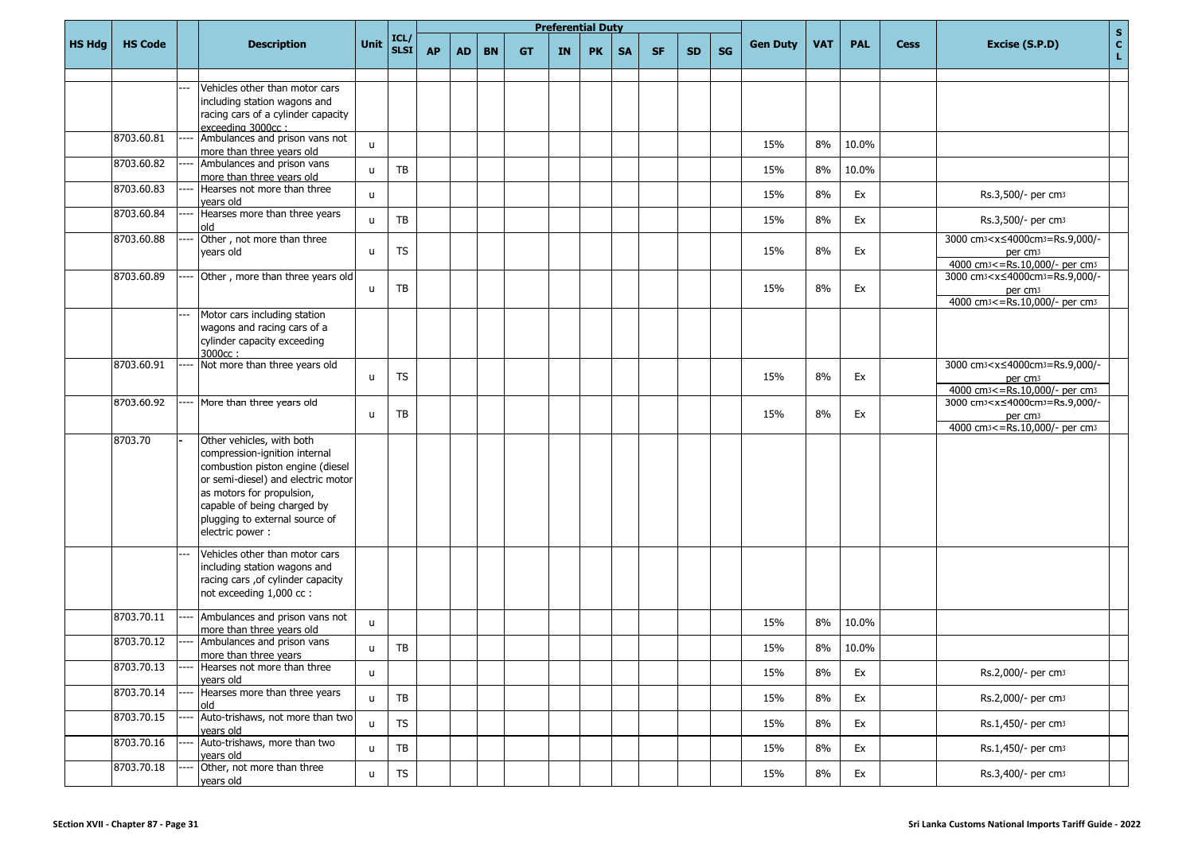| HS Hdg | HS Code | | Description | Unit | ICL/ SLSI | Preferential Duty | | | | | | | | | | Gen Duty | VAT | PAL | Cess | Excise (S.P.D) | SCL |
|---|---|---|---|---|---|---|---|---|---|---|---|---|---|---|---|---|---|---|---|---|---|
| | | | | | | AP | AD | BN | GT | IN | PK | SA | SF | SD | SG | | | | | | |
| | | --- | Vehicles other than motor cars including station wagons and racing cars of a cylinder capacity exceeding 3000cc : | | | | | | | | | | | | | | | | | | |
| | 8703.60.81 | ---- | Ambulances and prison vans not more than three years old | u | | | | | | | | | | | | 15% | 8% | 10.0% | | | |
| | 8703.60.82 | ---- | Ambulances and prison vans more than three years old | u | TB | | | | | | | | | | | 15% | 8% | 10.0% | | | |
| | 8703.60.83 | ---- | Hearses not more than three years old | u | | | | | | | | | | | | 15% | 8% | Ex | | Rs.3,500/- per cm3 | |
| | 8703.60.84 | ---- | Hearses more than three years old | u | TB | | | | | | | | | | | 15% | 8% | Ex | | Rs.3,500/- per cm3 | |
| | 8703.60.88 | ---- | Other , not more than three years old | u | TS | | | | | | | | | | | 15% | 8% | Ex | | 3000 cm3<x≤4000cm3=Rs.9,000/- per cm3<br>4000 cm3<=Rs.10,000/- per cm3 | |
| | 8703.60.89 | ---- | Other , more than three years old | u | TB | | | | | | | | | | | 15% | 8% | Ex | | 3000 cm3<x≤4000cm3=Rs.9,000/- per cm3<br>4000 cm3<=Rs.10,000/- per cm3 | |
| | | --- | Motor cars including station wagons and racing cars of a cylinder capacity exceeding 3000cc : | | | | | | | | | | | | | | | | | | |
| | 8703.60.91 | ---- | Not more than three years old | u | TS | | | | | | | | | | | 15% | 8% | Ex | | 3000 cm3<x≤4000cm3=Rs.9,000/- per cm3<br>4000 cm3<=Rs.10,000/- per cm3 | |
| | 8703.60.92 | ---- | More than three years old | u | TB | | | | | | | | | | | 15% | 8% | Ex | | 3000 cm3<x≤4000cm3=Rs.9,000/- per cm3<br>4000 cm3<=Rs.10,000/- per cm3 | |
| | 8703.70 | - | Other vehicles, with both compression-ignition internal combustion piston engine (diesel or semi-diesel) and electric motor as motors for propulsion, capable of being charged by plugging to external source of electric power : | | | | | | | | | | | | | | | | | | |
| | | --- | Vehicles other than motor cars including station wagons and racing cars ,of cylinder capacity not exceeding 1,000 cc : | | | | | | | | | | | | | | | | | | |
| | 8703.70.11 | ---- | Ambulances and prison vans not more than three years old | u | | | | | | | | | | | | 15% | 8% | 10.0% | | | |
| | 8703.70.12 | ---- | Ambulances and prison vans more than three years | u | TB | | | | | | | | | | | 15% | 8% | 10.0% | | | |
| | 8703.70.13 | ---- | Hearses not more than three years old | u | | | | | | | | | | | | 15% | 8% | Ex | | Rs.2,000/- per cm3 | |
| | 8703.70.14 | ---- | Hearses more than three years old | u | TB | | | | | | | | | | | 15% | 8% | Ex | | Rs.2,000/- per cm3 | |
| | 8703.70.15 | ---- | Auto-trishaws, not more than two years old | u | TS | | | | | | | | | | | 15% | 8% | Ex | | Rs.1,450/- per cm3 | |
| | 8703.70.16 | ---- | Auto-trishaws, more than two years old | u | TB | | | | | | | | | | | 15% | 8% | Ex | | Rs.1,450/- per cm3 | |
| | 8703.70.18 | ---- | Other, not more than three years old | u | TS | | | | | | | | | | | 15% | 8% | Ex | | Rs.3,400/- per cm3 | |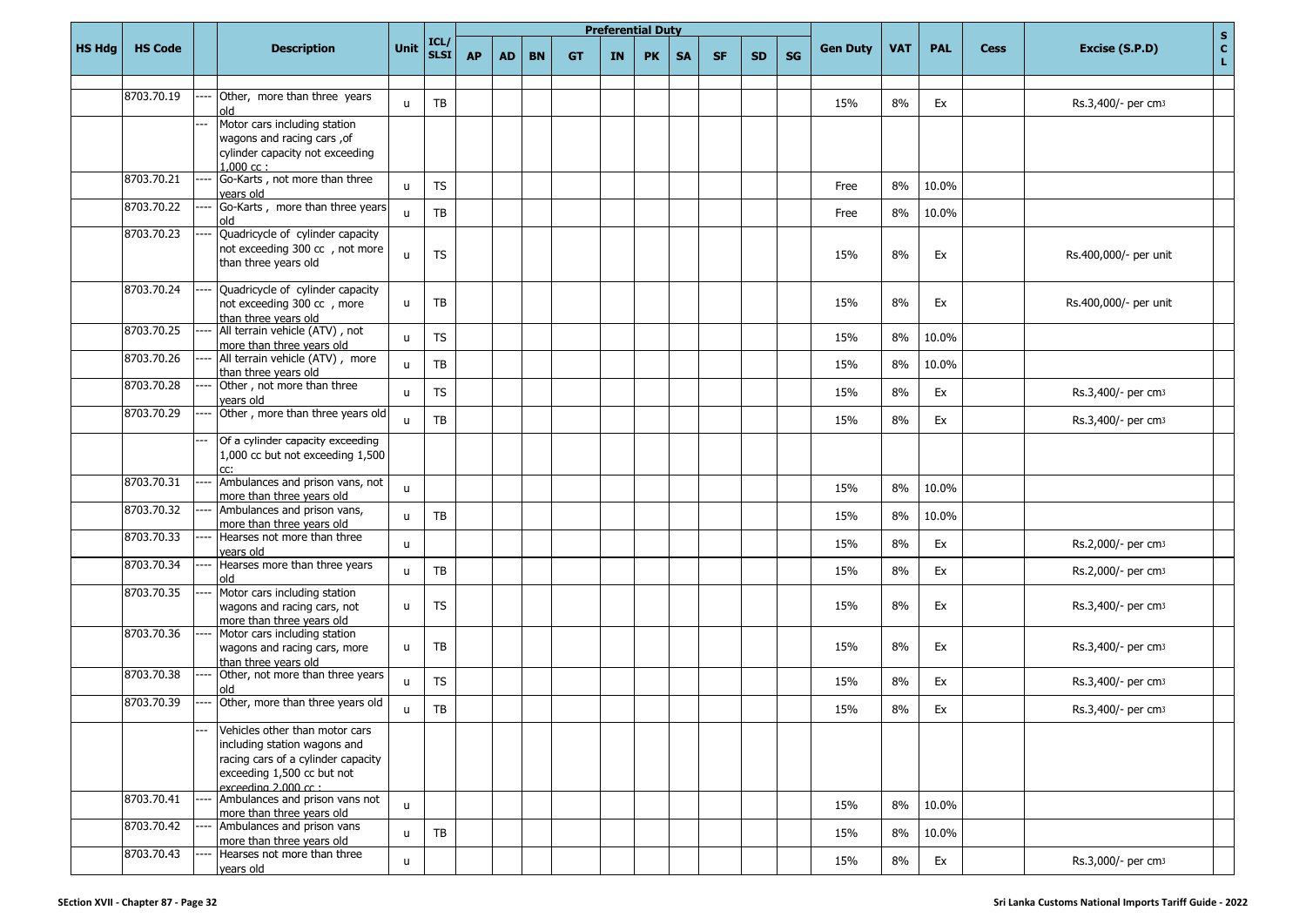| HS Hdg | HS Code | | Description | Unit | ICL/ SLSI | Preferential Duty | | | | | | | | | | Gen Duty | VAT | PAL | Cess | Excise (S.P.D) | S C L |
|---|---|---|---|---|---|---|---|---|---|---|---|---|---|---|---|---|---|---|---|---|---|
| | | | | | | AP | AD | BN | GT | IN | PK | SA | SF | SD | SG | | | | | | |
| | 8703.70.19 | ---- | Other, more than three years old | u | TB | | | | | | | | | | | 15% | 8% | Ex | | Rs.3,400/- per cm3 | |
| | | --- | Motor cars including station wagons and racing cars ,of cylinder capacity not exceeding 1,000 cc : | | | | | | | | | | | | | | | | | | |
| | 8703.70.21 | ---- | Go-Karts , not more than three years old | u | TS | | | | | | | | | | | Free | 8% | 10.0% | | | |
| | 8703.70.22 | ---- | Go-Karts , more than three years old | u | TB | | | | | | | | | | | Free | 8% | 10.0% | | | |
| | 8703.70.23 | ---- | Quadricycle of cylinder capacity not exceeding 300 cc , not more than three years old | u | TS | | | | | | | | | | | 15% | 8% | Ex | | Rs.400,000/- per unit | |
| | 8703.70.24 | ---- | Quadricycle of cylinder capacity not exceeding 300 cc , more than three years old | u | TB | | | | | | | | | | | 15% | 8% | Ex | | Rs.400,000/- per unit | |
| | 8703.70.25 | ---- | All terrain vehicle (ATV) , not more than three years old | u | TS | | | | | | | | | | | 15% | 8% | 10.0% | | | |
| | 8703.70.26 | ---- | All terrain vehicle (ATV) , more than three years old | u | TB | | | | | | | | | | | 15% | 8% | 10.0% | | | |
| | 8703.70.28 | ---- | Other , not more than three years old | u | TS | | | | | | | | | | | 15% | 8% | Ex | | Rs.3,400/- per cm3 | |
| | 8703.70.29 | ---- | Other , more than three years old | u | TB | | | | | | | | | | | 15% | 8% | Ex | | Rs.3,400/- per cm3 | |
| | | --- | Of a cylinder capacity exceeding 1,000 cc but not exceeding 1,500 cc: | | | | | | | | | | | | | | | | | | |
| | 8703.70.31 | ---- | Ambulances and prison vans, not more than three years old | u | | | | | | | | | | | | 15% | 8% | 10.0% | | | |
| | 8703.70.32 | ---- | Ambulances and prison vans, more than three years old | u | TB | | | | | | | | | | | 15% | 8% | 10.0% | | | |
| | 8703.70.33 | ---- | Hearses not more than three years old | u | | | | | | | | | | | | 15% | 8% | Ex | | Rs.2,000/- per cm3 | |
| | 8703.70.34 | ---- | Hearses more than three years old | u | TB | | | | | | | | | | | 15% | 8% | Ex | | Rs.2,000/- per cm3 | |
| | 8703.70.35 | ---- | Motor cars including station wagons and racing cars, not more than three years old | u | TS | | | | | | | | | | | 15% | 8% | Ex | | Rs.3,400/- per cm3 | |
| | 8703.70.36 | ---- | Motor cars including station wagons and racing cars, more than three years old | u | TB | | | | | | | | | | | 15% | 8% | Ex | | Rs.3,400/- per cm3 | |
| | 8703.70.38 | ---- | Other, not more than three years old | u | TS | | | | | | | | | | | 15% | 8% | Ex | | Rs.3,400/- per cm3 | |
| | 8703.70.39 | ---- | Other, more than three years old | u | TB | | | | | | | | | | | 15% | 8% | Ex | | Rs.3,400/- per cm3 | |
| | | --- | Vehicles other than motor cars including station wagons and racing cars of a cylinder capacity exceeding 1,500 cc but not exceeding 2,000 cc : | | | | | | | | | | | | | | | | | | |
| | 8703.70.41 | ---- | Ambulances and prison vans not more than three years old | u | | | | | | | | | | | | 15% | 8% | 10.0% | | | |
| | 8703.70.42 | ---- | Ambulances and prison vans more than three years old | u | TB | | | | | | | | | | | 15% | 8% | 10.0% | | | |
| | 8703.70.43 | ---- | Hearses not more than three years old | u | | | | | | | | | | | | 15% | 8% | Ex | | Rs.3,000/- per cm3 | |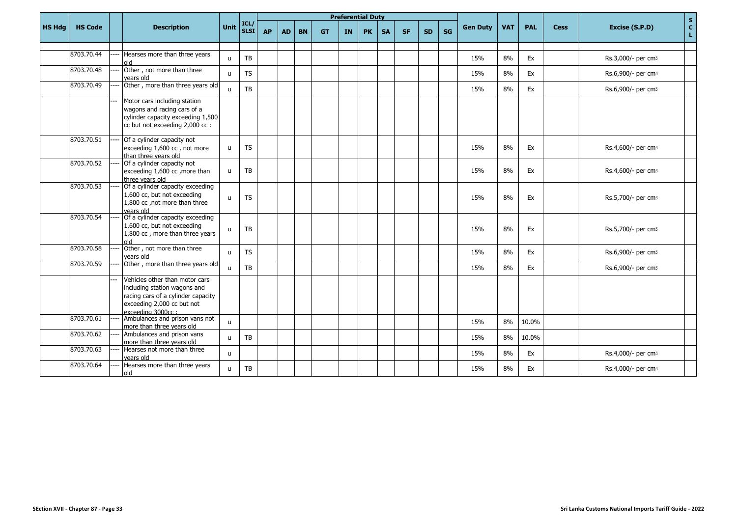| HS Hdg | HS Code | | Description | Unit | ICL/ SLSI | Preferential Duty | | | | | | | | | | Gen Duty | VAT | PAL | Cess | Excise (S.P.D) | S C L |
|---|---|---|---|---|---|---|---|---|---|---|---|---|---|---|---|---|---|---|---|---|---|
| | | | | | | AP | AD | BN | GT | IN | PK | SA | SF | SD | SG | | | | | | |
| | 8703.70.44 | ---- | Hearses more than three years old | u | TB | | | | | | | | | | | 15% | 8% | Ex | | Rs.3,000/- per cm3 | |
| | 8703.70.48 | ---- | Other , not more than three years old | u | TS | | | | | | | | | | | 15% | 8% | Ex | | Rs.6,900/- per cm3 | |
| | 8703.70.49 | ---- | Other , more than three years old | u | TB | | | | | | | | | | | 15% | 8% | Ex | | Rs.6,900/- per cm3 | |
| | | --- | Motor cars including station wagons and racing cars of a cylinder capacity exceeding 1,500 cc but not exceeding 2,000 cc : | | | | | | | | | | | | | | | | | | |
| | 8703.70.51 | ---- | Of a cylinder capacity not exceeding 1,600 cc , not more than three years old | u | TS | | | | | | | | | | | 15% | 8% | Ex | | Rs.4,600/- per cm3 | |
| | 8703.70.52 | ---- | Of a cylinder capacity not exceeding 1,600 cc ,more than three years old | u | TB | | | | | | | | | | | 15% | 8% | Ex | | Rs.4,600/- per cm3 | |
| | 8703.70.53 | ---- | Of a cylinder capacity exceeding 1,600 cc, but not exceeding 1,800 cc ,not more than three years old | u | TS | | | | | | | | | | | 15% | 8% | Ex | | Rs.5,700/- per cm3 | |
| | 8703.70.54 | ---- | Of a cylinder capacity exceeding 1,600 cc, but not exceeding 1,800 cc , more than three years old | u | TB | | | | | | | | | | | 15% | 8% | Ex | | Rs.5,700/- per cm3 | |
| | 8703.70.58 | ---- | Other , not more than three years old | u | TS | | | | | | | | | | | 15% | 8% | Ex | | Rs.6,900/- per cm3 | |
| | 8703.70.59 | ---- | Other , more than three years old | u | TB | | | | | | | | | | | 15% | 8% | Ex | | Rs.6,900/- per cm3 | |
| | | --- | Vehicles other than motor cars including station wagons and racing cars of a cylinder capacity exceeding 2,000 cc but not exceeding 3000cc : | | | | | | | | | | | | | | | | | | |
| | 8703.70.61 | ---- | Ambulances and prison vans not more than three years old | u | | | | | | | | | | | | 15% | 8% | 10.0% | | | |
| | 8703.70.62 | ---- | Ambulances and prison vans more than three years old | u | TB | | | | | | | | | | | 15% | 8% | 10.0% | | | |
| | 8703.70.63 | ---- | Hearses not more than three years old | u | | | | | | | | | | | | 15% | 8% | Ex | | Rs.4,000/- per cm3 | |
| | 8703.70.64 | ---- | Hearses more than three years old | u | TB | | | | | | | | | | | 15% | 8% | Ex | | Rs.4,000/- per cm3 | |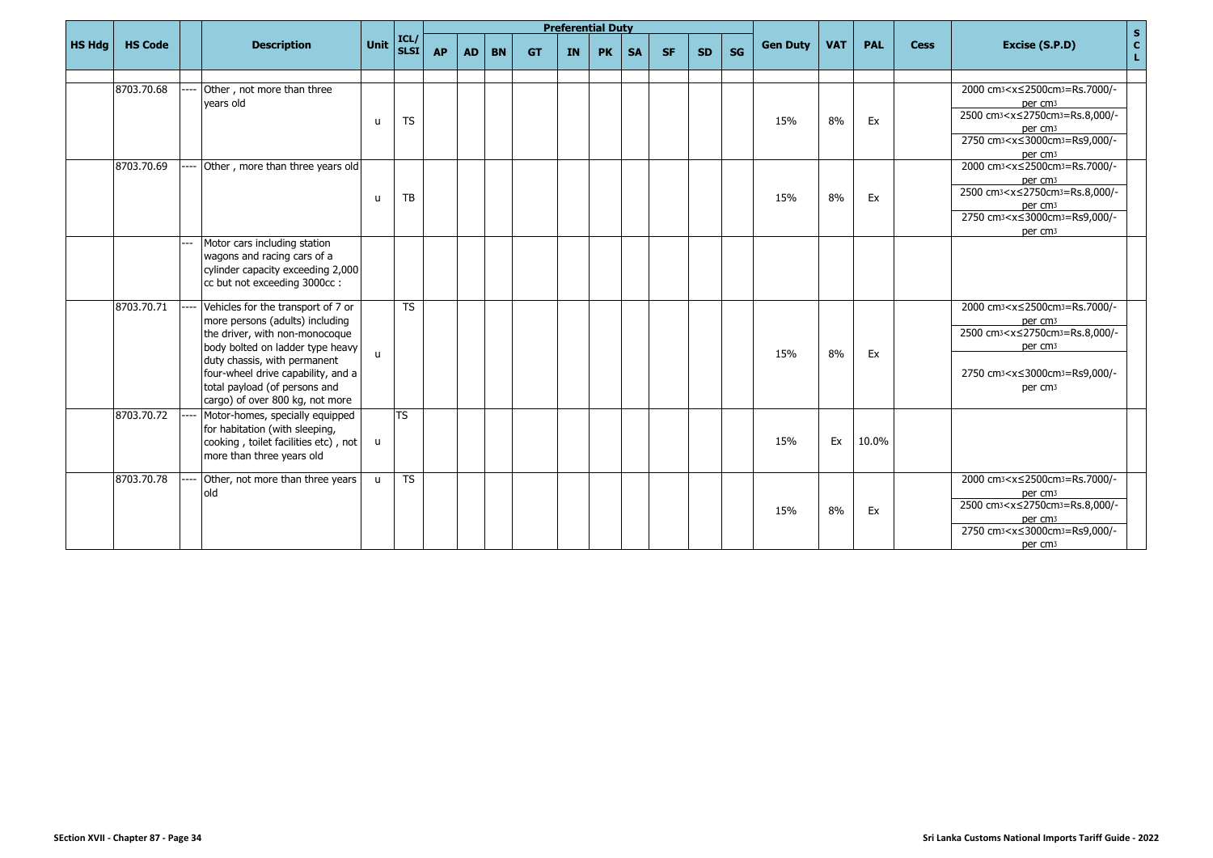| HS Hdg | HS Code | | Description | Unit | ICL/ SLSI | Preferential Duty | | | | | | | | | | Gen Duty | VAT | PAL | Cess | Excise (S.P.D) | SCL |
|---|---|---|---|---|---|---|---|---|---|---|---|---|---|---|---|---|---|---|---|---|---|
| | | | | | | AP | AD | BN | GT | IN | PK | SA | SF | SD | SG | | | | | | |
| | 8703.70.68 | ---- | Other , not more than three years old | u | TS | | | | | | | | | | | 15% | 8% | Ex | | 2000 cm3<x≤2500cm3=Rs.7000/- per cm3<br>2500 cm3<x≤2750cm3=Rs.8,000/- per cm3<br>2750 cm3<x≤3000cm3=Rs9,000/- per cm3 | |
| | 8703.70.69 | ---- | Other , more than three years old | u | TB | | | | | | | | | | | 15% | 8% | Ex | | 2000 cm3<x≤2500cm3=Rs.7000/- per cm3<br>2500 cm3<x≤2750cm3=Rs.8,000/- per cm3<br>2750 cm3<x≤3000cm3=Rs9,000/- per cm3 | |
| | | --- | Motor cars including station wagons and racing cars of a cylinder capacity exceeding 2,000 cc but not exceeding 3000cc : | | | | | | | | | | | | | | | | | | |
| | 8703.70.71 | ---- | Vehicles for the transport of 7 or more persons (adults) including the driver, with non-monocoque body bolted on ladder type heavy duty chassis, with permanent four-wheel drive capability, and a total payload (of persons and cargo) of over 800 kg, not more | u | TS | | | | | | | | | | | 15% | 8% | Ex | | 2000 cm3<x≤2500cm3=Rs.7000/- per cm3<br>2500 cm3<x≤2750cm3=Rs.8,000/- per cm3<br>2750 cm3<x≤3000cm3=Rs9,000/- per cm3 | |
| | 8703.70.72 | ---- | Motor-homes, specially equipped for habitation (with sleeping, cooking , toilet facilities etc) , not more than three years old | u | TS | | | | | | | | | | | 15% | Ex | 10.0% | | | |
| | 8703.70.78 | ---- | Other, not more than three years old | u | TS | | | | | | | | | | | 15% | 8% | Ex | | 2000 cm3<x≤2500cm3=Rs.7000/- per cm3<br>2500 cm3<x≤2750cm3=Rs.8,000/- per cm3<br>2750 cm3<x≤3000cm3=Rs9,000/- per cm3 | |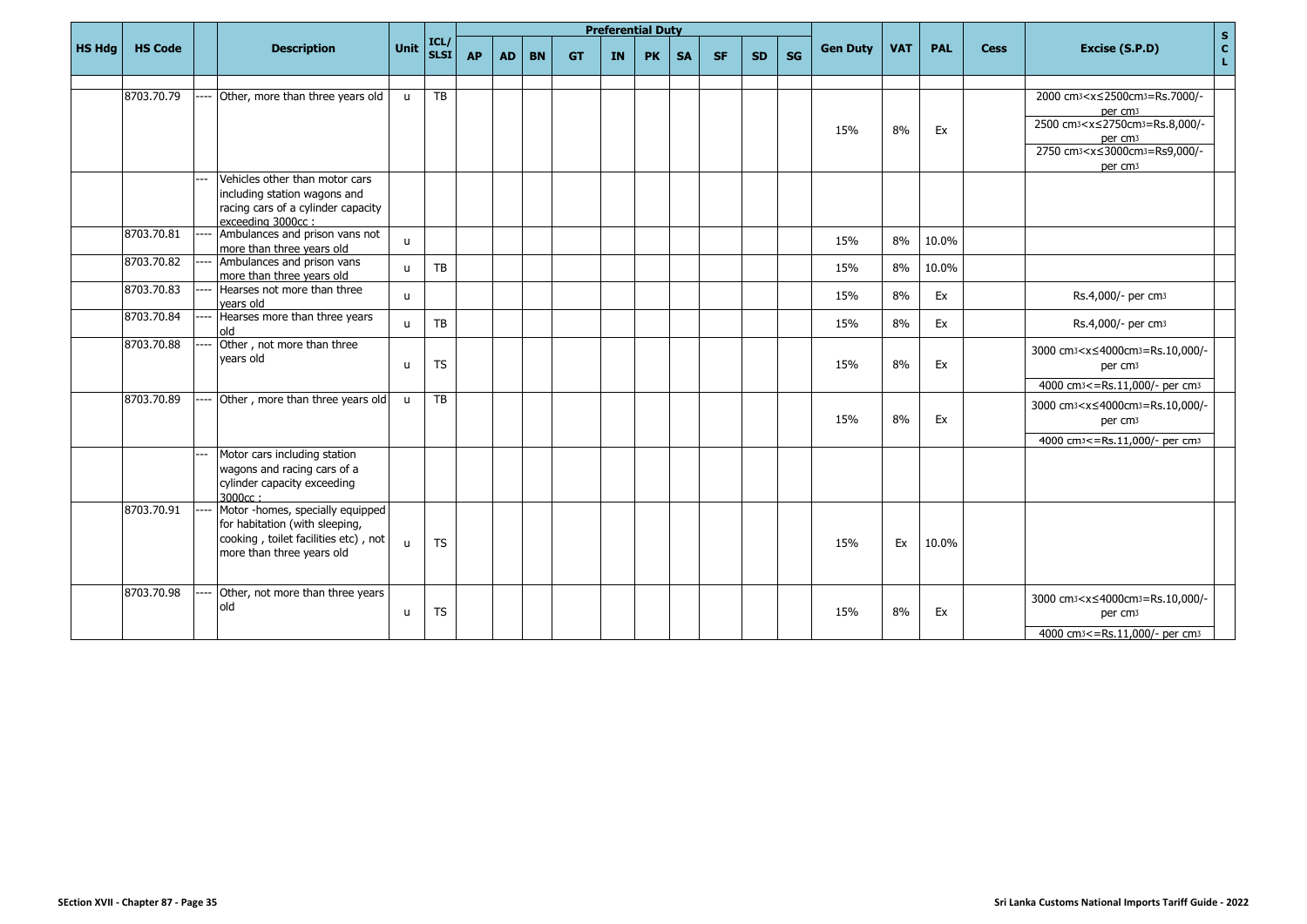| HS Hdg | HS Code | | Description | Unit | ICL/ SLSI | Preferential Duty | | | | | | | | | | Gen Duty | VAT | PAL | Cess | Excise (S.P.D) | S C L |
|---|---|---|---|---|---|---|---|---|---|---|---|---|---|---|---|---|---|---|---|---|---|
| | | | | | | AP | AD | BN | GT | IN | PK | SA | SF | SD | SG | | | | | | |
| | 8703.70.79 | ---- | Other, more than three years old | u | TB | | | | | | | | | | | 15% | 8% | Ex | | 2000 cm3<x≤2500cm3=Rs.7000/- per cm3<br>2500 cm3<x≤2750cm3=Rs.8,000/- per cm3<br>2750 cm3<x≤3000cm3=Rs9,000/- per cm3 | |
| | | --- | Vehicles other than motor cars including station wagons and racing cars of a cylinder capacity exceeding 3000cc : | | | | | | | | | | | | | | | | | | |
| | 8703.70.81 | ---- | Ambulances and prison vans not more than three years old | u | | | | | | | | | | | | 15% | 8% | 10.0% | | | |
| | 8703.70.82 | ---- | Ambulances and prison vans more than three years old | u | TB | | | | | | | | | | | 15% | 8% | 10.0% | | | |
| | 8703.70.83 | ---- | Hearses not more than three years old | u | | | | | | | | | | | | 15% | 8% | Ex | | Rs.4,000/- per cm3 | |
| | 8703.70.84 | ---- | Hearses more than three years old | u | TB | | | | | | | | | | | 15% | 8% | Ex | | Rs.4,000/- per cm3 | |
| | 8703.70.88 | ---- | Other , not more than three years old | u | TS | | | | | | | | | | | 15% | 8% | Ex | | 3000 cm3<x≤4000cm3=Rs.10,000/- per cm3<br>4000 cm3<=Rs.11,000/- per cm3 | |
| | 8703.70.89 | ---- | Other , more than three years old | u | TB | | | | | | | | | | | 15% | 8% | Ex | | 3000 cm3<x≤4000cm3=Rs.10,000/- per cm3<br>4000 cm3<=Rs.11,000/- per cm3 | |
| | | --- | Motor cars including station wagons and racing cars of a cylinder capacity exceeding 3000cc : | | | | | | | | | | | | | | | | | | |
| | 8703.70.91 | ---- | Motor -homes, specially equipped for habitation (with sleeping, cooking , toilet facilities etc) , not more than three years old | u | TS | | | | | | | | | | | 15% | Ex | 10.0% | | | |
| | 8703.70.98 | ---- | Other, not more than three years old | u | TS | | | | | | | | | | | 15% | 8% | Ex | | 3000 cm3<x≤4000cm3=Rs.10,000/- per cm3<br>4000 cm3<=Rs.11,000/- per cm3 | |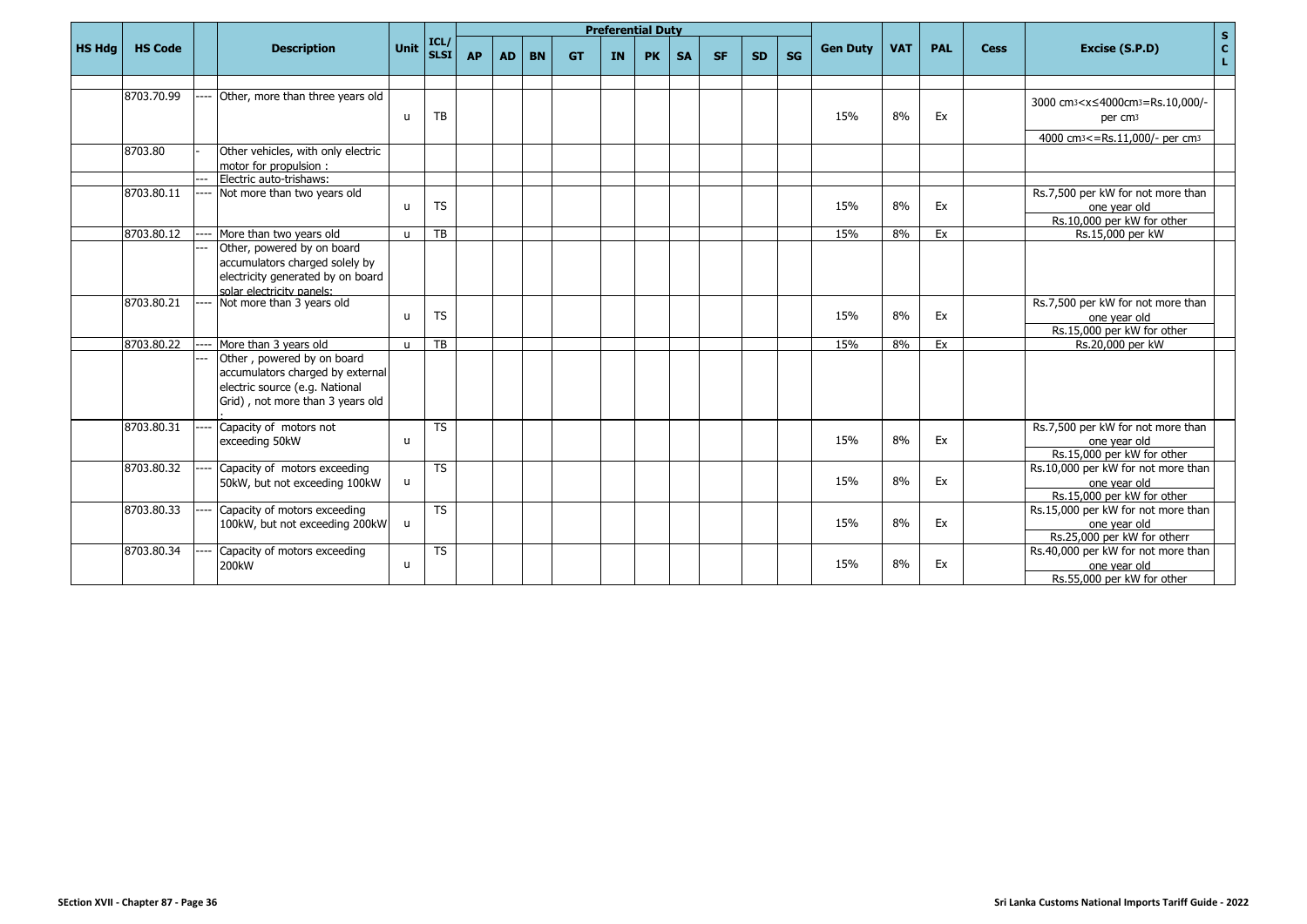| HS Hdg | HS Code | | Description | Unit | ICL/ SLSI | Preferential Duty | | | | | | | | | | Gen Duty | VAT | PAL | Cess | Excise (S.P.D) | SCL |
|---|---|---|---|---|---|---|---|---|---|---|---|---|---|---|---|---|---|---|---|---|---|
| | | | | | | AP | AD | BN | GT | IN | PK | SA | SF | SD | SG | | | | | | |
| | 8703.70.99 | ---- | Other, more than three years old | u | TB | | | | | | | | | | | 15% | 8% | Ex | | 3000 cm3<x≤4000cm3=Rs.10,000/- per cm3 4000 cm3<=Rs.11,000/- per cm3 | |
| | 8703.80 | - | Other vehicles, with only electric motor for propulsion : | | | | | | | | | | | | | | | | | | |
| | | --- | Electric auto-trishaws: | | | | | | | | | | | | | | | | | | |
| | 8703.80.11 | ---- | Not more than two years old | u | TS | | | | | | | | | | | 15% | 8% | Ex | | Rs.7,500 per kW for not more than one year old Rs.10,000 per kW for other | |
| | 8703.80.12 | ---- | More than two years old | u | TB | | | | | | | | | | | 15% | 8% | Ex | | Rs.15,000 per kW | |
| | | --- | Other, powered by on board accumulators charged solely by electricity generated by on board solar electricity panels: | | | | | | | | | | | | | | | | | | |
| | 8703.80.21 | ---- | Not more than 3 years old | u | TS | | | | | | | | | | | 15% | 8% | Ex | | Rs.7,500 per kW for not more than one year old Rs.15,000 per kW for other | |
| | 8703.80.22 | ---- | More than 3 years old | u | TB | | | | | | | | | | | 15% | 8% | Ex | | Rs.20,000 per kW | |
| | | --- | Other , powered by on board accumulators charged by external electric source (e.g. National Grid) , not more than 3 years old . | | | | | | | | | | | | | | | | | | |
| | 8703.80.31 | ---- | Capacity of motors not exceeding 50kW | u | TS | | | | | | | | | | | 15% | 8% | Ex | | Rs.7,500 per kW for not more than one year old Rs.15,000 per kW for other | |
| | 8703.80.32 | ---- | Capacity of motors exceeding 50kW, but not exceeding 100kW | u | TS | | | | | | | | | | | 15% | 8% | Ex | | Rs.10,000 per kW for not more than one year old Rs.15,000 per kW for other | |
| | 8703.80.33 | ---- | Capacity of motors exceeding 100kW, but not exceeding 200kW | u | TS | | | | | | | | | | | 15% | 8% | Ex | | Rs.15,000 per kW for not more than one year old Rs.25,000 per kW for otherr | |
| | 8703.80.34 | ---- | Capacity of motors exceeding 200kW | u | TS | | | | | | | | | | | 15% | 8% | Ex | | Rs.40,000 per kW for not more than one year old Rs.55,000 per kW for other | |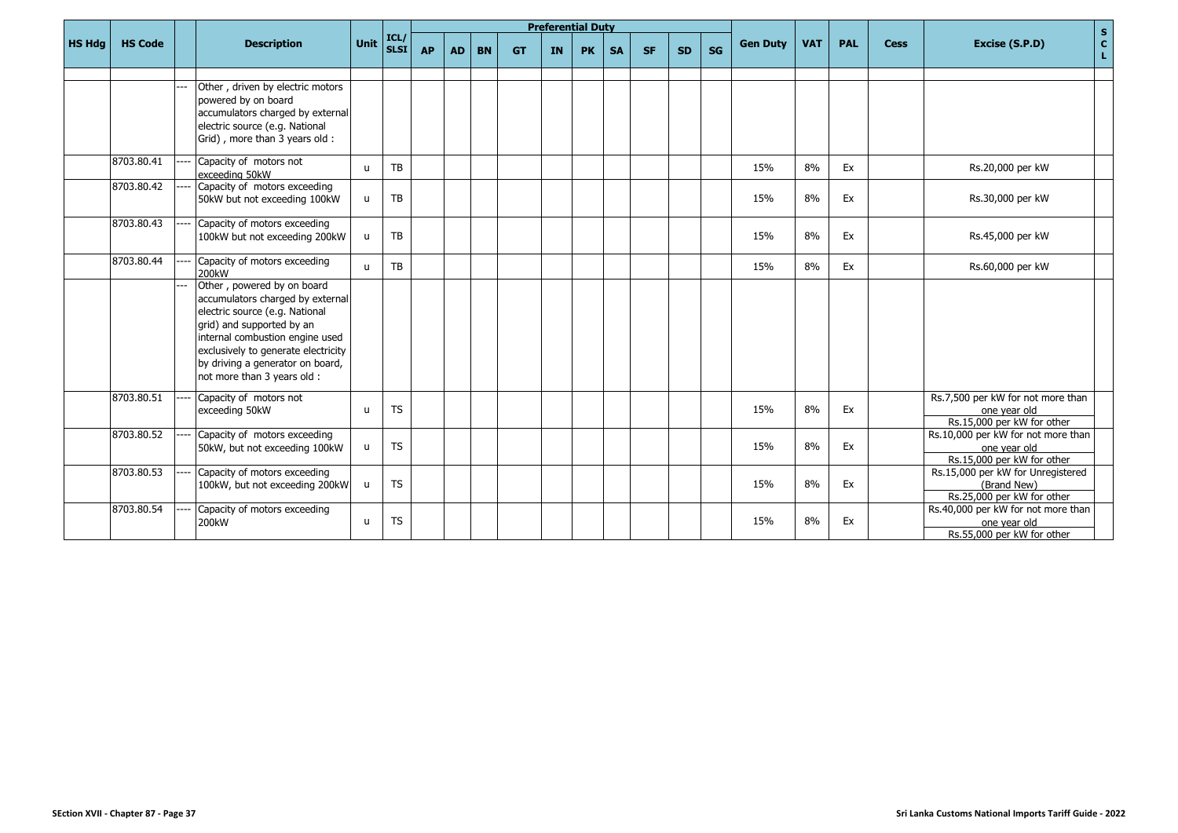| HS Hdg | HS Code | | Description | Unit | ICL/ SLSI | Preferential Duty | | | | | | | | | | Gen Duty | VAT | PAL | Cess | Excise (S.P.D) | S C L |
|---|---|---|---|---|---|---|---|---|---|---|---|---|---|---|---|---|---|---|---|---|---|
| | | | | | | AP | AD | BN | GT | IN | PK | SA | SF | SD | SG | | | | | | |
| | | --- | Other , driven by electric motors powered by on board accumulators charged by external electric source (e.g. National Grid) , more than 3 years old : | | | | | | | | | | | | | | | | | | |
| | 8703.80.41 | ---- | Capacity of motors not exceeding 50kW | u | TB | | | | | | | | | | | 15% | 8% | Ex | | Rs.20,000 per kW | |
| | 8703.80.42 | ---- | Capacity of motors exceeding 50kW but not exceeding 100kW | u | TB | | | | | | | | | | | 15% | 8% | Ex | | Rs.30,000 per kW | |
| | 8703.80.43 | ---- | Capacity of motors exceeding 100kW but not exceeding 200kW | u | TB | | | | | | | | | | | 15% | 8% | Ex | | Rs.45,000 per kW | |
| | 8703.80.44 | ---- | Capacity of motors exceeding 200kW | u | TB | | | | | | | | | | | 15% | 8% | Ex | | Rs.60,000 per kW | |
| | | --- | Other , powered by on board accumulators charged by external electric source (e.g. National grid) and supported by an internal combustion engine used exclusively to generate electricity by driving a generator on board, not more than 3 years old : | | | | | | | | | | | | | | | | | | |
| | 8703.80.51 | ---- | Capacity of motors not exceeding 50kW | u | TS | | | | | | | | | | | 15% | 8% | Ex | | Rs.7,500 per kW for not more than one year old<br>Rs.15,000 per kW for other | |
| | 8703.80.52 | ---- | Capacity of motors exceeding 50kW, but not exceeding 100kW | u | TS | | | | | | | | | | | 15% | 8% | Ex | | Rs.10,000 per kW for not more than one year old<br>Rs.15,000 per kW for other | |
| | 8703.80.53 | ---- | Capacity of motors exceeding 100kW, but not exceeding 200kW | u | TS | | | | | | | | | | | 15% | 8% | Ex | | Rs.15,000 per kW for Unregistered (Brand New)<br>Rs.25,000 per kW for other | |
| | 8703.80.54 | ---- | Capacity of motors exceeding 200kW | u | TS | | | | | | | | | | | 15% | 8% | Ex | | Rs.40,000 per kW for not more than one year old<br>Rs.55,000 per kW for other | |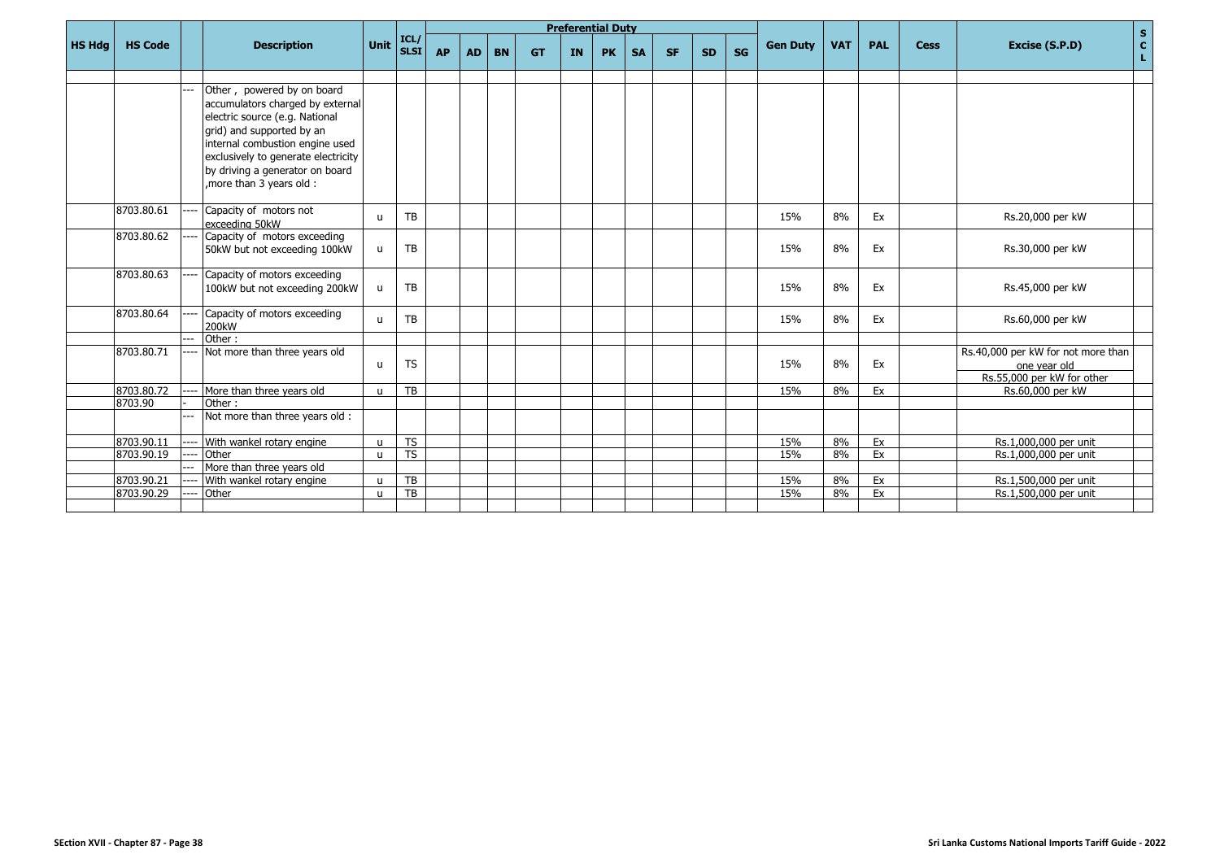| HS Hdg | HS Code | | Description | Unit | ICL/ SLSI | Preferential Duty | | | | | | | | | | Gen Duty | VAT | PAL | Cess | Excise (S.P.D) | S C L |
|---|---|---|---|---|---|---|---|---|---|---|---|---|---|---|---|---|---|---|---|---|---|
| | | | | | | AP | AD | BN | GT | IN | PK | SA | SF | SD | SG | | | | | | |
| | | | | | | | | | | | | | | | | | | | | | |
| | | --- | Other , powered by on board accumulators charged by external electric source (e.g. National grid) and supported by an internal combustion engine used exclusively to generate electricity by driving a generator on board ,more than 3 years old : | | | | | | | | | | | | | | | | | | |
| | 8703.80.61 | ---- | Capacity of motors not exceeding 50kW | u | TB | | | | | | | | | | | 15% | 8% | Ex | | Rs.20,000 per kW | |
| | 8703.80.62 | ---- | Capacity of motors exceeding 50kW but not exceeding 100kW | u | TB | | | | | | | | | | | 15% | 8% | Ex | | Rs.30,000 per kW | |
| | 8703.80.63 | ---- | Capacity of motors exceeding 100kW but not exceeding 200kW | u | TB | | | | | | | | | | | 15% | 8% | Ex | | Rs.45,000 per kW | |
| | 8703.80.64 | ---- | Capacity of motors exceeding 200kW | u | TB | | | | | | | | | | | 15% | 8% | Ex | | Rs.60,000 per kW | |
| | | --- | Other : | | | | | | | | | | | | | | | | | | |
| | 8703.80.71 | ---- | Not more than three years old | u | TS | | | | | | | | | | | 15% | 8% | Ex | | Rs.40,000 per kW for not more than one year old<br>Rs.55,000 per kW for other | |
| | 8703.80.72 | ---- | More than three years old | u | TB | | | | | | | | | | | 15% | 8% | Ex | | Rs.60,000 per kW | |
| | 8703.90 | - | Other : | | | | | | | | | | | | | | | | | | |
| | | --- | Not more than three years old : | | | | | | | | | | | | | | | | | | |
| | 8703.90.11 | ---- | With wankel rotary engine | u | TS | | | | | | | | | | | 15% | 8% | Ex | | Rs.1,000,000 per unit | |
| | 8703.90.19 | ---- | Other | u | TS | | | | | | | | | | | 15% | 8% | Ex | | Rs.1,000,000 per unit | |
| | | --- | More than three years old | | | | | | | | | | | | | | | | | | |
| | 8703.90.21 | ---- | With wankel rotary engine | u | TB | | | | | | | | | | | 15% | 8% | Ex | | Rs.1,500,000 per unit | |
| | 8703.90.29 | ---- | Other | u | TB | | | | | | | | | | | 15% | 8% | Ex | | Rs.1,500,000 per unit | |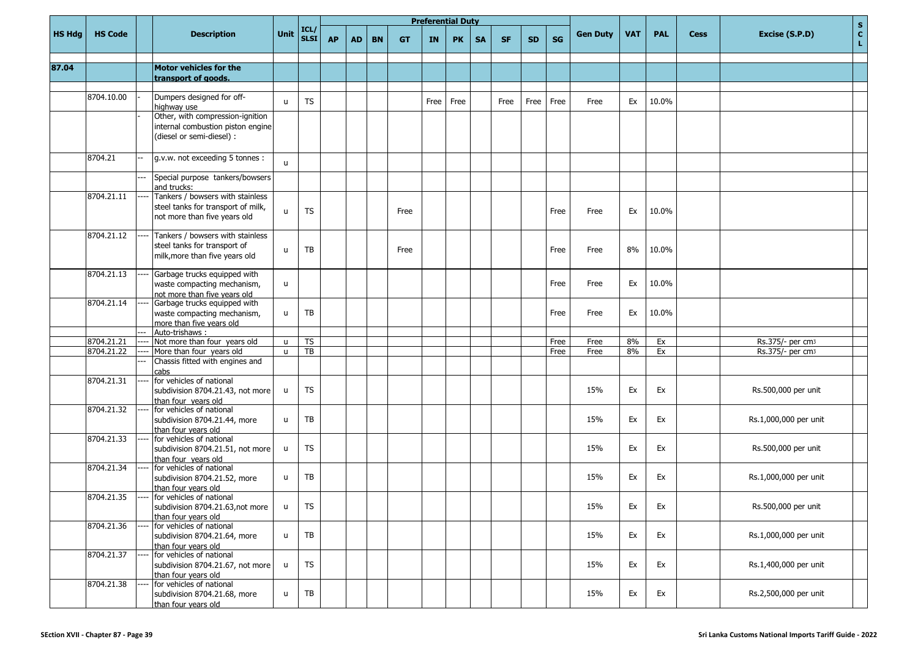| HS Hdg | HS Code | | Description | Unit | ICL/ SLSI | Preferential Duty | | | | | | | | | | Gen Duty | VAT | PAL | Cess | Excise (S.P.D) | S C L |
|---|---|---|---|---|---|---|---|---|---|---|---|---|---|---|---|---|---|---|---|---|---|
| | | | | | | AP | AD | BN | GT | IN | PK | SA | SF | SD | SG | | | | | | |
| 87.04 | | | **Motor vehicles for the transport of goods.** | | | | | | | | | | | | | | | | | | |
| | 8704.10.00 | - | Dumpers designed for off-highway use | u | TS | | | | | Free | Free | | Free | Free | Free | Free | Ex | 10.0% | | | |
| | | - | Other, with compression-ignition internal combustion piston engine (diesel or semi-diesel) : | | | | | | | | | | | | | | | | | | |
| | 8704.21 | -- | g.v.w. not exceeding 5 tonnes : | u | | | | | | | | | | | | | | | | | |
| | | --- | Special purpose tankers/bowsers and trucks: | | | | | | | | | | | | | | | | | | |
| | 8704.21.11 | ---- | Tankers / bowsers with stainless steel tanks for transport of milk, not more than five years old | u | TS | | | | Free | | | | | | Free | Free | Ex | 10.0% | | | |
| | 8704.21.12 | ---- | Tankers / bowsers with stainless steel tanks for transport of milk,more than five years old | u | TB | | | | Free | | | | | | Free | Free | 8% | 10.0% | | | |
| | 8704.21.13 | ---- | Garbage trucks equipped with waste compacting mechanism, not more than five years old | u | | | | | | | | | | | Free | Free | Ex | 10.0% | | | |
| | 8704.21.14 | ---- | Garbage trucks equipped with waste compacting mechanism, more than five years old | u | TB | | | | | | | | | | Free | Free | Ex | 10.0% | | | |
| | | --- | Auto-trishaws : | | | | | | | | | | | | | | | | | | |
| | 8704.21.21 | ---- | Not more than four years old | u | TS | | | | | | | | | | Free | Free | 8% | Ex | | Rs.375/- per cm3 | |
| | 8704.21.22 | ---- | More than four years old | u | TB | | | | | | | | | | Free | Free | 8% | Ex | | Rs.375/- per cm3 | |
| | | --- | Chassis fitted with engines and cabs | | | | | | | | | | | | | | | | | | |
| | 8704.21.31 | ---- | for vehicles of national subdivision 8704.21.43, not more than four years old | u | TS | | | | | | | | | | | 15% | Ex | Ex | | Rs.500,000 per unit | |
| | 8704.21.32 | ---- | for vehicles of national subdivision 8704.21.44, more than four years old | u | TB | | | | | | | | | | | 15% | Ex | Ex | | Rs.1,000,000 per unit | |
| | 8704.21.33 | ---- | for vehicles of national subdivision 8704.21.51, not more than four years old | u | TS | | | | | | | | | | | 15% | Ex | Ex | | Rs.500,000 per unit | |
| | 8704.21.34 | ---- | for vehicles of national subdivision 8704.21.52, more than four years old | u | TB | | | | | | | | | | | 15% | Ex | Ex | | Rs.1,000,000 per unit | |
| | 8704.21.35 | ---- | for vehicles of national subdivision 8704.21.63,not more than four years old | u | TS | | | | | | | | | | | 15% | Ex | Ex | | Rs.500,000 per unit | |
| | 8704.21.36 | ---- | for vehicles of national subdivision 8704.21.64, more than four years old | u | TB | | | | | | | | | | | 15% | Ex | Ex | | Rs.1,000,000 per unit | |
| | 8704.21.37 | ---- | for vehicles of national subdivision 8704.21.67, not more than four years old | u | TS | | | | | | | | | | | 15% | Ex | Ex | | Rs.1,400,000 per unit | |
| | 8704.21.38 | ---- | for vehicles of national subdivision 8704.21.68, more than four years old | u | TB | | | | | | | | | | | 15% | Ex | Ex | | Rs.2,500,000 per unit | |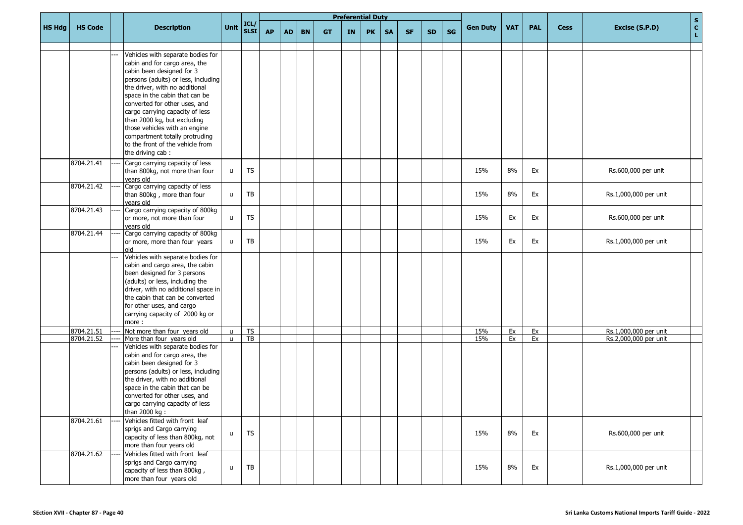| HS Hdg | HS Code | | Description | Unit | ICL/ SLSI | Preferential Duty | | | | | | | | | | Gen Duty | VAT | PAL | Cess | Excise (S.P.D) | S C L |
|---|---|---|---|---|---|---|---|---|---|---|---|---|---|---|---|---|---|---|---|---|---|
| | | | | | | AP | AD | BN | GT | IN | PK | SA | SF | SD | SG | | | | | | |
| | | --- | Vehicles with separate bodies for cabin and for cargo area, the cabin been designed for 3 persons (adults) or less, including the driver, with no additional space in the cabin that can be converted for other uses, and cargo carrying capacity of less than 2000 kg, but excluding those vehicles with an engine compartment totally protruding to the front of the vehicle from the driving cab : | | | | | | | | | | | | | | | | | | |
| | 8704.21.41 | ---- | Cargo carrying capacity of less than 800kg, not more than four years old | u | TS | | | | | | | | | | | 15% | 8% | Ex | | Rs.600,000 per unit | |
| | 8704.21.42 | ---- | Cargo carrying capacity of less than 800kg , more than four years old | u | TB | | | | | | | | | | | 15% | 8% | Ex | | Rs.1,000,000 per unit | |
| | 8704.21.43 | ---- | Cargo carrying capacity of 800kg or more, not more than four years old | u | TS | | | | | | | | | | | 15% | Ex | Ex | | Rs.600,000 per unit | |
| | 8704.21.44 | ---- | Cargo carrying capacity of 800kg or more, more than four years old | u | TB | | | | | | | | | | | 15% | Ex | Ex | | Rs.1,000,000 per unit | |
| | | --- | Vehicles with separate bodies for cabin and cargo area, the cabin been designed for 3 persons (adults) or less, including the driver, with no additional space in the cabin that can be converted for other uses, and cargo carrying capacity of 2000 kg or more : | | | | | | | | | | | | | | | | | | |
| | 8704.21.51 | ---- | Not more than four years old | u | TS | | | | | | | | | | | 15% | Ex | Ex | | Rs.1,000,000 per unit | |
| | 8704.21.52 | ---- | More than four years old | u | TB | | | | | | | | | | | 15% | Ex | Ex | | Rs.2,000,000 per unit | |
| | | --- | Vehicles with separate bodies for cabin and for cargo area, the cabin been designed for 3 persons (adults) or less, including the driver, with no additional space in the cabin that can be converted for other uses, and cargo carrying capacity of less than 2000 kg : | | | | | | | | | | | | | | | | | | |
| | 8704.21.61 | ---- | Vehicles fitted with front leaf sprigs and Cargo carrying capacity of less than 800kg, not more than four years old | u | TS | | | | | | | | | | | 15% | 8% | Ex | | Rs.600,000 per unit | |
| | 8704.21.62 | ---- | Vehicles fitted with front leaf sprigs and Cargo carrying capacity of less than 800kg , more than four years old | u | TB | | | | | | | | | | | 15% | 8% | Ex | | Rs.1,000,000 per unit | |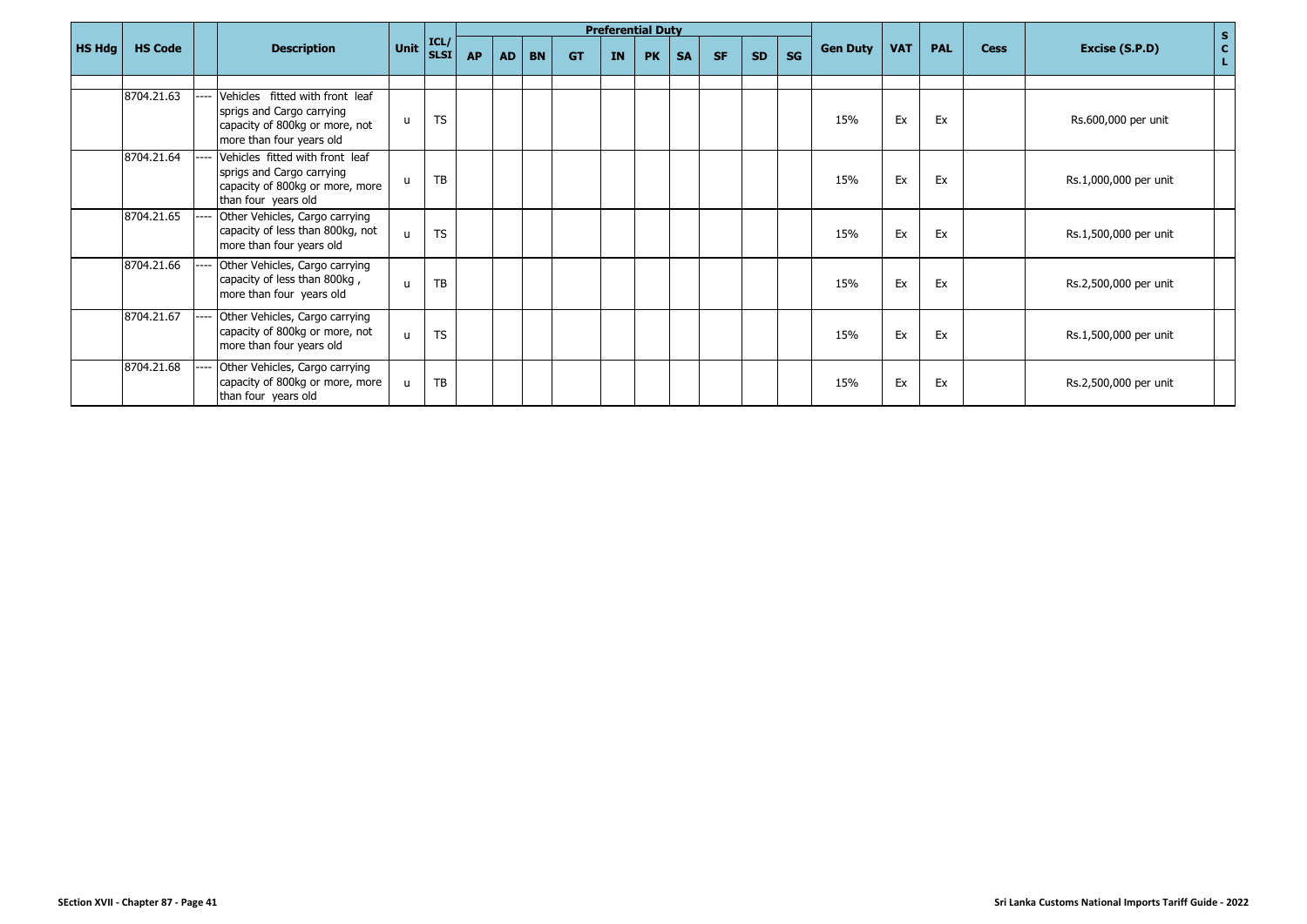| HS Hdg | HS Code | | Description | Unit | ICL/ SLSI | Preferential Duty | | | | | | | | | | Gen Duty | VAT | PAL | Cess | Excise (S.P.D) | S C L |
|---|---|---|---|---|---|---|---|---|---|---|---|---|---|---|---|---|---|---|---|---|---|
| | | | | | | AP | AD | BN | GT | IN | PK | SA | SF | SD | SG | | | | | | |
| | | | | | | | | | | | | | | | | | | | | | |
| | 8704.21.63 | ---- | Vehicles fitted with front leaf sprigs and Cargo carrying capacity of 800kg or more, not more than four years old | u | TS | | | | | | | | | | | 15% | Ex | Ex | | Rs.600,000 per unit | |
| | 8704.21.64 | ---- | Vehicles fitted with front leaf sprigs and Cargo carrying capacity of 800kg or more, more than four years old | u | TB | | | | | | | | | | | 15% | Ex | Ex | | Rs.1,000,000 per unit | |
| | 8704.21.65 | ---- | Other Vehicles, Cargo carrying capacity of less than 800kg, not more than four years old | u | TS | | | | | | | | | | | 15% | Ex | Ex | | Rs.1,500,000 per unit | |
| | 8704.21.66 | ---- | Other Vehicles, Cargo carrying capacity of less than 800kg , more than four years old | u | TB | | | | | | | | | | | 15% | Ex | Ex | | Rs.2,500,000 per unit | |
| | 8704.21.67 | ---- | Other Vehicles, Cargo carrying capacity of 800kg or more, not more than four years old | u | TS | | | | | | | | | | | 15% | Ex | Ex | | Rs.1,500,000 per unit | |
| | 8704.21.68 | ---- | Other Vehicles, Cargo carrying capacity of 800kg or more, more than four years old | u | TB | | | | | | | | | | | 15% | Ex | Ex | | Rs.2,500,000 per unit | |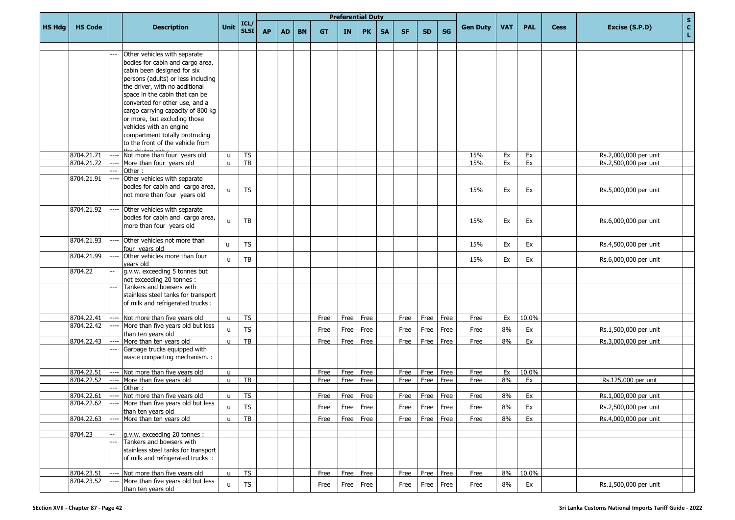| HS Hdg | HS Code | | Description | Unit | ICL/ SLSI | Preferential Duty | | | | | | | | | | | Gen Duty | VAT | PAL | Cess | Excise (S.P.D) | SCL |
|---|---|---|---|---|---|---|---|---|---|---|---|---|---|---|---|---|---|---|---|---|---|---|
| | | | | | | AP | AD | BN | GT | IN | PK | SA | SF | SD | SG | | | | | | |
| | | --- | Other vehicles with separate bodies for cabin and cargo area, cabin been designed for six persons (adults) or less including the driver, with no additional space in the cabin that can be converted for other use, and a cargo carrying capacity of 800 kg or more, but excluding those vehicles with an engine compartment totally protruding to the front of the vehicle from the driving cab : | | | | | | | | | | | | | | | | | |
| | 8704.21.71 | ---- | Not more than four years old | u | TS | | | | | | | | | | | 15% | Ex | Ex | | Rs.2,000,000 per unit | |
| | 8704.21.72 | ---- | More than four years old | u | TB | | | | | | | | | | | 15% | Ex | Ex | | Rs.2,500,000 per unit | |
| | | --- | Other : | | | | | | | | | | | | | | | | | | |
| | 8704.21.91 | ---- | Other vehicles with separate bodies for cabin and cargo area, not more than four years old | u | TS | | | | | | | | | | | 15% | Ex | Ex | | Rs.5,000,000 per unit | |
| | 8704.21.92 | ---- | Other vehicles with separate bodies for cabin and cargo area, more than four years old | u | TB | | | | | | | | | | | 15% | Ex | Ex | | Rs.6,000,000 per unit | |
| | 8704.21.93 | ---- | Other vehicles not more than four years old | u | TS | | | | | | | | | | | 15% | Ex | Ex | | Rs.4,500,000 per unit | |
| | 8704.21.99 | ---- | Other vehicles more than four years old | u | TB | | | | | | | | | | | 15% | Ex | Ex | | Rs.6,000,000 per unit | |
| | 8704.22 | -- | g.v.w. exceeding 5 tonnes but not exceeding 20 tonnes : | | | | | | | | | | | | | | | | | | |
| | | --- | Tankers and bowsers with stainless steel tanks for transport of milk and refrigerated trucks : | | | | | | | | | | | | | | | | | | |
| | 8704.22.41 | ---- | Not more than five years old | u | TS | | | | Free | Free | Free | | Free | Free | Free | Free | Ex | 10.0% | | | |
| | 8704.22.42 | ---- | More than five years old but less than ten years old | u | TS | | | | Free | Free | Free | | Free | Free | Free | Free | 8% | Ex | | Rs.1,500,000 per unit | |
| | 8704.22.43 | ---- | More than ten years old | u | TB | | | | Free | Free | Free | | Free | Free | Free | Free | 8% | Ex | | Rs.3,000,000 per unit | |
| | | --- | Garbage trucks equipped with waste compacting mechanism. : | | | | | | | | | | | | | | | | | | |
| | 8704.22.51 | ---- | Not more than five years old | u | | | | | Free | Free | Free | | Free | Free | Free | Free | Ex | 10.0% | | | |
| | 8704.22.52 | ---- | More than five years old | u | TB | | | | Free | Free | Free | | Free | Free | Free | Free | 8% | Ex | | Rs.125,000 per unit | |
| | | --- | Other : | | | | | | | | | | | | | | | | | | |
| | 8704.22.61 | ---- | Not more than five years old | u | TS | | | | Free | Free | Free | | Free | Free | Free | Free | 8% | Ex | | Rs.1,000,000 per unit | |
| | 8704.22.62 | ---- | More than five years old but less than ten years old | u | TS | | | | Free | Free | Free | | Free | Free | Free | Free | 8% | Ex | | Rs.2,500,000 per unit | |
| | 8704.22.63 | ---- | More than ten years old | u | TB | | | | Free | Free | Free | | Free | Free | Free | Free | 8% | Ex | | Rs.4,000,000 per unit | |
| | 8704.23 | -- | g.v.w. exceeding 20 tonnes : | | | | | | | | | | | | | | | | | | |
| | | --- | Tankers and bowsers with stainless steel tanks for transport of milk and refrigerated trucks : | | | | | | | | | | | | | | | | | | |
| | 8704.23.51 | ---- | Not more than five years old | u | TS | | | | Free | Free | Free | | Free | Free | Free | Free | 8% | 10.0% | | | |
| | 8704.23.52 | ---- | More than five years old but less than ten years old | u | TS | | | | Free | Free | Free | | Free | Free | Free | Free | 8% | Ex | | Rs.1,500,000 per unit | |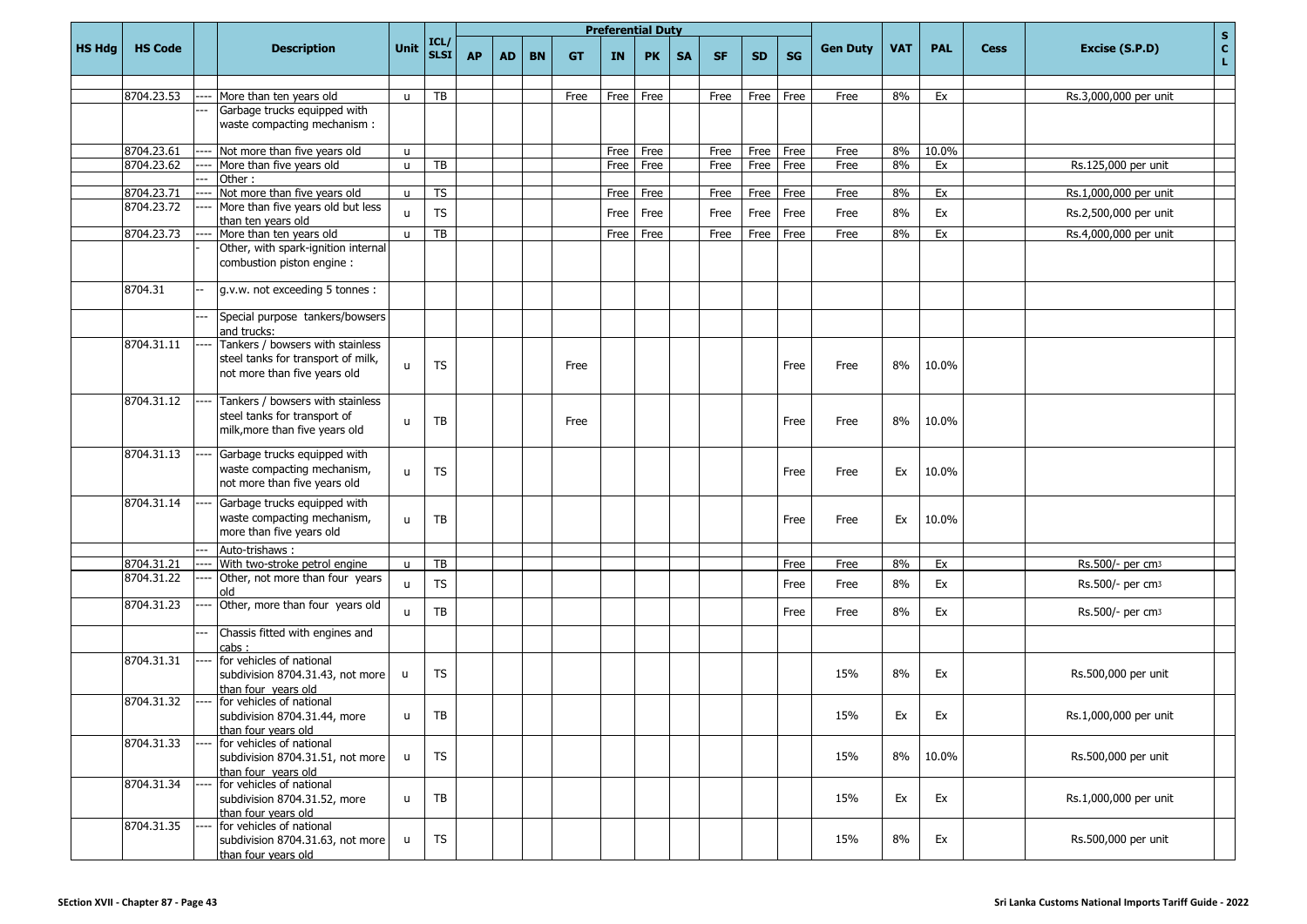| HS Hdg | HS Code | | Description | Unit | ICL/ SLSI | Preferential Duty | | | | | | | | | | | Gen Duty | VAT | PAL | Cess | Excise (S.P.D) | S C L |
|---|---|---|---|---|---|---|---|---|---|---|---|---|---|---|---|---|---|---|---|---|---|---|
| | | | | | | AP | AD | BN | GT | IN | PK | SA | SF | SD | SG | | | | | | |
| | | | | | | | | | | | | | | | | | | | | | |
| | 8704.23.53 | ---- | More than ten years old | u | TB | | | | Free | Free | Free | | Free | Free | Free | Free | 8% | Ex | | Rs.3,000,000 per unit | |
| | | --- | Garbage trucks equipped with waste compacting mechanism : | | | | | | | | | | | | | | | | | | |
| | 8704.23.61 | ---- | Not more than five years old | u | | | | | | Free | Free | | Free | Free | Free | Free | 8% | 10.0% | | | |
| | 8704.23.62 | ---- | More than five years old | u | TB | | | | | Free | Free | | Free | Free | Free | Free | 8% | Ex | | Rs.125,000 per unit | |
| | | --- | Other : | | | | | | | | | | | | | | | | | | |
| | 8704.23.71 | ---- | Not more than five years old | u | TS | | | | | Free | Free | | Free | Free | Free | Free | 8% | Ex | | Rs.1,000,000 per unit | |
| | 8704.23.72 | ---- | More than five years old but less than ten years old | u | TS | | | | | Free | Free | | Free | Free | Free | Free | 8% | Ex | | Rs.2,500,000 per unit | |
| | 8704.23.73 | ---- | More than ten years old | u | TB | | | | | Free | Free | | Free | Free | Free | Free | 8% | Ex | | Rs.4,000,000 per unit | |
| | | - | Other, with spark-ignition internal combustion piston engine : | | | | | | | | | | | | | | | | | | |
| | 8704.31 | -- | g.v.w. not exceeding 5 tonnes : | | | | | | | | | | | | | | | | | | |
| | | --- | Special purpose tankers/bowsers and trucks: | | | | | | | | | | | | | | | | | | |
| | 8704.31.11 | ---- | Tankers / bowsers with stainless steel tanks for transport of milk, not more than five years old | u | TS | | | | Free | | | | | | Free | Free | 8% | 10.0% | | | |
| | 8704.31.12 | ---- | Tankers / bowsers with stainless steel tanks for transport of milk,more than five years old | u | TB | | | | Free | | | | | | Free | Free | 8% | 10.0% | | | |
| | 8704.31.13 | ---- | Garbage trucks equipped with waste compacting mechanism, not more than five years old | u | TS | | | | | | | | | | Free | Free | Ex | 10.0% | | | |
| | 8704.31.14 | ---- | Garbage trucks equipped with waste compacting mechanism, more than five years old | u | TB | | | | | | | | | | Free | Free | Ex | 10.0% | | | |
| | | --- | Auto-trishaws : | | | | | | | | | | | | | | | | | | |
| | 8704.31.21 | ---- | With two-stroke petrol engine | u | TB | | | | | | | | | | Free | Free | 8% | Ex | | Rs.500/- per cm3 | |
| | 8704.31.22 | ---- | Other, not more than four years old | u | TS | | | | | | | | | | Free | Free | 8% | Ex | | Rs.500/- per cm3 | |
| | 8704.31.23 | ---- | Other, more than four years old | u | TB | | | | | | | | | | Free | Free | 8% | Ex | | Rs.500/- per cm3 | |
| | | --- | Chassis fitted with engines and cabs : | | | | | | | | | | | | | | | | | | |
| | 8704.31.31 | ---- | for vehicles of national subdivision 8704.31.43, not more than four years old | u | TS | | | | | | | | | | | 15% | 8% | Ex | | Rs.500,000 per unit | |
| | 8704.31.32 | ---- | for vehicles of national subdivision 8704.31.44, more than four years old | u | TB | | | | | | | | | | | 15% | Ex | Ex | | Rs.1,000,000 per unit | |
| | 8704.31.33 | ---- | for vehicles of national subdivision 8704.31.51, not more than four years old | u | TS | | | | | | | | | | | 15% | 8% | 10.0% | | Rs.500,000 per unit | |
| | 8704.31.34 | ---- | for vehicles of national subdivision 8704.31.52, more than four years old | u | TB | | | | | | | | | | | 15% | Ex | Ex | | Rs.1,000,000 per unit | |
| | 8704.31.35 | ---- | for vehicles of national subdivision 8704.31.63, not more than four years old | u | TS | | | | | | | | | | | 15% | 8% | Ex | | Rs.500,000 per unit | |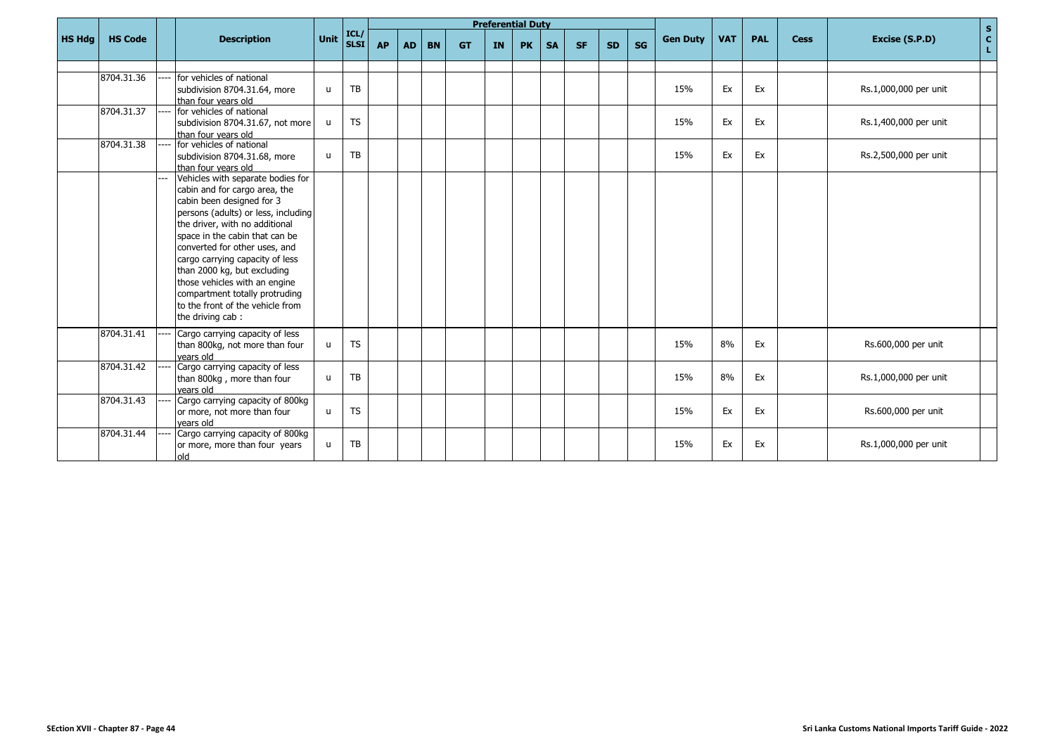| HS Hdg | HS Code | | Description | Unit | ICL/ SLSI | Preferential Duty | | | | | | | | | | Gen Duty | VAT | PAL | Cess | Excise (S.P.D) | SCL |
|---|---|---|---|---|---|---|---|---|---|---|---|---|---|---|---|---|---|---|---|---|---|
| | | | | | | AP | AD | BN | GT | IN | PK | SA | SF | SD | SG | | | | | | |
| | 8704.31.36 | ---- | for vehicles of national subdivision 8704.31.64, more than four years old | u | TB | | | | | | | | | | | 15% | Ex | Ex | | Rs.1,000,000 per unit | |
| | 8704.31.37 | ---- | for vehicles of national subdivision 8704.31.67, not more than four years old | u | TS | | | | | | | | | | | 15% | Ex | Ex | | Rs.1,400,000 per unit | |
| | 8704.31.38 | ---- | for vehicles of national subdivision 8704.31.68, more than four years old | u | TB | | | | | | | | | | | 15% | Ex | Ex | | Rs.2,500,000 per unit | |
| | | --- | Vehicles with separate bodies for cabin and for cargo area, the cabin been designed for 3 persons (adults) or less, including the driver, with no additional space in the cabin that can be converted for other uses, and cargo carrying capacity of less than 2000 kg, but excluding those vehicles with an engine compartment totally protruding to the front of the vehicle from the driving cab : | | | | | | | | | | | | | | | | | | |
| | 8704.31.41 | ---- | Cargo carrying capacity of less than 800kg, not more than four years old | u | TS | | | | | | | | | | | 15% | 8% | Ex | | Rs.600,000 per unit | |
| | 8704.31.42 | ---- | Cargo carrying capacity of less than 800kg , more than four years old | u | TB | | | | | | | | | | | 15% | 8% | Ex | | Rs.1,000,000 per unit | |
| | 8704.31.43 | ---- | Cargo carrying capacity of 800kg or more, not more than four years old | u | TS | | | | | | | | | | | 15% | Ex | Ex | | Rs.600,000 per unit | |
| | 8704.31.44 | ---- | Cargo carrying capacity of 800kg or more, more than four years old | u | TB | | | | | | | | | | | 15% | Ex | Ex | | Rs.1,000,000 per unit | |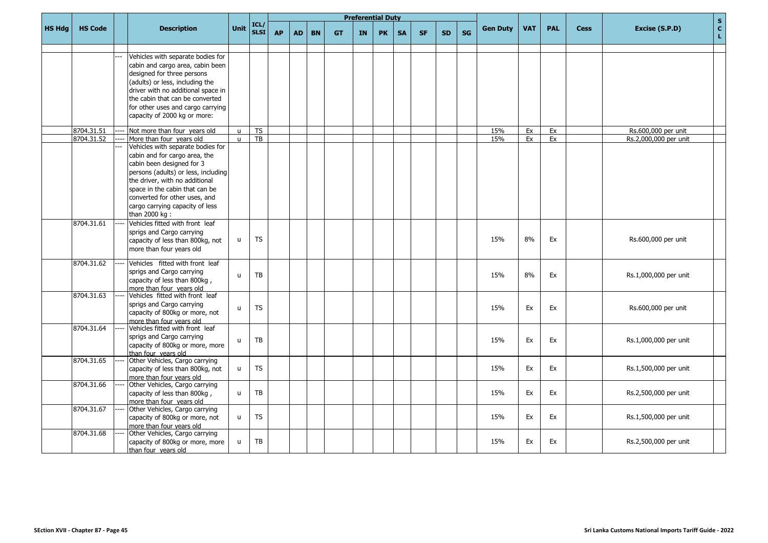| HS Hdg | HS Code | | Description | Unit | ICL/ SLSI | Preferential Duty | | | | | | | | | | Gen Duty | VAT | PAL | Cess | Excise (S.P.D) | S C L |
|---|---|---|---|---|---|---|---|---|---|---|---|---|---|---|---|---|---|---|---|---|---|
| | | | | | | AP | AD | BN | GT | IN | PK | SA | SF | SD | SG | | | | | | |
| | | --- | Vehicles with separate bodies for cabin and cargo area, cabin been designed for three persons (adults) or less, including the driver with no additional space in the cabin that can be converted for other uses and cargo carrying capacity of 2000 kg or more: | | | | | | | | | | | | | | | | | | |
| | 8704.31.51 | ---- | Not more than four years old | u | TS | | | | | | | | | | | 15% | Ex | Ex | | Rs.600,000 per unit | |
| | 8704.31.52 | ---- | More than four years old | u | TB | | | | | | | | | | | 15% | Ex | Ex | | Rs.2,000,000 per unit | |
| | | --- | Vehicles with separate bodies for cabin and for cargo area, the cabin been designed for 3 persons (adults) or less, including the driver, with no additional space in the cabin that can be converted for other uses, and cargo carrying capacity of less than 2000 kg : | | | | | | | | | | | | | | | | | | |
| | 8704.31.61 | ---- | Vehicles fitted with front leaf sprigs and Cargo carrying capacity of less than 800kg, not more than four years old | u | TS | | | | | | | | | | | 15% | 8% | Ex | | Rs.600,000 per unit | |
| | 8704.31.62 | ---- | Vehicles fitted with front leaf sprigs and Cargo carrying capacity of less than 800kg , more than four years old | u | TB | | | | | | | | | | | 15% | 8% | Ex | | Rs.1,000,000 per unit | |
| | 8704.31.63 | ---- | Vehicles fitted with front leaf sprigs and Cargo carrying capacity of 800kg or more, not more than four years old | u | TS | | | | | | | | | | | 15% | Ex | Ex | | Rs.600,000 per unit | |
| | 8704.31.64 | ---- | Vehicles fitted with front leaf sprigs and Cargo carrying capacity of 800kg or more, more than four years old | u | TB | | | | | | | | | | | 15% | Ex | Ex | | Rs.1,000,000 per unit | |
| | 8704.31.65 | ---- | Other Vehicles, Cargo carrying capacity of less than 800kg, not more than four years old | u | TS | | | | | | | | | | | 15% | Ex | Ex | | Rs.1,500,000 per unit | |
| | 8704.31.66 | ---- | Other Vehicles, Cargo carrying capacity of less than 800kg , more than four years old | u | TB | | | | | | | | | | | 15% | Ex | Ex | | Rs.2,500,000 per unit | |
| | 8704.31.67 | ---- | Other Vehicles, Cargo carrying capacity of 800kg or more, not more than four years old | u | TS | | | | | | | | | | | 15% | Ex | Ex | | Rs.1,500,000 per unit | |
| | 8704.31.68 | ---- | Other Vehicles, Cargo carrying capacity of 800kg or more, more than four years old | u | TB | | | | | | | | | | | 15% | Ex | Ex | | Rs.2,500,000 per unit | |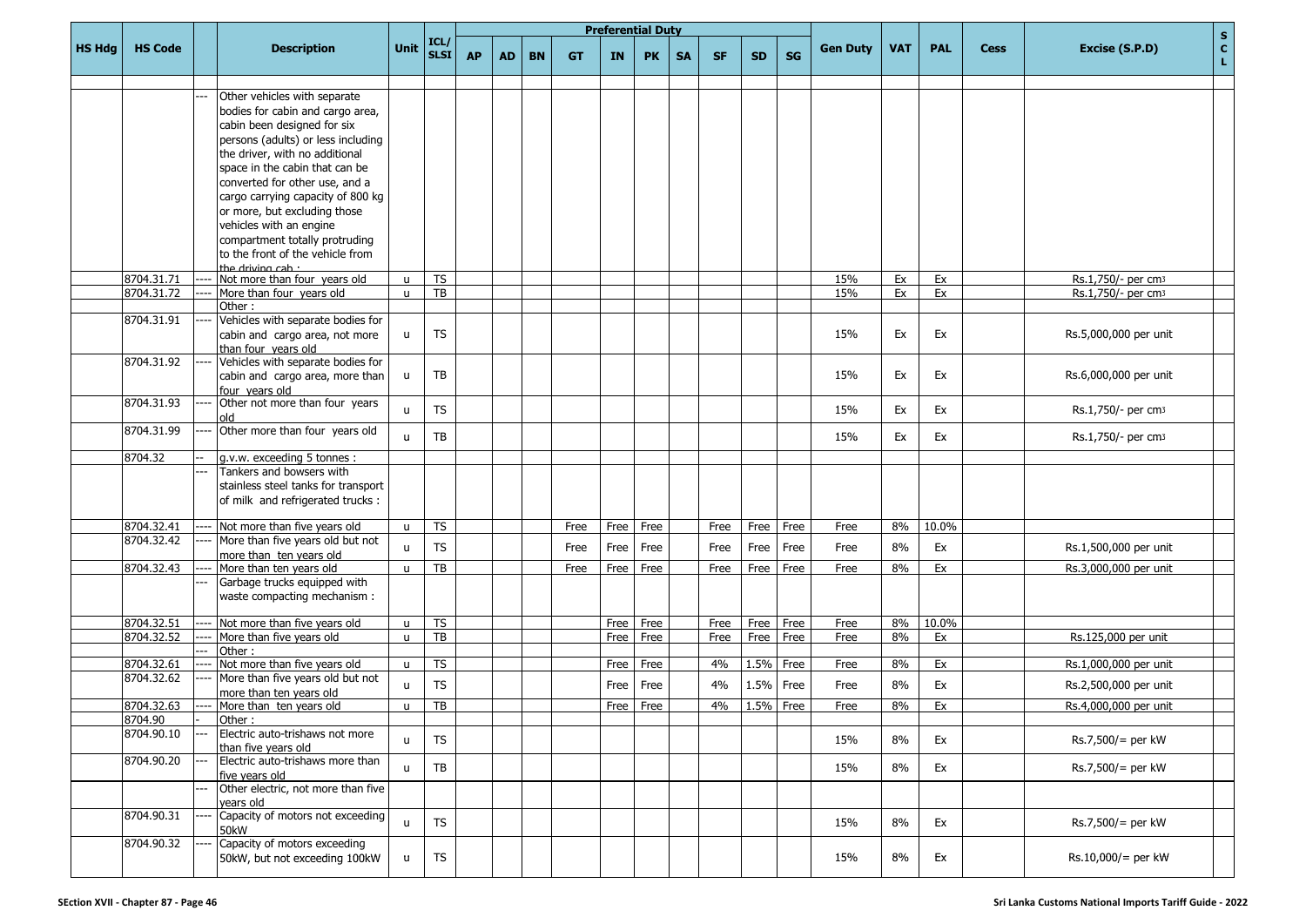| HS Hdg | HS Code | | Description | Unit | ICL/ SLSI | Preferential Duty | | | | | | | | | | | Gen Duty | VAT | PAL | Cess | Excise (S.P.D) | S C L |
|---|---|---|---|---|---|---|---|---|---|---|---|---|---|---|---|---|---|---|---|---|---|---|
| | | | | | | AP | AD | BN | GT | IN | PK | SA | SF | SD | SG | | | | | | | |
| | | --- | Other vehicles with separate bodies for cabin and cargo area, cabin been designed for six persons (adults) or less including the driver, with no additional space in the cabin that can be converted for other use, and a cargo carrying capacity of 800 kg or more, but excluding those vehicles with an engine compartment totally protruding to the front of the vehicle from the driving cab : | | | | | | | | | | | | | | | | | | | |
| | 8704.31.71 | ---- | Not more than four years old | u | TS | | | | | | | | | | | 15% | Ex | Ex | | Rs.1,750/- per cm3 | |
| | 8704.31.72 | ---- | More than four years old | u | TB | | | | | | | | | | | 15% | Ex | Ex | | Rs.1,750/- per cm3 | |
| | | | Other : | | | | | | | | | | | | | | | | | | |
| | 8704.31.91 | ---- | Vehicles with separate bodies for cabin and cargo area, not more than four years old | u | TS | | | | | | | | | | | 15% | Ex | Ex | | Rs.5,000,000 per unit | |
| | 8704.31.92 | ---- | Vehicles with separate bodies for cabin and cargo area, more than four years old | u | TB | | | | | | | | | | | 15% | Ex | Ex | | Rs.6,000,000 per unit | |
| | 8704.31.93 | ---- | Other not more than four years old | u | TS | | | | | | | | | | | 15% | Ex | Ex | | Rs.1,750/- per cm3 | |
| | 8704.31.99 | ---- | Other more than four years old | u | TB | | | | | | | | | | | 15% | Ex | Ex | | Rs.1,750/- per cm3 | |
| | 8704.32 | -- | g.v.w. exceeding 5 tonnes : | | | | | | | | | | | | | | | | | | |
| | | --- | Tankers and bowsers with stainless steel tanks for transport of milk and refrigerated trucks : | | | | | | | | | | | | | | | | | | |
| | 8704.32.41 | ---- | Not more than five years old | u | TS | | | | Free | Free | Free | | Free | Free | Free | Free | 8% | 10.0% | | | |
| | 8704.32.42 | ---- | More than five years old but not more than ten years old | u | TS | | | | Free | Free | Free | | Free | Free | Free | Free | 8% | Ex | | Rs.1,500,000 per unit | |
| | 8704.32.43 | ---- | More than ten years old | u | TB | | | | Free | Free | Free | | Free | Free | Free | Free | 8% | Ex | | Rs.3,000,000 per unit | |
| | | --- | Garbage trucks equipped with waste compacting mechanism : | | | | | | | | | | | | | | | | | | |
| | 8704.32.51 | ---- | Not more than five years old | u | TS | | | | | Free | Free | | Free | Free | Free | Free | 8% | 10.0% | | | |
| | 8704.32.52 | ---- | More than five years old | u | TB | | | | | Free | Free | | Free | Free | Free | Free | 8% | Ex | | Rs.125,000 per unit | |
| | | --- | Other : | | | | | | | | | | | | | | | | | | |
| | 8704.32.61 | ---- | Not more than five years old | u | TS | | | | | Free | Free | | 4% | 1.5% | Free | Free | 8% | Ex | | Rs.1,000,000 per unit | |
| | 8704.32.62 | ---- | More than five years old but not more than ten years old | u | TS | | | | | Free | Free | | 4% | 1.5% | Free | Free | 8% | Ex | | Rs.2,500,000 per unit | |
| | 8704.32.63 | ---- | More than ten years old | u | TB | | | | | Free | Free | | 4% | 1.5% | Free | Free | 8% | Ex | | Rs.4,000,000 per unit | |
| | 8704.90 | - | Other : | | | | | | | | | | | | | | | | | | |
| | 8704.90.10 | --- | Electric auto-trishaws not more than five years old | u | TS | | | | | | | | | | | 15% | 8% | Ex | | Rs.7,500/= per kW | |
| | 8704.90.20 | --- | Electric auto-trishaws more than five years old | u | TB | | | | | | | | | | | 15% | 8% | Ex | | Rs.7,500/= per kW | |
| | | --- | Other electric, not more than five years old | | | | | | | | | | | | | | | | | | |
| | 8704.90.31 | ---- | Capacity of motors not exceeding 50kW | u | TS | | | | | | | | | | | 15% | 8% | Ex | | Rs.7,500/= per kW | |
| | 8704.90.32 | ---- | Capacity of motors exceeding 50kW, but not exceeding 100kW | u | TS | | | | | | | | | | | 15% | 8% | Ex | | Rs.10,000/= per kW | |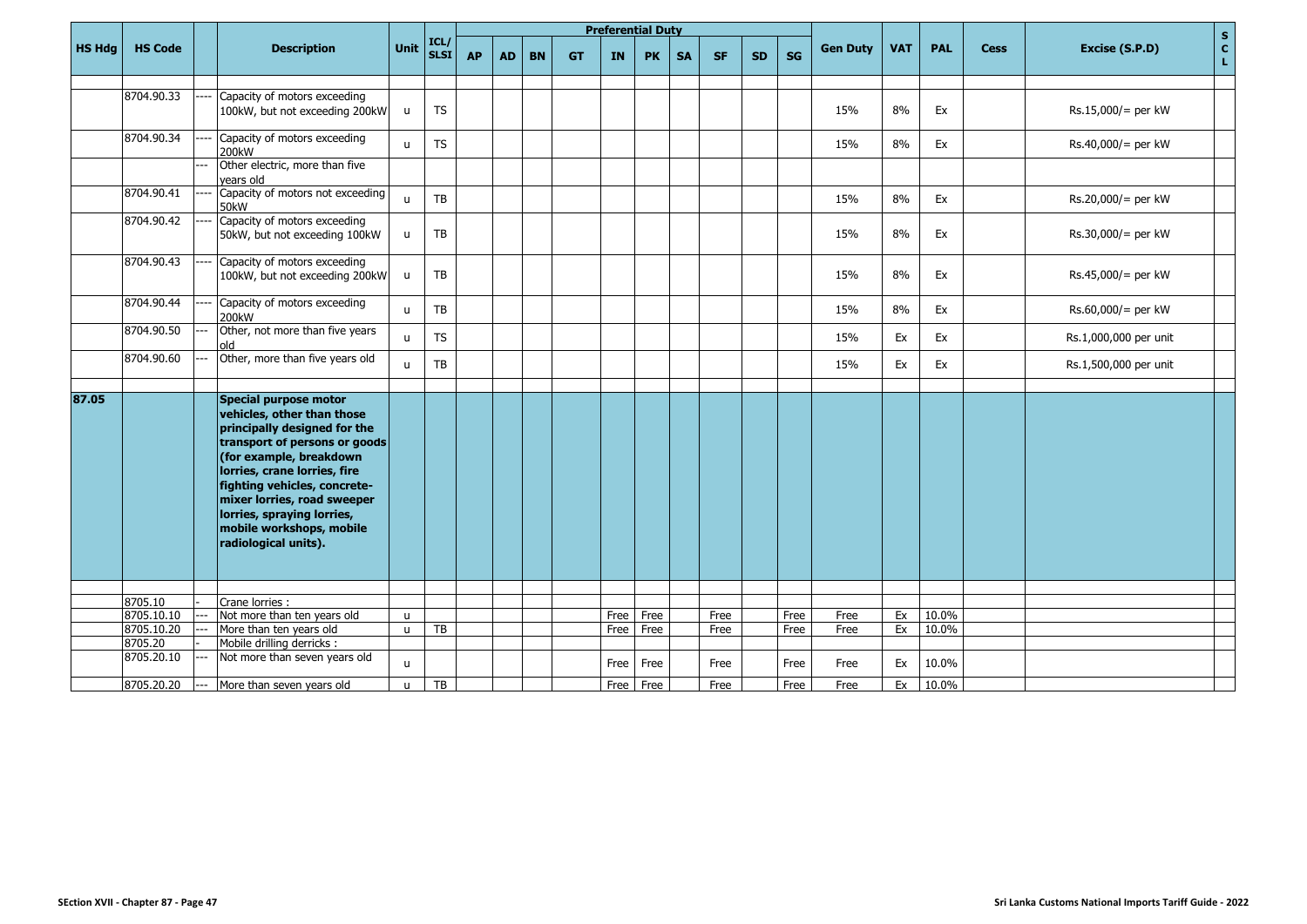| HS Hdg | HS Code | | Description | Unit | ICL/ SLSI | Preferential Duty | | | | | | | | | | Gen Duty | VAT | PAL | Cess | Excise (S.P.D) | S C L |
|---|---|---|---|---|---|---|---|---|---|---|---|---|---|---|---|---|---|---|---|---|---|
| | | | | | | AP | AD | BN | GT | IN | PK | SA | SF | SD | SG | | | | | | |
| | 8704.90.33 | ---- | Capacity of motors exceeding 100kW, but not exceeding 200kW | u | TS | | | | | | | | | | | 15% | 8% | Ex | | Rs.15,000/= per kW | |
| | 8704.90.34 | ---- | Capacity of motors exceeding 200kW | u | TS | | | | | | | | | | | 15% | 8% | Ex | | Rs.40,000/= per kW | |
| | | --- | Other electric, more than five years old | | | | | | | | | | | | | | | | | | |
| | 8704.90.41 | ---- | Capacity of motors not exceeding 50kW | u | TB | | | | | | | | | | | 15% | 8% | Ex | | Rs.20,000/= per kW | |
| | 8704.90.42 | ---- | Capacity of motors exceeding 50kW, but not exceeding 100kW | u | TB | | | | | | | | | | | 15% | 8% | Ex | | Rs.30,000/= per kW | |
| | 8704.90.43 | ---- | Capacity of motors exceeding 100kW, but not exceeding 200kW | u | TB | | | | | | | | | | | 15% | 8% | Ex | | Rs.45,000/= per kW | |
| | 8704.90.44 | ---- | Capacity of motors exceeding 200kW | u | TB | | | | | | | | | | | 15% | 8% | Ex | | Rs.60,000/= per kW | |
| | 8704.90.50 | --- | Other, not more than five years old | u | TS | | | | | | | | | | | 15% | Ex | Ex | | Rs.1,000,000 per unit | |
| | 8704.90.60 | --- | Other, more than five years old | u | TB | | | | | | | | | | | 15% | Ex | Ex | | Rs.1,500,000 per unit | |
| **87.05** | | | **Special purpose motor vehicles, other than those principally designed for the transport of persons or goods (for example, breakdown lorries, crane lorries, fire fighting vehicles, concrete-mixer lorries, road sweeper lorries, spraying lorries, mobile workshops, mobile radiological units).** | | | | | | | | | | | | | | | | | | |
| | 8705.10 | - | Crane lorries : | | | | | | | | | | | | | | | | | | |
| | 8705.10.10 | --- | Not more than ten years old | u | | | | | | Free | Free | | Free | | Free | Free | Ex | 10.0% | | | |
| | 8705.10.20 | --- | More than ten years old | u | TB | | | | | Free | Free | | Free | | Free | Free | Ex | 10.0% | | | |
| | 8705.20 | - | Mobile drilling derricks : | | | | | | | | | | | | | | | | | | |
| | 8705.20.10 | --- | Not more than seven years old | u | | | | | | Free | Free | | Free | | Free | Free | Ex | 10.0% | | | |
| | 8705.20.20 | --- | More than seven years old | u | TB | | | | | Free | Free | | Free | | Free | Free | Ex | 10.0% | | | |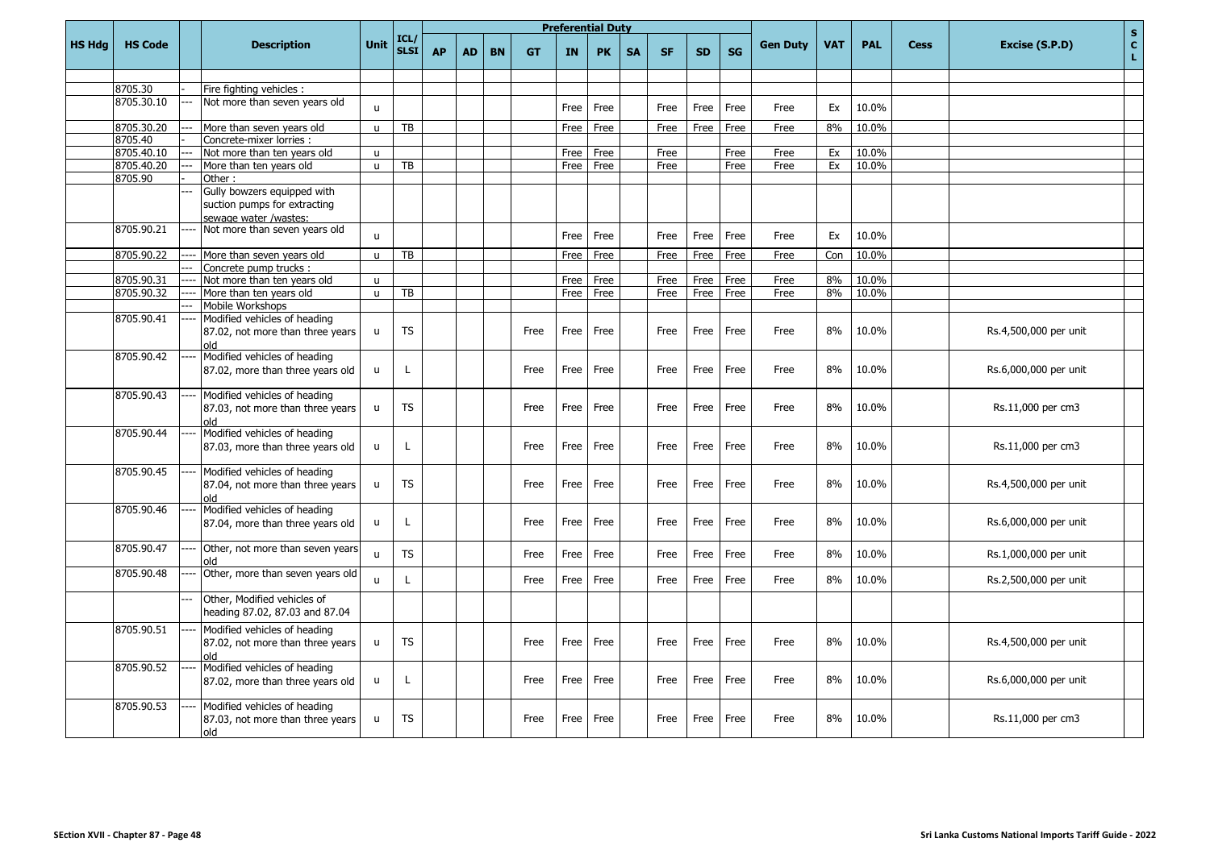| HS Hdg | HS Code | | Description | Unit | ICL/ SLSI | Preferential Duty | | | | | | | | | | Gen Duty | VAT | PAL | Cess | Excise (S.P.D) | S C L |
|---|---|---|---|---|---|---|---|---|---|---|---|---|---|---|---|---|---|---|---|---|---|
| | | | | | | AP | AD | BN | GT | IN | PK | SA | SF | SD | SG | | | | | | |
| | | | | | | | | | | | | | | | | | | | | | |
| | 8705.30 | - | Fire fighting vehicles : | | | | | | | | | | | | | | | | | | |
| | 8705.30.10 | --- | Not more than seven years old | u | | | | | | Free | Free | | Free | Free | Free | Free | Ex | 10.0% | | | |
| | 8705.30.20 | --- | More than seven years old | u | TB | | | | | Free | Free | | Free | Free | Free | Free | 8% | 10.0% | | | |
| | 8705.40 | - | Concrete-mixer lorries : | | | | | | | | | | | | | | | | | | |
| | 8705.40.10 | --- | Not more than ten years old | u | | | | | | Free | Free | | Free | | Free | Free | Ex | 10.0% | | | |
| | 8705.40.20 | --- | More than ten years old | u | TB | | | | | Free | Free | | Free | | Free | Free | Ex | 10.0% | | | |
| | 8705.90 | - | Other : | | | | | | | | | | | | | | | | | | |
| | | --- | Gully bowzers equipped with suction pumps for extracting sewage water /wastes: | | | | | | | | | | | | | | | | | | |
| | 8705.90.21 | ---- | Not more than seven years old | u | | | | | | Free | Free | | Free | Free | Free | Free | Ex | 10.0% | | | |
| | 8705.90.22 | ---- | More than seven years old | u | TB | | | | | Free | Free | | Free | Free | Free | Free | Con | 10.0% | | | |
| | | --- | Concrete pump trucks : | | | | | | | | | | | | | | | | | | |
| | 8705.90.31 | ---- | Not more than ten years old | u | | | | | | Free | Free | | Free | Free | Free | Free | 8% | 10.0% | | | |
| | 8705.90.32 | ---- | More than ten years old | u | TB | | | | | Free | Free | | Free | Free | Free | Free | 8% | 10.0% | | | |
| | | --- | Mobile Workshops | | | | | | | | | | | | | | | | | | |
| | 8705.90.41 | ---- | Modified vehicles of heading 87.02, not more than three years old | u | TS | | | | Free | Free | Free | | Free | Free | Free | Free | 8% | 10.0% | | Rs.4,500,000 per unit | |
| | 8705.90.42 | ---- | Modified vehicles of heading 87.02, more than three years old | u | L | | | | Free | Free | Free | | Free | Free | Free | Free | 8% | 10.0% | | Rs.6,000,000 per unit | |
| | 8705.90.43 | ---- | Modified vehicles of heading 87.03, not more than three years old | u | TS | | | | Free | Free | Free | | Free | Free | Free | Free | 8% | 10.0% | | Rs.11,000 per cm3 | |
| | 8705.90.44 | ---- | Modified vehicles of heading 87.03, more than three years old | u | L | | | | Free | Free | Free | | Free | Free | Free | Free | 8% | 10.0% | | Rs.11,000 per cm3 | |
| | 8705.90.45 | ---- | Modified vehicles of heading 87.04, not more than three years old | u | TS | | | | Free | Free | Free | | Free | Free | Free | Free | 8% | 10.0% | | Rs.4,500,000 per unit | |
| | 8705.90.46 | ---- | Modified vehicles of heading 87.04, more than three years old | u | L | | | | Free | Free | Free | | Free | Free | Free | Free | 8% | 10.0% | | Rs.6,000,000 per unit | |
| | 8705.90.47 | ---- | Other, not more than seven years old | u | TS | | | | Free | Free | Free | | Free | Free | Free | Free | 8% | 10.0% | | Rs.1,000,000 per unit | |
| | 8705.90.48 | ---- | Other, more than seven years old | u | L | | | | Free | Free | Free | | Free | Free | Free | Free | 8% | 10.0% | | Rs.2,500,000 per unit | |
| | | --- | Other, Modified vehicles of heading 87.02, 87.03 and 87.04 | | | | | | | | | | | | | | | | | | |
| | 8705.90.51 | ---- | Modified vehicles of heading 87.02, not more than three years old | u | TS | | | | Free | Free | Free | | Free | Free | Free | Free | 8% | 10.0% | | Rs.4,500,000 per unit | |
| | 8705.90.52 | ---- | Modified vehicles of heading 87.02, more than three years old | u | L | | | | Free | Free | Free | | Free | Free | Free | Free | 8% | 10.0% | | Rs.6,000,000 per unit | |
| | 8705.90.53 | ---- | Modified vehicles of heading 87.03, not more than three years old | u | TS | | | | Free | Free | Free | | Free | Free | Free | Free | 8% | 10.0% | | Rs.11,000 per cm3 | |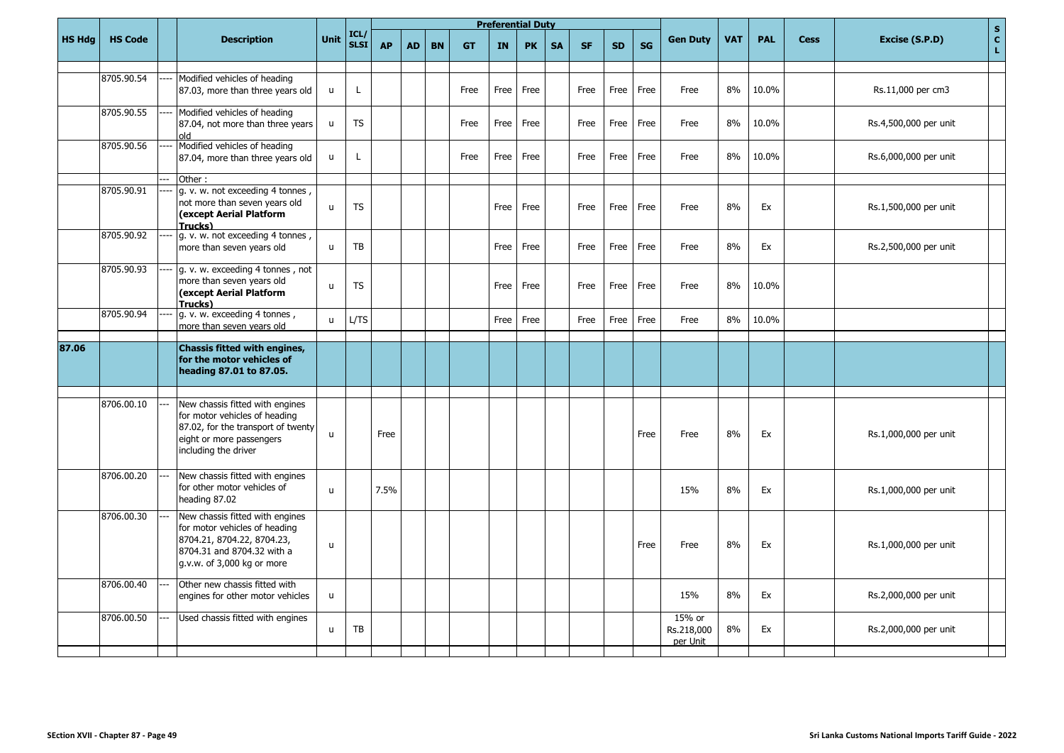| HS Hdg | HS Code | | Description | Unit | ICL/ SLSI | Preferential Duty | | | | | | | | | | Gen Duty | VAT | PAL | Cess | Excise (S.P.D) | S C L |
|---|---|---|---|---|---|---|---|---|---|---|---|---|---|---|---|---|---|---|---|---|---|
| | | | | | | AP | AD | BN | GT | IN | PK | SA | SF | SD | SG | | | | | | |
| | 8705.90.54 | ---- | Modified vehicles of heading 87.03, more than three years old | u | L | | | | Free | Free | Free | | Free | Free | Free | Free | 8% | 10.0% | | Rs.11,000 per cm3 | |
| | 8705.90.55 | ---- | Modified vehicles of heading 87.04, not more than three years old | u | TS | | | | Free | Free | Free | | Free | Free | Free | Free | 8% | 10.0% | | Rs.4,500,000 per unit | |
| | 8705.90.56 | ---- | Modified vehicles of heading 87.04, more than three years old | u | L | | | | Free | Free | Free | | Free | Free | Free | Free | 8% | 10.0% | | Rs.6,000,000 per unit | |
| | | --- | Other : | | | | | | | | | | | | | | | | | | |
| | 8705.90.91 | ---- | g. v. w. not exceeding 4 tonnes , not more than seven years old **(except Aerial Platform Trucks)** | u | TS | | | | | Free | Free | | Free | Free | Free | Free | 8% | Ex | | Rs.1,500,000 per unit | |
| | 8705.90.92 | ---- | g. v. w. not exceeding 4 tonnes , more than seven years old | u | TB | | | | | Free | Free | | Free | Free | Free | Free | 8% | Ex | | Rs.2,500,000 per unit | |
| | 8705.90.93 | ---- | g. v. w. exceeding 4 tonnes , not more than seven years old **(except Aerial Platform Trucks)** | u | TS | | | | | Free | Free | | Free | Free | Free | Free | 8% | 10.0% | | | |
| | 8705.90.94 | ---- | g. v. w. exceeding 4 tonnes , more than seven years old | u | L/TS | | | | | Free | Free | | Free | Free | Free | Free | 8% | 10.0% | | | |
| **87.06** | | | **Chassis fitted with engines, for the motor vehicles of heading 87.01 to 87.05.** | | | | | | | | | | | | | | | | | | |
| | 8706.00.10 | --- | New chassis fitted with engines for motor vehicles of heading 87.02, for the transport of twenty eight or more passengers including the driver | u | | Free | | | | | | | | | Free | Free | 8% | Ex | | Rs.1,000,000 per unit | |
| | 8706.00.20 | --- | New chassis fitted with engines for other motor vehicles of heading 87.02 | u | | 7.5% | | | | | | | | | | 15% | 8% | Ex | | Rs.1,000,000 per unit | |
| | 8706.00.30 | --- | New chassis fitted with engines for motor vehicles of heading 8704.21, 8704.22, 8704.23, 8704.31 and 8704.32 with a g.v.w. of 3,000 kg or more | u | | | | | | | | | | | Free | Free | 8% | Ex | | Rs.1,000,000 per unit | |
| | 8706.00.40 | --- | Other new chassis fitted with engines for other motor vehicles | u | | | | | | | | | | | | 15% | 8% | Ex | | Rs.2,000,000 per unit | |
| | 8706.00.50 | --- | Used chassis fitted with engines | u | TB | | | | | | | | | | | 15% or Rs.218,000 per Unit | 8% | Ex | | Rs.2,000,000 per unit | |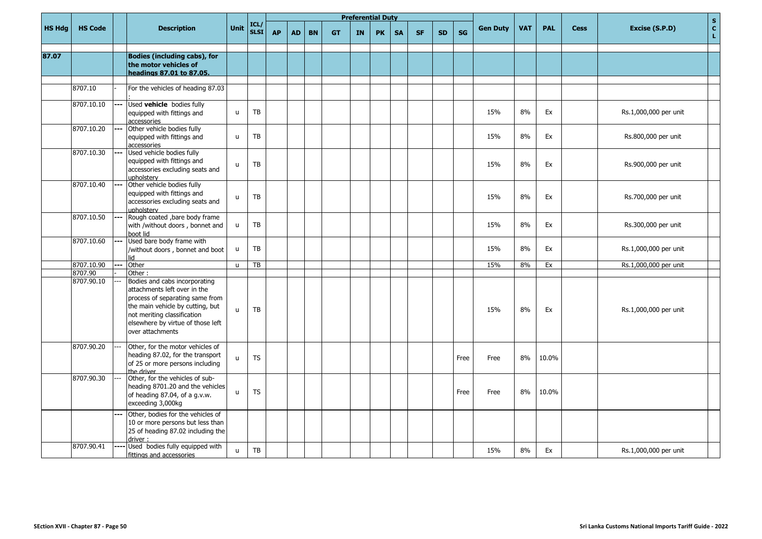| HS Hdg | HS Code | | Description | Unit | ICL/ SLSI | Preferential Duty | | | | | | | | | | Gen Duty | VAT | PAL | Cess | Excise (S.P.D) | S C L |
|---|---|---|---|---|---|---|---|---|---|---|---|---|---|---|---|---|---|---|---|---|---|
| | | | | | | AP | AD | BN | GT | IN | PK | SA | SF | SD | SG | | | | | | |
| 87.07 | | | **Bodies (including cabs), for the motor vehicles of headings 87.01 to 87.05.** | | | | | | | | | | | | | | | | | | |
| | 8707.10 | - | For the vehicles of heading 87.03 : | | | | | | | | | | | | | | | | | | |
| | 8707.10.10 | --- | Used **vehicle** bodies fully equipped with fittings and accessories | u | TB | | | | | | | | | | | 15% | 8% | Ex | | Rs.1,000,000 per unit | |
| | 8707.10.20 | --- | Other vehicle bodies fully equipped with fittings and accessories | u | TB | | | | | | | | | | | 15% | 8% | Ex | | Rs.800,000 per unit | |
| | 8707.10.30 | --- | Used vehicle bodies fully equipped with fittings and accessories excluding seats and upholstery | u | TB | | | | | | | | | | | 15% | 8% | Ex | | Rs.900,000 per unit | |
| | 8707.10.40 | --- | Other vehicle bodies fully equipped with fittings and accessories excluding seats and upholstery | u | TB | | | | | | | | | | | 15% | 8% | Ex | | Rs.700,000 per unit | |
| | 8707.10.50 | --- | Rough coated ,bare body frame with /without doors , bonnet and boot lid | u | TB | | | | | | | | | | | 15% | 8% | Ex | | Rs.300,000 per unit | |
| | 8707.10.60 | --- | Used bare body frame with /without doors , bonnet and boot lid | u | TB | | | | | | | | | | | 15% | 8% | Ex | | Rs.1,000,000 per unit | |
| | 8707.10.90 | --- | Other | u | TB | | | | | | | | | | | 15% | 8% | Ex | | Rs.1,000,000 per unit | |
| | 8707.90 | - | Other : | | | | | | | | | | | | | | | | | | |
| | 8707.90.10 | --- | Bodies and cabs incorporating attachments left over in the process of separating same from the main vehicle by cutting, but not meriting classification elsewhere by virtue of those left over attachments | u | TB | | | | | | | | | | | 15% | 8% | Ex | | Rs.1,000,000 per unit | |
| | 8707.90.20 | --- | Other, for the motor vehicles of heading 87.02, for the transport of 25 or more persons including the driver | u | TS | | | | | | | | | | Free | Free | 8% | 10.0% | | | |
| | 8707.90.30 | --- | Other, for the vehicles of sub-heading 8701.20 and the vehicles of heading 87.04, of a g.v.w. exceeding 3,000kg | u | TS | | | | | | | | | | Free | Free | 8% | 10.0% | | | |
| | | --- | Other, bodies for the vehicles of 10 or more persons but less than 25 of heading 87.02 including the driver : | | | | | | | | | | | | | | | | | | |
| | 8707.90.41 | ---- | Used bodies fully equipped with fittings and accessories | u | TB | | | | | | | | | | | 15% | 8% | Ex | | Rs.1,000,000 per unit | |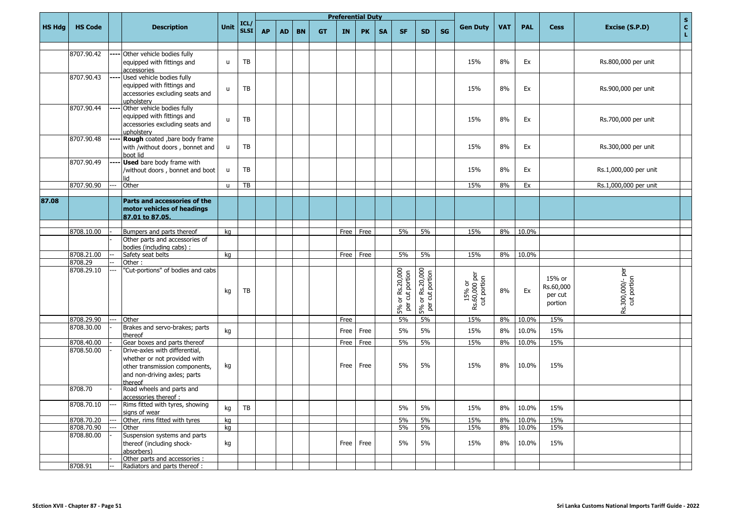| HS Hdg | HS Code | | Description | Unit | ICL/ SLSI | Preferential Duty | | | | | | | | | | | Gen Duty | VAT | PAL | Cess | Excise (S.P.D) | S C L |
|---|---|---|---|---|---|---|---|---|---|---|---|---|---|---|---|---|---|---|---|---|---|---|
| | | | | | | AP | AD | BN | GT | IN | PK | SA | SF | SD | SG | | | | | | | |
| | 8707.90.42 | ---- | Other vehicle bodies fully equipped with fittings and accessories | u | TB | | | | | | | | | | | | 15% | 8% | Ex | | Rs.800,000 per unit | |
| | 8707.90.43 | ---- | Used vehicle bodies fully equipped with fittings and accessories excluding seats and upholstery | u | TB | | | | | | | | | | | | 15% | 8% | Ex | | Rs.900,000 per unit | |
| | 8707.90.44 | ---- | Other vehicle bodies fully equipped with fittings and accessories excluding seats and upholstery | u | TB | | | | | | | | | | | | 15% | 8% | Ex | | Rs.700,000 per unit | |
| | 8707.90.48 | ---- | **Rough** coated ,bare body frame with /without doors , bonnet and boot lid | u | TB | | | | | | | | | | | | 15% | 8% | Ex | | Rs.300,000 per unit | |
| | 8707.90.49 | ---- | **Used** bare body frame with /without doors , bonnet and boot lid | u | TB | | | | | | | | | | | | 15% | 8% | Ex | | Rs.1,000,000 per unit | |
| | 8707.90.90 | --- | Other | u | TB | | | | | | | | | | | | 15% | 8% | Ex | | Rs.1,000,000 per unit | |
| **87.08** | | | **Parts and accessories of the motor vehicles of headings 87.01 to 87.05.** | | | | | | | | | | | | | | | | | | | |
| | 8708.10.00 | - | Bumpers and parts thereof | kg | | | | | | Free | Free | | 5% | 5% | | | 15% | 8% | 10.0% | | | |
| | | - | Other parts and accessories of bodies (including cabs) : | | | | | | | | | | | | | | | | | | | |
| | 8708.21.00 | -- | Safety seat belts | kg | | | | | | Free | Free | | 5% | 5% | | | 15% | 8% | 10.0% | | | |
| | 8708.29 | -- | Other : | | | | | | | | | | | | | | | | | | | |
| | 8708.29.10 | --- | "Cut-portions" of bodies and cabs | kg | TB | | | | | | | | 5% or Rs.20,000 per cut portion | 5% or Rs.20,000 per cut portion | | | 15% or Rs.60,000 per cut portion | 8% | Ex | 15% or Rs.60,000 per cut portion | Rs.300,000/- per cut portion | |
| | 8708.29.90 | --- | Other | | | | | | | Free | | | 5% | 5% | | | 15% | 8% | 10.0% | 15% | | |
| | 8708.30.00 | - | Brakes and servo-brakes; parts thereof | kg | | | | | | Free | Free | | 5% | 5% | | | 15% | 8% | 10.0% | 15% | | |
| | 8708.40.00 | - | Gear boxes and parts thereof | | | | | | | Free | Free | | 5% | 5% | | | 15% | 8% | 10.0% | 15% | | |
| | 8708.50.00 | - | Drive-axles with differential, whether or not provided with other transmission components, and non-driving axles; parts thereof | kg | | | | | | Free | Free | | 5% | 5% | | | 15% | 8% | 10.0% | 15% | | |
| | 8708.70 | - | Road wheels and parts and accessories thereof : | | | | | | | | | | | | | | | | | | | |
| | 8708.70.10 | --- | Rims fitted with tyres, showing signs of wear | kg | TB | | | | | | | | 5% | 5% | | | 15% | 8% | 10.0% | 15% | | |
| | 8708.70.20 | --- | Other, rims fitted with tyres | kg | | | | | | | | | 5% | 5% | | | 15% | 8% | 10.0% | 15% | | |
| | 8708.70.90 | --- | Other | kg | | | | | | | | | 5% | 5% | | | 15% | 8% | 10.0% | 15% | | |
| | 8708.80.00 | - | Suspension systems and parts thereof (including shock-absorbers) | kg | | | | | | Free | Free | | 5% | 5% | | | 15% | 8% | 10.0% | 15% | | |
| | | - | Other parts and accessories : | | | | | | | | | | | | | | | | | | | |
| | 8708.91 | -- | Radiators and parts thereof : | | | | | | | | | | | | | | | | | | | |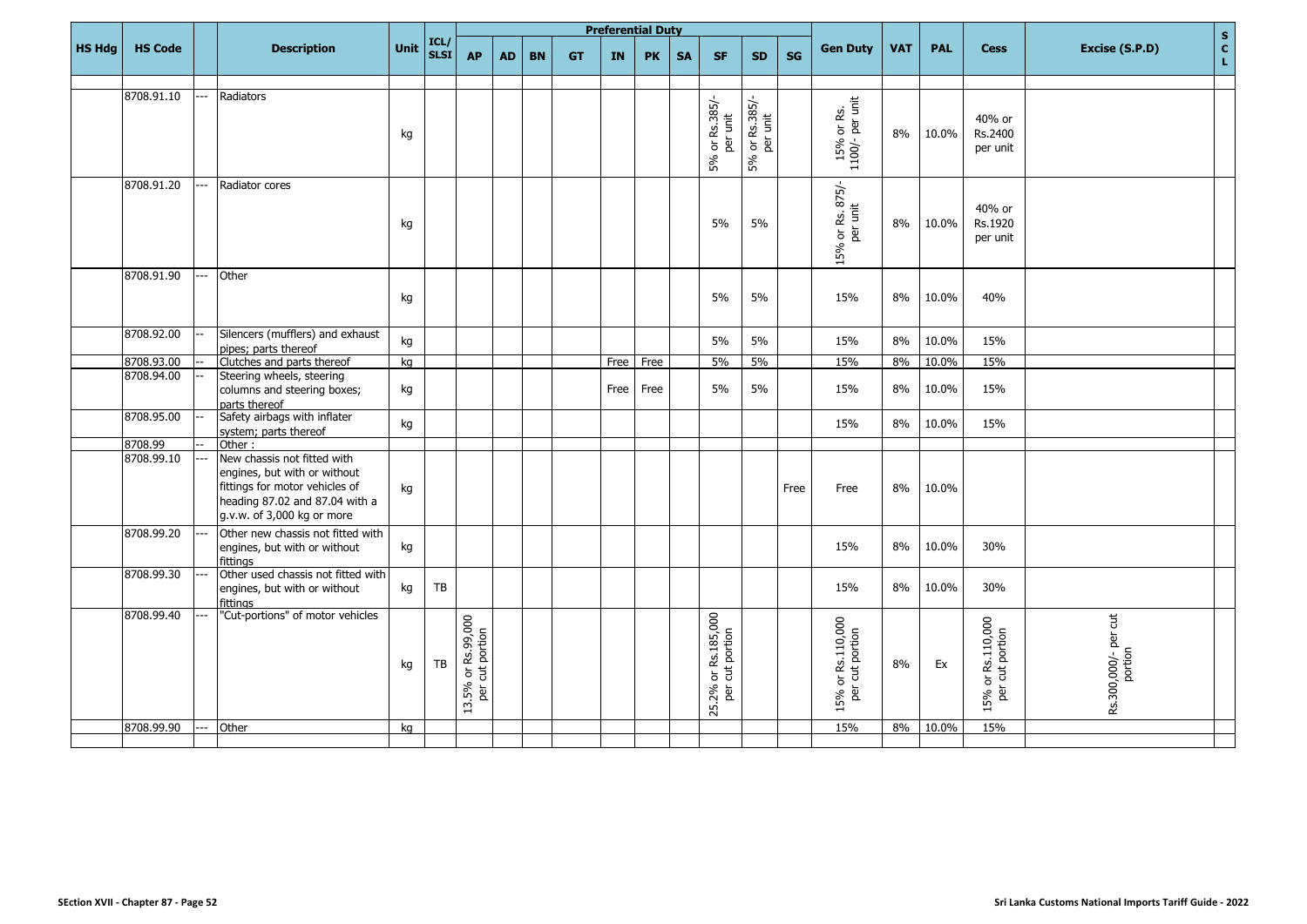| HS Hdg | HS Code | | Description | Unit | ICL/ SLSI | Preferential Duty | | | | | | | | | | Gen Duty | VAT | PAL | Cess | Excise (S.P.D) | S C L |
|---|---|---|---|---|---|---|---|---|---|---|---|---|---|---|---|---|---|---|---|---|---|
| | | | | | | AP | AD | BN | GT | IN | PK | SA | SF | SD | SG | | | | | | |
| | 8708.91.10 | --- | Radiators | kg | | | | | | | | | 5% or Rs.385/- per unit | 5% or Rs.385/- per unit | | 15% or Rs. 1100/- per unit | 8% | 10.0% | 40% or Rs.2400 per unit | | |
| | 8708.91.20 | --- | Radiator cores | kg | | | | | | | | | 5% | 5% | | 15% or Rs. 875/- per unit | 8% | 10.0% | 40% or Rs.1920 per unit | | |
| | 8708.91.90 | --- | Other | kg | | | | | | | | | 5% | 5% | | 15% | 8% | 10.0% | 40% | | |
| | 8708.92.00 | -- | Silencers (mufflers) and exhaust pipes; parts thereof | kg | | | | | | | | | 5% | 5% | | 15% | 8% | 10.0% | 15% | | |
| | 8708.93.00 | -- | Clutches and parts thereof | kg | | | | | | Free | Free | | 5% | 5% | | 15% | 8% | 10.0% | 15% | | |
| | 8708.94.00 | -- | Steering wheels, steering columns and steering boxes; parts thereof | kg | | | | | | Free | Free | | 5% | 5% | | 15% | 8% | 10.0% | 15% | | |
| | 8708.95.00 | -- | Safety airbags with inflater system; parts thereof | kg | | | | | | | | | | | | 15% | 8% | 10.0% | 15% | | |
| | 8708.99 | -- | Other : | | | | | | | | | | | | | | | | | | |
| | 8708.99.10 | --- | New chassis not fitted with engines, but with or without fittings for motor vehicles of heading 87.02 and 87.04 with a g.v.w. of 3,000 kg or more | kg | | | | | | | | | | | Free | Free | 8% | 10.0% | | | |
| | 8708.99.20 | --- | Other new chassis not fitted with engines, but with or without fittings | kg | | | | | | | | | | | | 15% | 8% | 10.0% | 30% | | |
| | 8708.99.30 | --- | Other used chassis not fitted with engines, but with or without fittings | kg | TB | | | | | | | | | | | 15% | 8% | 10.0% | 30% | | |
| | 8708.99.40 | --- | "Cut-portions" of motor vehicles | kg | TB | 13.5% or Rs.99,000 per cut portion | | | | | | | 25.2% or Rs.185,000 per cut portion | | | 15% or Rs.110,000 per cut portion | 8% | Ex | 15% or Rs.110,000 per cut portion | Rs.300,000/- per cut portion | |
| | 8708.99.90 | --- | Other | kg | | | | | | | | | | | | 15% | 8% | 10.0% | 15% | | |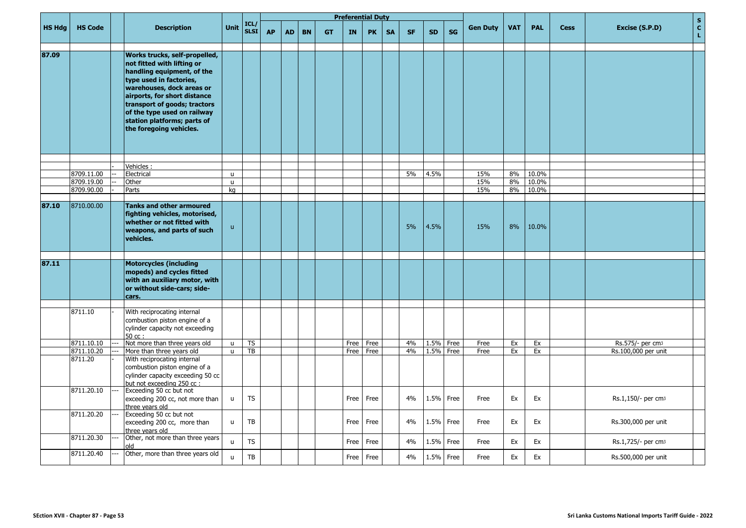| HS Hdg | HS Code | | Description | Unit | ICL/ SLSI | Preferential Duty | | | | | | | | | | Gen Duty | VAT | PAL | Cess | Excise (S.P.D) | S C L |
|---|---|---|---|---|---|---|---|---|---|---|---|---|---|---|---|---|---|---|---|---|---|
| | | | | | | AP | AD | BN | GT | IN | PK | SA | SF | SD | SG | | | | | | |
| **87.09** | | | **Works trucks, self-propelled, not fitted with lifting or handling equipment, of the type used in factories, warehouses, dock areas or airports, for short distance transport of goods; tractors of the type used on railway station platforms; parts of the foregoing vehicles.** | | | | | | | | | | | | | | | | | | |
| | | - | Vehicles : | | | | | | | | | | | | | | | | | | |
| | 8709.11.00 | -- | Electrical | u | | | | | | | | | 5% | 4.5% | | 15% | 8% | 10.0% | | | |
| | 8709.19.00 | -- | Other | u | | | | | | | | | | | | 15% | 8% | 10.0% | | | |
| | 8709.90.00 | - | Parts | kg | | | | | | | | | | | | 15% | 8% | 10.0% | | | |
| **87.10** | 8710.00.00 | | **Tanks and other armoured fighting vehicles, motorised, whether or not fitted with weapons, and parts of such vehicles.** | u | | | | | | | | | 5% | 4.5% | | 15% | 8% | 10.0% | | | |
| **87.11** | | | **Motorcycles (including mopeds) and cycles fitted with an auxiliary motor, with or without side-cars; side-cars.** | | | | | | | | | | | | | | | | | | |
| | 8711.10 | - | With reciprocating internal combustion piston engine of a cylinder capacity not exceeding 50 cc : | | | | | | | | | | | | | | | | | | |
| | 8711.10.10 | --- | Not more than three years old | u | TS | | | | | Free | Free | | 4% | 1.5% | Free | Free | Ex | Ex | | Rs.575/- per cm3 | |
| | 8711.10.20 | --- | More than three years old | u | TB | | | | | Free | Free | | 4% | 1.5% | Free | Free | Ex | Ex | | Rs.100,000 per unit | |
| | 8711.20 | - | With reciprocating internal combustion piston engine of a cylinder capacity exceeding 50 cc but not exceeding 250 cc : | | | | | | | | | | | | | | | | | | |
| | 8711.20.10 | --- | Exceeding 50 cc but not exceeding 200 cc, not more than three years old | u | TS | | | | | Free | Free | | 4% | 1.5% | Free | Free | Ex | Ex | | Rs.1,150/- per cm3 | |
| | 8711.20.20 | --- | Exceeding 50 cc but not exceeding 200 cc, more than three years old | u | TB | | | | | Free | Free | | 4% | 1.5% | Free | Free | Ex | Ex | | Rs.300,000 per unit | |
| | 8711.20.30 | --- | Other, not more than three years old | u | TS | | | | | Free | Free | | 4% | 1.5% | Free | Free | Ex | Ex | | Rs.1,725/- per cm3 | |
| | 8711.20.40 | --- | Other, more than three years old | u | TB | | | | | Free | Free | | 4% | 1.5% | Free | Free | Ex | Ex | | Rs.500,000 per unit | |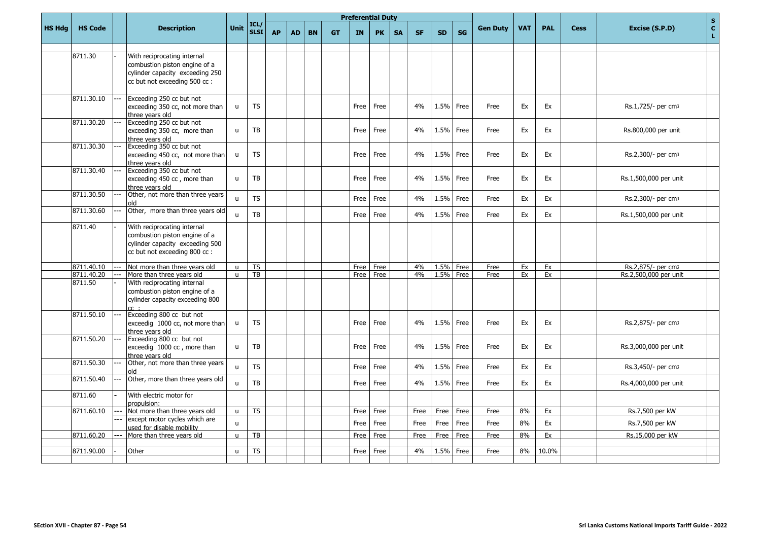| HS Hdg | HS Code | | Description | Unit | ICL/ SLSI | AP | AD | BN | GT | IN | PK | SA | SF | SD | SG | Gen Duty | VAT | PAL | Cess | Excise (S.P.D) | S C L |
|---|---|---|---|---|---|---|---|---|---|---|---|---|---|---|---|---|---|---|---|---|---|
| | | | | | | | | | | | | | | | | | | | | | |
| | 8711.30 | - | With reciprocating internal combustion piston engine of a cylinder capacity exceeding 250 cc but not exceeding 500 cc : | | | | | | | | | | | | | | | | | | |
| | 8711.30.10 | --- | Exceeding 250 cc but not exceeding 350 cc, not more than three years old | u | TS | | | | | Free | Free | | 4% | 1.5% | Free | Free | Ex | Ex | | Rs.1,725/- per cm3 | |
| | 8711.30.20 | --- | Exceeding 250 cc but not exceeding 350 cc, more than three years old | u | TB | | | | | Free | Free | | 4% | 1.5% | Free | Free | Ex | Ex | | Rs.800,000 per unit | |
| | 8711.30.30 | --- | Exceeding 350 cc but not exceeding 450 cc, not more than three years old | u | TS | | | | | Free | Free | | 4% | 1.5% | Free | Free | Ex | Ex | | Rs.2,300/- per cm3 | |
| | 8711.30.40 | --- | Exceeding 350 cc but not exceeding 450 cc , more than three years old | u | TB | | | | | Free | Free | | 4% | 1.5% | Free | Free | Ex | Ex | | Rs.1,500,000 per unit | |
| | 8711.30.50 | --- | Other, not more than three years old | u | TS | | | | | Free | Free | | 4% | 1.5% | Free | Free | Ex | Ex | | Rs.2,300/- per cm3 | |
| | 8711.30.60 | --- | Other, more than three years old | u | TB | | | | | Free | Free | | 4% | 1.5% | Free | Free | Ex | Ex | | Rs.1,500,000 per unit | |
| | 8711.40 | - | With reciprocating internal combustion piston engine of a cylinder capacity exceeding 500 cc but not exceeding 800 cc : | | | | | | | | | | | | | | | | | | |
| | 8711.40.10 | --- | Not more than three years old | u | TS | | | | | Free | Free | | 4% | 1.5% | Free | Free | Ex | Ex | | Rs.2,875/- per cm3 | |
| | 8711.40.20 | --- | More than three years old | u | TB | | | | | Free | Free | | 4% | 1.5% | Free | Free | Ex | Ex | | Rs.2,500,000 per unit | |
| | 8711.50 | - | With reciprocating internal combustion piston engine of a cylinder capacity exceeding 800 cc : | | | | | | | | | | | | | | | | | | |
| | 8711.50.10 | --- | Exceeding 800 cc but not exceedig 1000 cc, not more than three years old | u | TS | | | | | Free | Free | | 4% | 1.5% | Free | Free | Ex | Ex | | Rs.2,875/- per cm3 | |
| | 8711.50.20 | --- | Exceeding 800 cc but not exceedig 1000 cc , more than three years old | u | TB | | | | | Free | Free | | 4% | 1.5% | Free | Free | Ex | Ex | | Rs.3,000,000 per unit | |
| | 8711.50.30 | --- | Other, not more than three years old | u | TS | | | | | Free | Free | | 4% | 1.5% | Free | Free | Ex | Ex | | Rs.3,450/- per cm3 | |
| | 8711.50.40 | --- | Other, more than three years old | u | TB | | | | | Free | Free | | 4% | 1.5% | Free | Free | Ex | Ex | | Rs.4,000,000 per unit | |
| | 8711.60 | - | With electric motor for propulsion: | | | | | | | | | | | | | | | | | | |
| | 8711.60.10 | --- | Not more than three years old | u | TS | | | | | Free | Free | | Free | Free | Free | Free | 8% | Ex | | Rs.7,500 per kW | |
| | | --- | except motor cycles which are used for disable mobility | u | | | | | | Free | Free | | Free | Free | Free | Free | 8% | Ex | | Rs.7,500 per kW | |
| | 8711.60.20 | --- | More than three years old | u | TB | | | | | Free | Free | | Free | Free | Free | Free | 8% | Ex | | Rs.15,000 per kW | |
| | | | | | | | | | | | | | | | | | | | | | |
| | 8711.90.00 | - | Other | u | TS | | | | | Free | Free | | 4% | 1.5% | Free | Free | 8% | 10.0% | | | |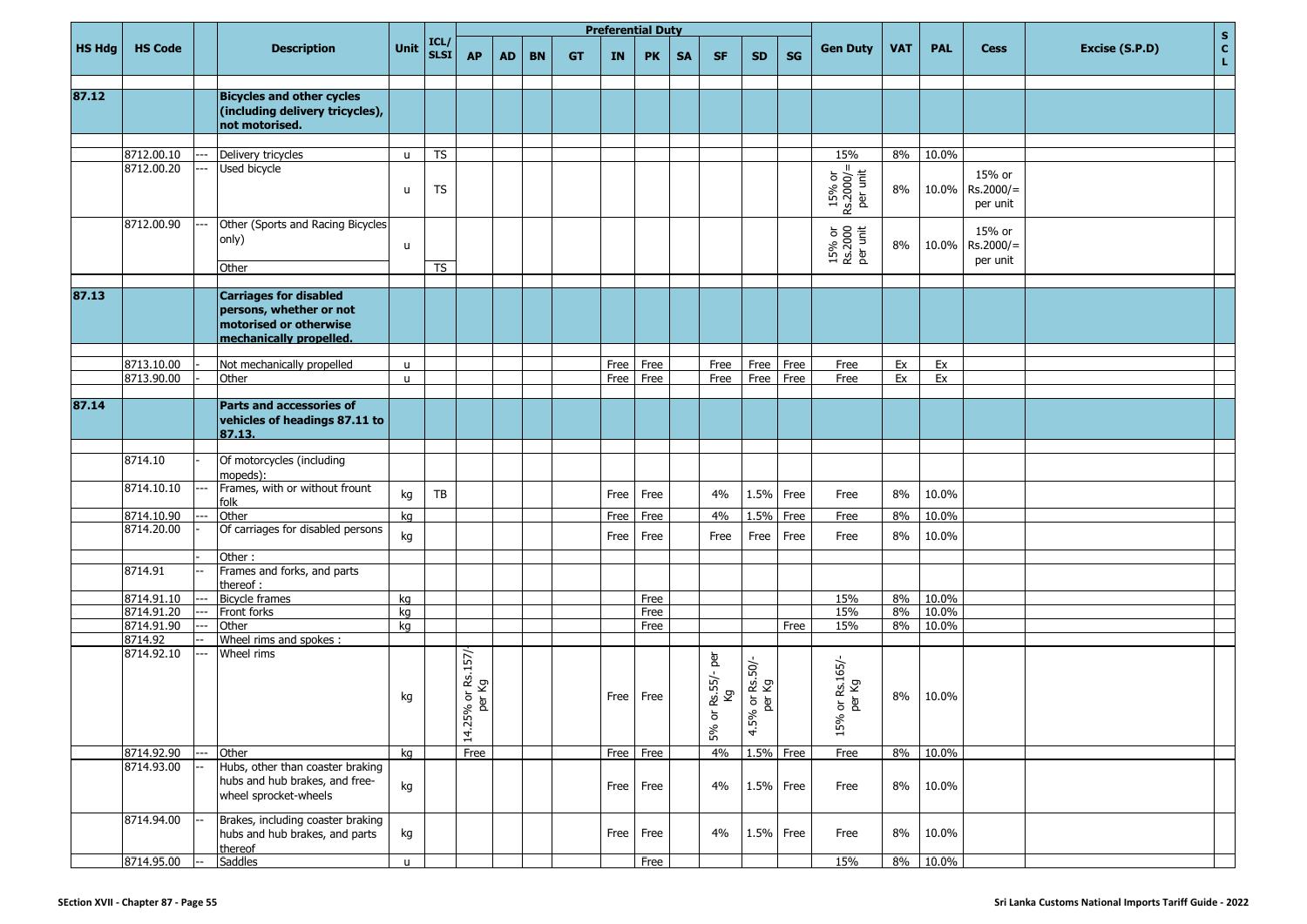| HS Hdg | HS Code | | Description | Unit | ICL/ SLSI | Preferential Duty | | | | | | | | | | Gen Duty | VAT | PAL | Cess | Excise (S.P.D) | SCL |
|---|---|---|---|---|---|---|---|---|---|---|---|---|---|---|---|---|---|---|---|---|---|
| | | | | | | AP | AD | BN | GT | IN | PK | SA | SF | SD | SG | | | | | | |
| **87.12** | | | **Bicycles and other cycles (including delivery tricycles), not motorised.** | | | | | | | | | | | | | | | | | | |
| | 8712.00.10 | --- | Delivery tricycles | u | TS | | | | | | | | | | | 15% | 8% | 10.0% | | | |
| | 8712.00.20 | --- | Used bicycle | u | TS | | | | | | | | | | | 15% or Rs.2000/= per unit | 8% | 10.0% | 15% or Rs.2000/= per unit | | |
| | 8712.00.90 | --- | Other (Sports and Racing Bicycles only) | u | | | | | | | | | | | | 15% or Rs.2000 per unit | 8% | 10.0% | 15% or Rs.2000/= per unit | | |
| | | | Other | | TS | | | | | | | | | | | | | | | | |
| **87.13** | | | **Carriages for disabled persons, whether or not motorised or otherwise mechanically propelled.** | | | | | | | | | | | | | | | | | | |
| | 8713.10.00 | - | Not mechanically propelled | u | | | | | | Free | Free | | Free | Free | Free | Free | Ex | Ex | | | |
| | 8713.90.00 | - | Other | u | | | | | | Free | Free | | Free | Free | Free | Free | Ex | Ex | | | |
| **87.14** | | | **Parts and accessories of vehicles of headings 87.11 to 87.13.** | | | | | | | | | | | | | | | | | | |
| | 8714.10 | - | Of motorcycles (including mopeds): | | | | | | | | | | | | | | | | | | |
| | 8714.10.10 | --- | Frames, with or without frount folk | kg | TB | | | | | Free | Free | | 4% | 1.5% | Free | Free | 8% | 10.0% | | | |
| | 8714.10.90 | --- | Other | kg | | | | | | Free | Free | | 4% | 1.5% | Free | Free | 8% | 10.0% | | | |
| | 8714.20.00 | - | Of carriages for disabled persons | kg | | | | | | Free | Free | | Free | Free | Free | Free | 8% | 10.0% | | | |
| | | - | Other : | | | | | | | | | | | | | | | | | | |
| | 8714.91 | -- | Frames and forks, and parts thereof : | | | | | | | | | | | | | | | | | | |
| | 8714.91.10 | --- | Bicycle frames | kg | | | | | | | Free | | | | | 15% | 8% | 10.0% | | | |
| | 8714.91.20 | --- | Front forks | kg | | | | | | | Free | | | | | 15% | 8% | 10.0% | | | |
| | 8714.91.90 | --- | Other | kg | | | | | | | Free | | | | Free | 15% | 8% | 10.0% | | | |
| | 8714.92 | -- | Wheel rims and spokes : | | | | | | | | | | | | | | | | | | |
| | 8714.92.10 | --- | Wheel rims | kg | | 14.25% or Rs.157/- per Kg | | | | Free | Free | | 5% or Rs.55/- per Kg | 4.5% or Rs.50/- per Kg | | 15% or Rs.165/- per Kg | 8% | 10.0% | | | |
| | 8714.92.90 | --- | Other | kg | | Free | | | | Free | Free | | 4% | 1.5% | Free | Free | 8% | 10.0% | | | |
| | 8714.93.00 | -- | Hubs, other than coaster braking hubs and hub brakes, and free-wheel sprocket-wheels | kg | | | | | | Free | Free | | 4% | 1.5% | Free | Free | 8% | 10.0% | | | |
| | 8714.94.00 | -- | Brakes, including coaster braking hubs and hub brakes, and parts thereof | kg | | | | | | Free | Free | | 4% | 1.5% | Free | Free | 8% | 10.0% | | | |
| | 8714.95.00 | -- | Saddles | u | | | | | | | Free | | | | | 15% | 8% | 10.0% | | | |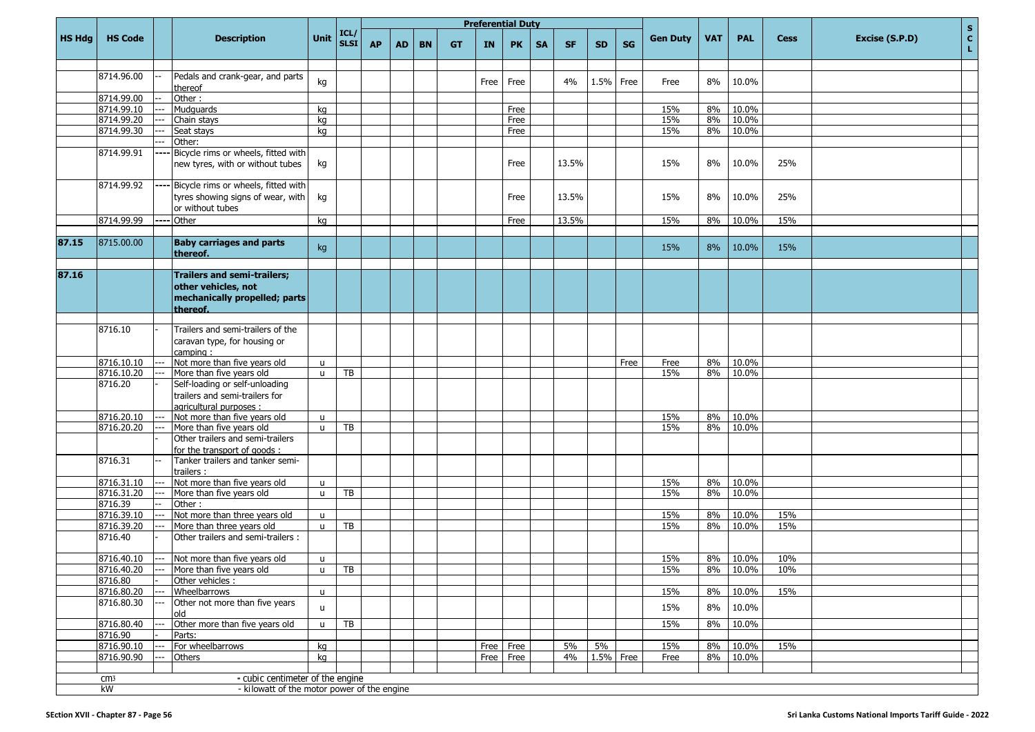| HS Hdg | HS Code | | Description | Unit | ICL/ SLSI | Preferential Duty | | | | | | | | | | Gen Duty | VAT | PAL | Cess | Excise (S.P.D) | S C L |
|---|---|---|---|---|---|---|---|---|---|---|---|---|---|---|---|---|---|---|---|---|---|
| | | | | | | AP | AD | BN | GT | IN | PK | SA | SF | SD | SG | | | | | | |
| | 8714.96.00 | -- | Pedals and crank-gear, and parts thereof | kg | | | | | | Free | Free | | 4% | 1.5% | Free | Free | 8% | 10.0% | | | |
| | 8714.99.00 | -- | Other : | | | | | | | | | | | | | | | | | | |
| | 8714.99.10 | --- | Mudguards | kg | | | | | | | Free | | | | | 15% | 8% | 10.0% | | | |
| | 8714.99.20 | --- | Chain stays | kg | | | | | | | Free | | | | | 15% | 8% | 10.0% | | | |
| | 8714.99.30 | --- | Seat stays | kg | | | | | | | Free | | | | | 15% | 8% | 10.0% | | | |
| | | --- | Other: | | | | | | | | | | | | | | | | | | |
| | 8714.99.91 | ---- | Bicycle rims or wheels, fitted with new tyres, with or without tubes | kg | | | | | | | Free | | 13.5% | | | 15% | 8% | 10.0% | 25% | | |
| | 8714.99.92 | ---- | Bicycle rims or wheels, fitted with tyres showing signs of wear, with or without tubes | kg | | | | | | | Free | | 13.5% | | | 15% | 8% | 10.0% | 25% | | |
| | 8714.99.99 | ---- | Other | kg | | | | | | | Free | | 13.5% | | | 15% | 8% | 10.0% | 15% | | |
| **87.15** | 8715.00.00 | | **Baby carriages and parts thereof.** | kg | | | | | | | | | | | | 15% | 8% | 10.0% | 15% | | |
| **87.16** | | | **Trailers and semi-trailers; other vehicles, not mechanically propelled; parts thereof.** | | | | | | | | | | | | | | | | | | |
| | 8716.10 | - | Trailers and semi-trailers of the caravan type, for housing or camping : | | | | | | | | | | | | | | | | | | |
| | 8716.10.10 | --- | Not more than five years old | u | | | | | | | | | | | Free | Free | 8% | 10.0% | | | |
| | 8716.10.20 | --- | More than five years old | u | TB | | | | | | | | | | | 15% | 8% | 10.0% | | | |
| | 8716.20 | - | Self-loading or self-unloading trailers and semi-trailers for agricultural purposes : | | | | | | | | | | | | | | | | | | |
| | 8716.20.10 | --- | Not more than five years old | u | | | | | | | | | | | | 15% | 8% | 10.0% | | | |
| | 8716.20.20 | --- | More than five years old | u | TB | | | | | | | | | | | 15% | 8% | 10.0% | | | |
| | | - | Other trailers and semi-trailers for the transport of goods : | | | | | | | | | | | | | | | | | | |
| | 8716.31 | -- | Tanker trailers and tanker semi-trailers : | | | | | | | | | | | | | | | | | | |
| | 8716.31.10 | --- | Not more than five years old | u | | | | | | | | | | | | 15% | 8% | 10.0% | | | |
| | 8716.31.20 | --- | More than five years old | u | TB | | | | | | | | | | | 15% | 8% | 10.0% | | | |
| | 8716.39 | -- | Other : | | | | | | | | | | | | | | | | | | |
| | 8716.39.10 | --- | Not more than three years old | u | | | | | | | | | | | | 15% | 8% | 10.0% | 15% | | |
| | 8716.39.20 | --- | More than three years old | u | TB | | | | | | | | | | | 15% | 8% | 10.0% | 15% | | |
| | 8716.40 | - | Other trailers and semi-trailers : | | | | | | | | | | | | | | | | | | |
| | 8716.40.10 | --- | Not more than five years old | u | | | | | | | | | | | | 15% | 8% | 10.0% | 10% | | |
| | 8716.40.20 | --- | More than five years old | u | TB | | | | | | | | | | | 15% | 8% | 10.0% | 10% | | |
| | 8716.80 | - | Other vehicles : | | | | | | | | | | | | | | | | | | |
| | 8716.80.20 | --- | Wheelbarrows | u | | | | | | | | | | | | 15% | 8% | 10.0% | 15% | | |
| | 8716.80.30 | --- | Other not more than five years old | u | | | | | | | | | | | | 15% | 8% | 10.0% | | | |
| | 8716.80.40 | --- | Other more than five years old | u | TB | | | | | | | | | | | 15% | 8% | 10.0% | | | |
| | 8716.90 | - | Parts: | | | | | | | | | | | | | | | | | | |
| | 8716.90.10 | --- | For wheelbarrows | kg | | | | | | Free | Free | | 5% | 5% | | 15% | 8% | 10.0% | 15% | | |
| | 8716.90.90 | --- | Others | kg | | | | | | Free | Free | | 4% | 1.5% | Free | Free | 8% | 10.0% | | | |

cm³ - cubic centimeter of the engine
kW - kilowatt of the motor power of the engine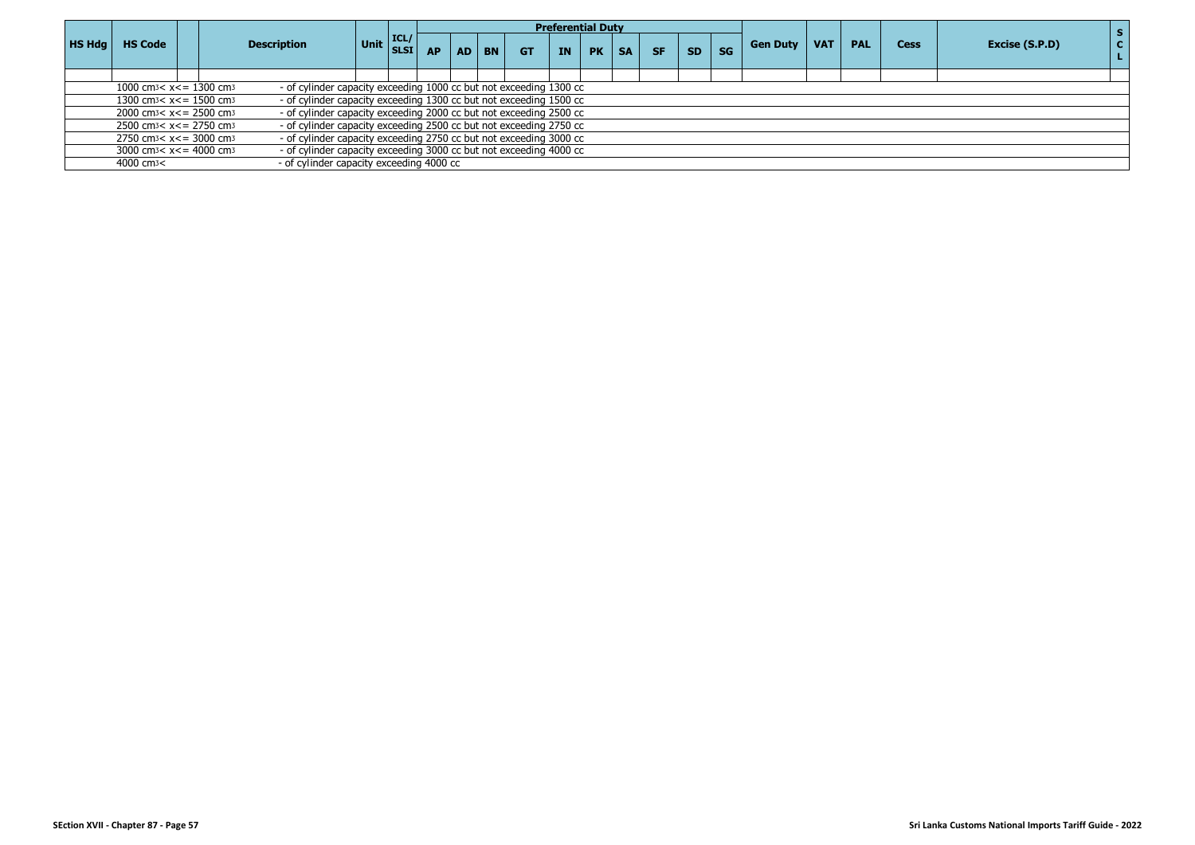| HS Hdg | HS Code | | Description | Unit | ICL/ SLSI | Preferential Duty | | | | | | | | | | Gen Duty | VAT | PAL | Cess | Excise (S.P.D) | S C L |
|---|---|---|---|---|---|---|---|---|---|---|---|---|---|---|---|---|---|---|---|---|---|
| | | | | | | AP | AD | BN | GT | IN | PK | SA | SF | SD | SG | | | | | | |
| | | | | | | | | | | | | | | | | | | | | | |
| | 1000 cm3< x<= 1300 cm3 | | - of cylinder capacity exceeding 1000 cc but not exceeding 1300 cc | | | | | | | | | | | | | | | | | | |
| | 1300 cm3< x<= 1500 cm3 | | - of cylinder capacity exceeding 1300 cc but not exceeding 1500 cc | | | | | | | | | | | | | | | | | | |
| | 2000 cm3< x<= 2500 cm3 | | - of cylinder capacity exceeding 2000 cc but not exceeding 2500 cc | | | | | | | | | | | | | | | | | | |
| | 2500 cm3< x<= 2750 cm3 | | - of cylinder capacity exceeding 2500 cc but not exceeding 2750 cc | | | | | | | | | | | | | | | | | | |
| | 2750 cm3< x<= 3000 cm3 | | - of cylinder capacity exceeding 2750 cc but not exceeding 3000 cc | | | | | | | | | | | | | | | | | | |
| | 3000 cm3< x<= 4000 cm3 | | - of cylinder capacity exceeding 3000 cc but not exceeding 4000 cc | | | | | | | | | | | | | | | | | | |
| | 4000 cm3< | | - of cylinder capacity exceeding 4000 cc | | | | | | | | | | | | | | | | | | |